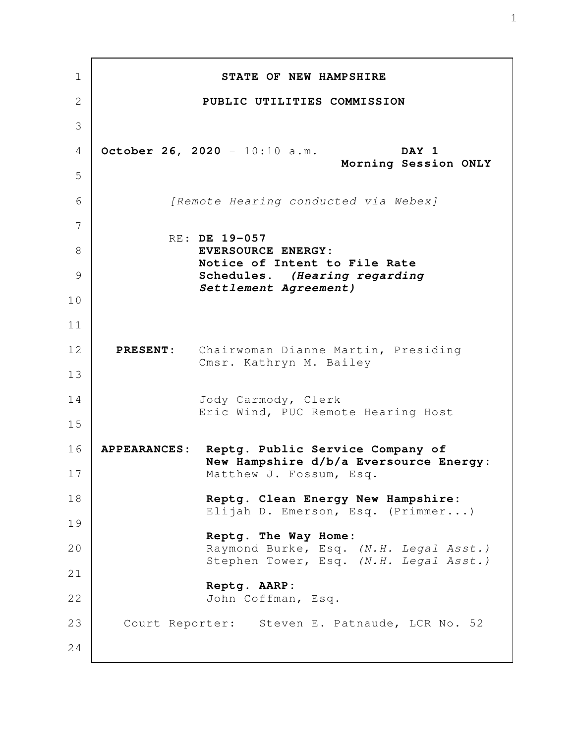**STATE OF NEW HAMPSHIRE**

**PUBLIC UTILITIES COMMISSION**

**October 26, 2020** - 10:10 a.m. **DAY 1**
**Morning Session ONLY**

*[Remote Hearing conducted via Webex]*

RE: **DE 19-057**
**EVERSOURCE ENERGY:**
**Notice of Intent to File Rate Schedules.** ***(Hearing regarding Settlement Agreement)***

**PRESENT:** Chairwoman Dianne Martin, Presiding
Cmsr. Kathryn M. Bailey

Jody Carmody, Clerk
Eric Wind, PUC Remote Hearing Host

**APPEARANCES:** **Reptg. Public Service Company of New Hampshire d/b/a Eversource Energy:**
Matthew J. Fossum, Esq.

**Reptg. Clean Energy New Hampshire:**
Elijah D. Emerson, Esq. (Primmer...)

**Reptg. The Way Home:**
Raymond Burke, Esq. *(N.H. Legal Asst.)*
Stephen Tower, Esq. *(N.H. Legal Asst.)*

**Reptg. AARP:**
John Coffman, Esq.

Court Reporter: Steven E. Patnaude, LCR No. 52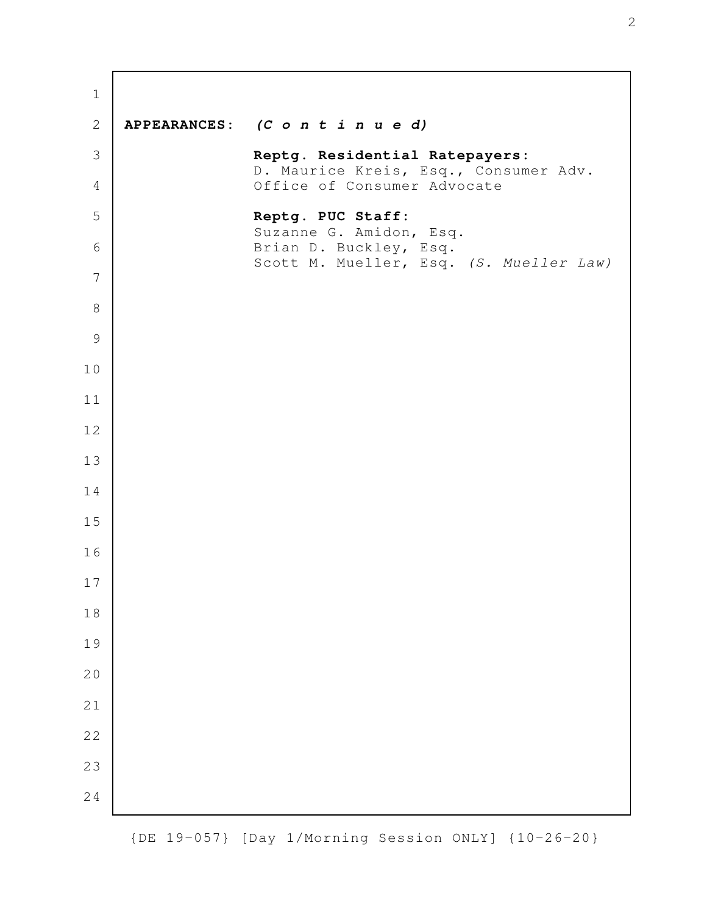**APPEARANCES:** ***(C o n t i n u e d)***

**Reptg. Residential Ratepayers:**
D. Maurice Kreis, Esq., Consumer Adv.
Office of Consumer Advocate

**Reptg. PUC Staff:**
Suzanne G. Amidon, Esq.
Brian D. Buckley, Esq.
Scott M. Mueller, Esq. *(S. Mueller Law)*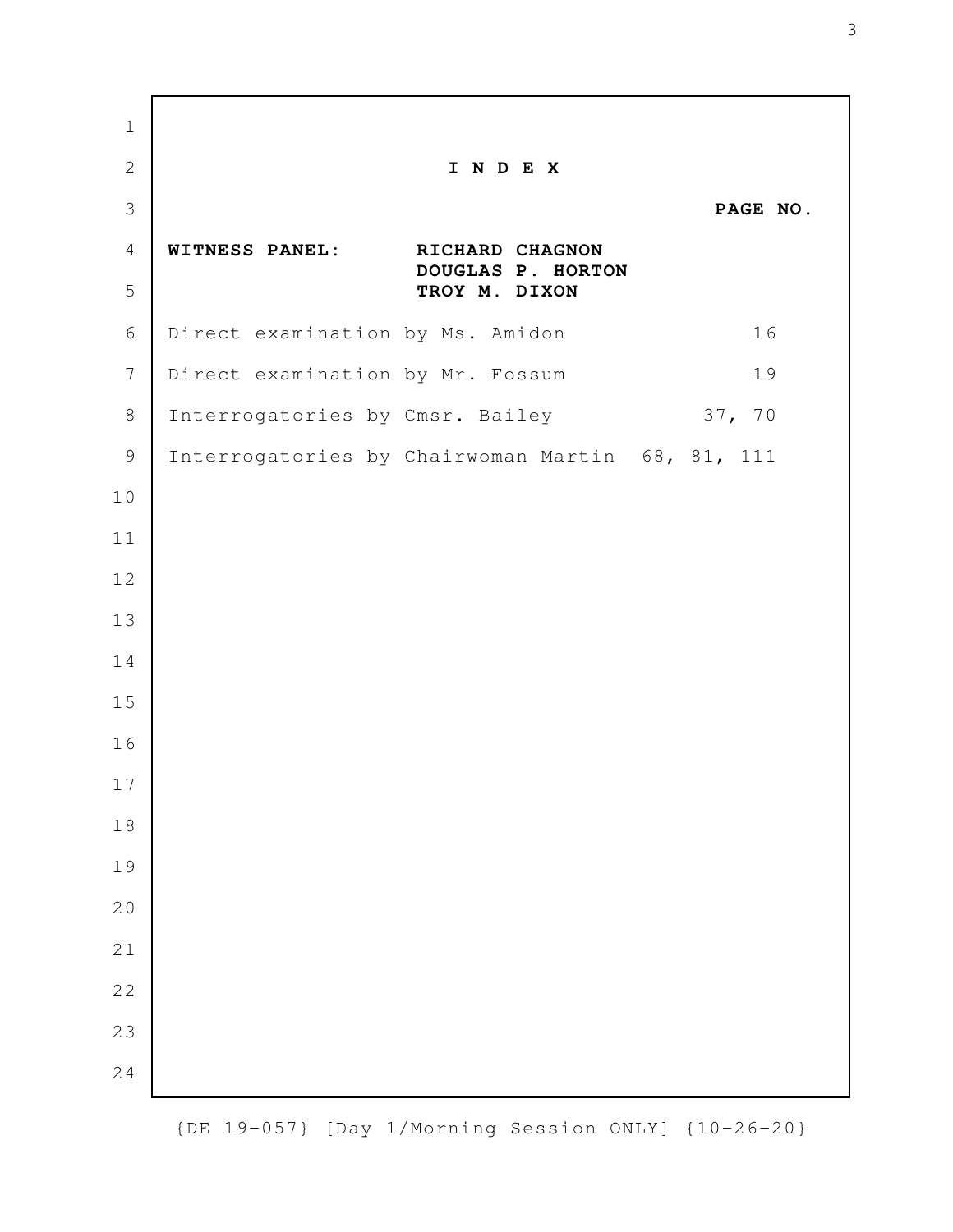# I N D E X

| | PAGE NO. |
|---|---|
| **WITNESS PANEL:** **RICHARD CHAGNON** **DOUGLAS P. HORTON** **TROY M. DIXON** | |
| Direct examination by Ms. Amidon | 16 |
| Direct examination by Mr. Fossum | 19 |
| Interrogatories by Cmsr. Bailey | 37, 70 |
| Interrogatories by Chairwoman Martin | 68, 81, 111 |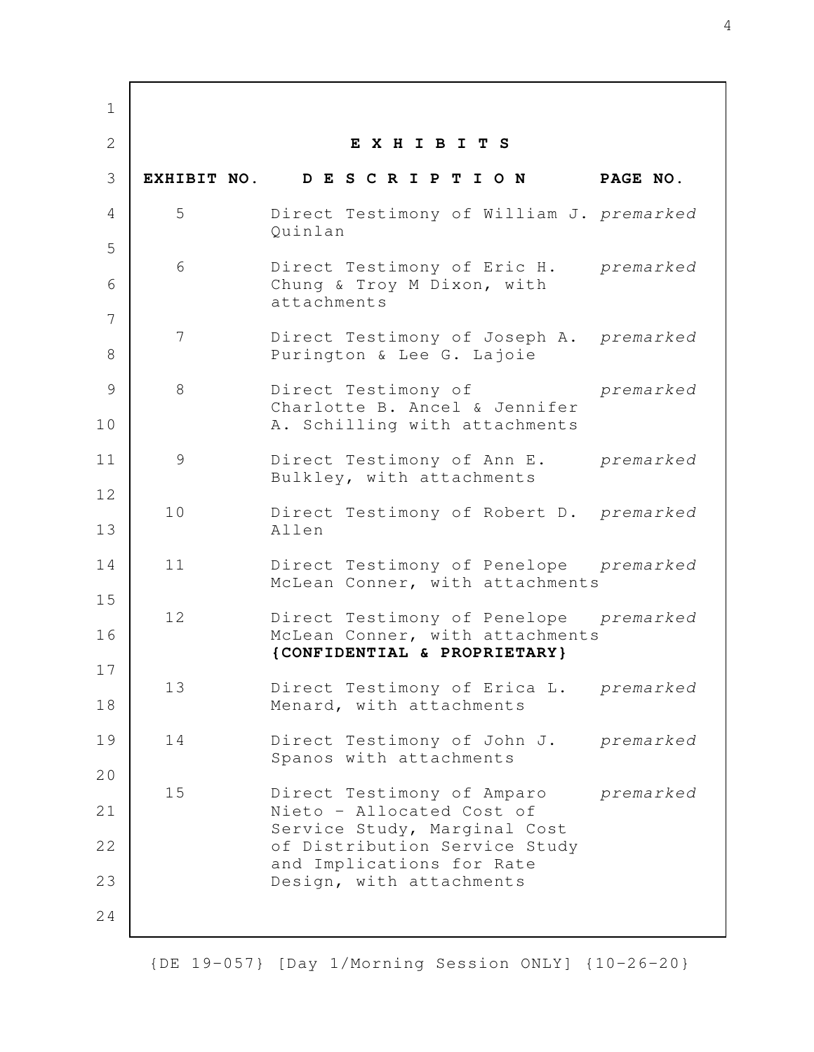## E X H I B I T S

| EXHIBIT NO. | D E S C R I P T I O N | PAGE NO. |
|---|---|---|
| 5 | Direct Testimony of William J. Quinlan | *premarked* |
| 6 | Direct Testimony of Eric H. Chung & Troy M Dixon, with attachments | *premarked* |
| 7 | Direct Testimony of Joseph A. Purington & Lee G. Lajoie | *premarked* |
| 8 | Direct Testimony of Charlotte B. Ancel & Jennifer A. Schilling with attachments | *premarked* |
| 9 | Direct Testimony of Ann E. Bulkley, with attachments | *premarked* |
| 10 | Direct Testimony of Robert D. Allen | *premarked* |
| 11 | Direct Testimony of Penelope McLean Conner, with attachments | *premarked* |
| 12 | Direct Testimony of Penelope McLean Conner, with attachments **{CONFIDENTIAL & PROPRIETARY}** | *premarked* |
| 13 | Direct Testimony of Erica L. Menard, with attachments | *premarked* |
| 14 | Direct Testimony of John J. Spanos with attachments | *premarked* |
| 15 | Direct Testimony of Amparo Nieto - Allocated Cost of Service Study, Marginal Cost of Distribution Service Study and Implications for Rate Design, with attachments | *premarked* |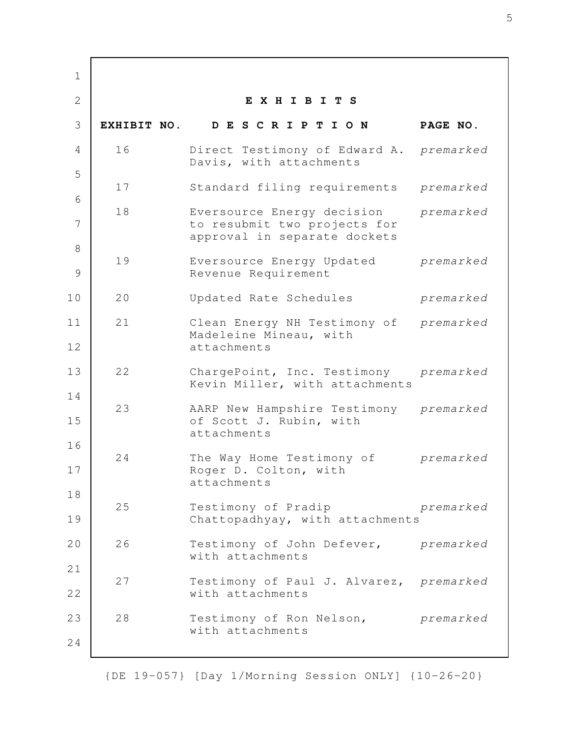## E X H I B I T S

| EXHIBIT NO. | D E S C R I P T I O N | PAGE NO. |
|---|---|---|
| 16 | Direct Testimony of Edward A. Davis, with attachments | *premarked* |
| 17 | Standard filing requirements | *premarked* |
| 18 | Eversource Energy decision to resubmit two projects for approval in separate dockets | *premarked* |
| 19 | Eversource Energy Updated Revenue Requirement | *premarked* |
| 20 | Updated Rate Schedules | *premarked* |
| 21 | Clean Energy NH Testimony of Madeleine Mineau, with attachments | *premarked* |
| 22 | ChargePoint, Inc. Testimony Kevin Miller, with attachments | *premarked* |
| 23 | AARP New Hampshire Testimony of Scott J. Rubin, with attachments | *premarked* |
| 24 | The Way Home Testimony of Roger D. Colton, with attachments | *premarked* |
| 25 | Testimony of Pradip Chattopadhyay, with attachments | *premarked* |
| 26 | Testimony of John Defever, with attachments | *premarked* |
| 27 | Testimony of Paul J. Alvarez, with attachments | *premarked* |
| 28 | Testimony of Ron Nelson, with attachments | *premarked* |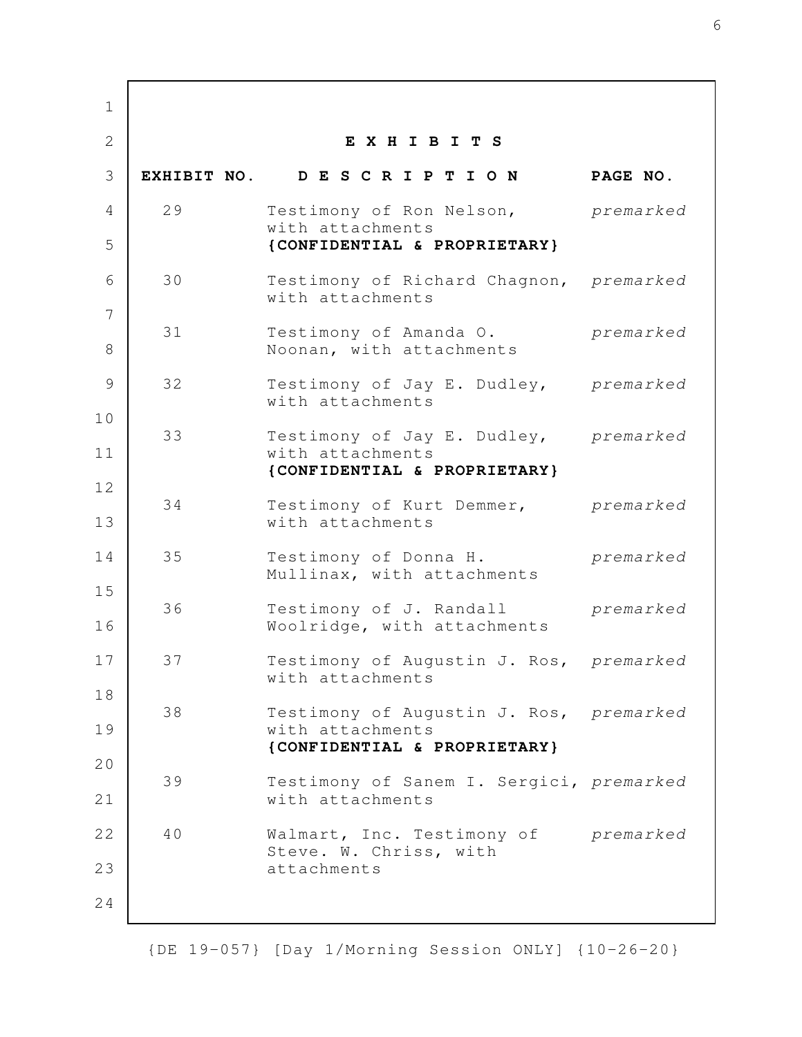## E X H I B I T S

| EXHIBIT NO. | D E S C R I P T I O N | PAGE NO. |
|---|---|---|
| 29 | Testimony of Ron Nelson, with attachments **{CONFIDENTIAL & PROPRIETARY}** | *premarked* |
| 30 | Testimony of Richard Chagnon, with attachments | *premarked* |
| 31 | Testimony of Amanda O. Noonan, with attachments | *premarked* |
| 32 | Testimony of Jay E. Dudley, with attachments | *premarked* |
| 33 | Testimony of Jay E. Dudley, with attachments **{CONFIDENTIAL & PROPRIETARY}** | *premarked* |
| 34 | Testimony of Kurt Demmer, with attachments | *premarked* |
| 35 | Testimony of Donna H. Mullinax, with attachments | *premarked* |
| 36 | Testimony of J. Randall Woolridge, with attachments | *premarked* |
| 37 | Testimony of Augustin J. Ros, with attachments | *premarked* |
| 38 | Testimony of Augustin J. Ros, with attachments **{CONFIDENTIAL & PROPRIETARY}** | *premarked* |
| 39 | Testimony of Sanem I. Sergici, with attachments | *premarked* |
| 40 | Walmart, Inc. Testimony of Steve. W. Chriss, with attachments | *premarked* |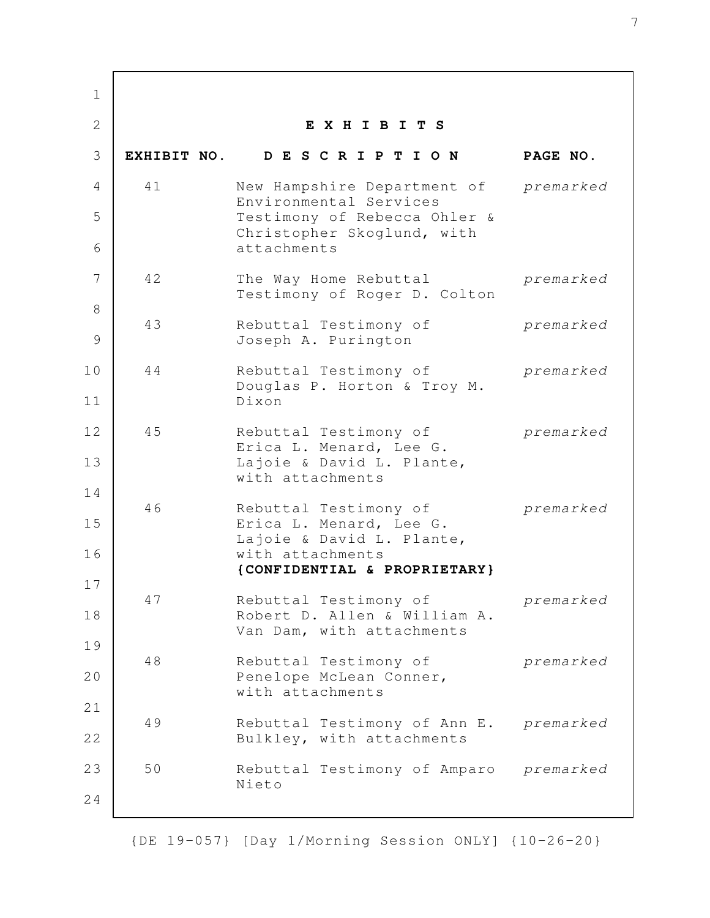## E X H I B I T S

| EXHIBIT NO. | D E S C R I P T I O N | PAGE NO. |
|---|---|---|
| 41 | New Hampshire Department of Environmental Services Testimony of Rebecca Ohler & Christopher Skoglund, with attachments | *premarked* |
| 42 | The Way Home Rebuttal Testimony of Roger D. Colton | *premarked* |
| 43 | Rebuttal Testimony of Joseph A. Purington | *premarked* |
| 44 | Rebuttal Testimony of Douglas P. Horton & Troy M. Dixon | *premarked* |
| 45 | Rebuttal Testimony of Erica L. Menard, Lee G. Lajoie & David L. Plante, with attachments | *premarked* |
| 46 | Rebuttal Testimony of Erica L. Menard, Lee G. Lajoie & David L. Plante, with attachments **{CONFIDENTIAL & PROPRIETARY}** | *premarked* |
| 47 | Rebuttal Testimony of Robert D. Allen & William A. Van Dam, with attachments | *premarked* |
| 48 | Rebuttal Testimony of Penelope McLean Conner, with attachments | *premarked* |
| 49 | Rebuttal Testimony of Ann E. Bulkley, with attachments | *premarked* |
| 50 | Rebuttal Testimony of Amparo Nieto | *premarked* |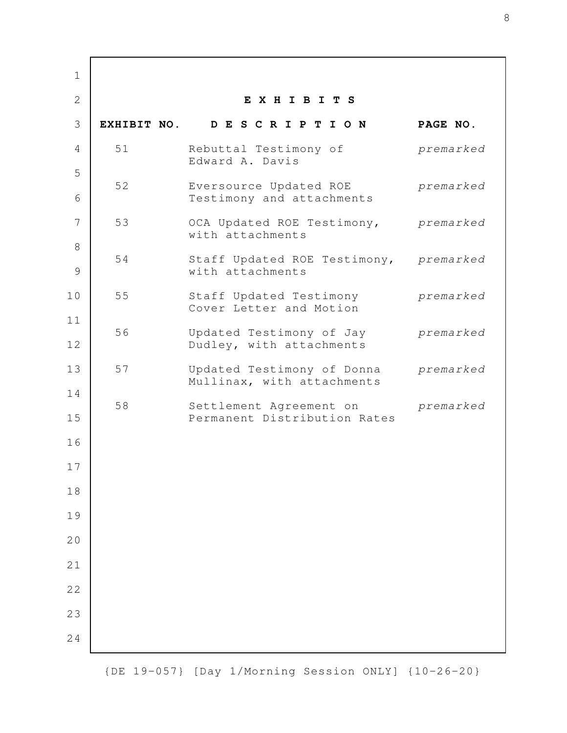## E X H I B I T S

| EXHIBIT NO. | D E S C R I P T I O N | PAGE NO. |
|---|---|---|
| 51 | Rebuttal Testimony of Edward A. Davis | *premarked* |
| 52 | Eversource Updated ROE Testimony and attachments | *premarked* |
| 53 | OCA Updated ROE Testimony, with attachments | *premarked* |
| 54 | Staff Updated ROE Testimony, with attachments | *premarked* |
| 55 | Staff Updated Testimony Cover Letter and Motion | *premarked* |
| 56 | Updated Testimony of Jay Dudley, with attachments | *premarked* |
| 57 | Updated Testimony of Donna Mullinax, with attachments | *premarked* |
| 58 | Settlement Agreement on Permanent Distribution Rates | *premarked* |

{DE 19-057} [Day 1/Morning Session ONLY] {10-26-20}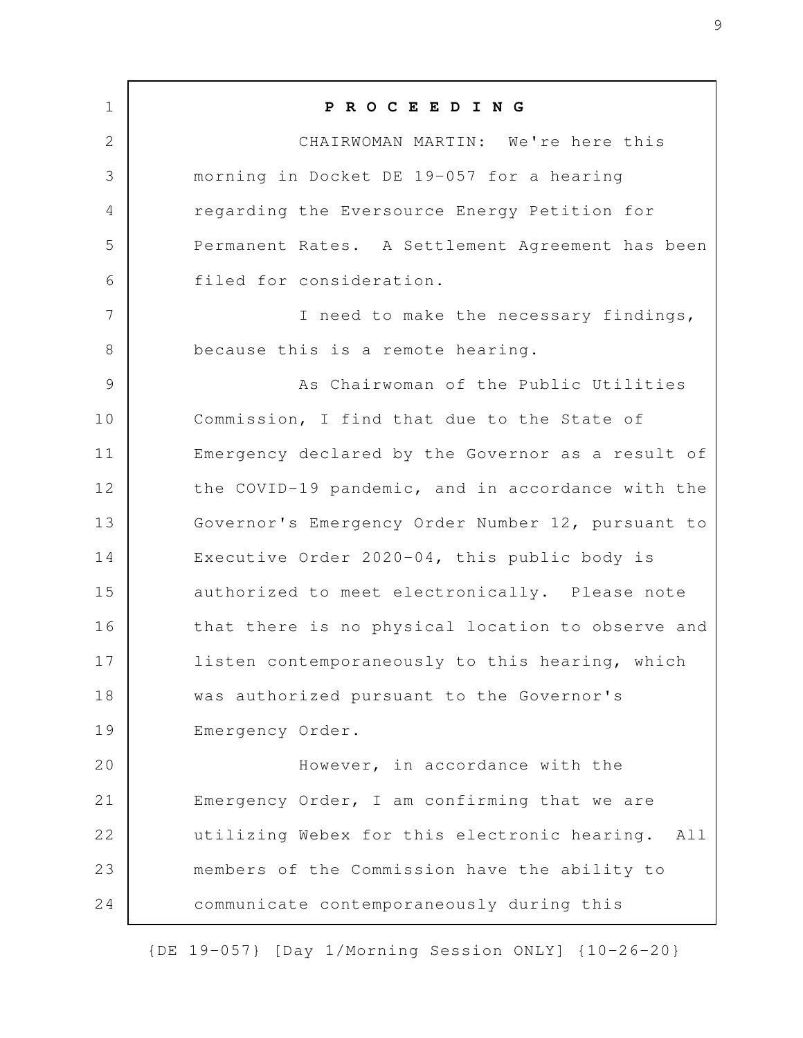**P R O C E E D I N G**

CHAIRWOMAN MARTIN: We're here this morning in Docket DE 19-057 for a hearing regarding the Eversource Energy Petition for Permanent Rates. A Settlement Agreement has been filed for consideration.

I need to make the necessary findings, because this is a remote hearing.

As Chairwoman of the Public Utilities Commission, I find that due to the State of Emergency declared by the Governor as a result of the COVID-19 pandemic, and in accordance with the Governor's Emergency Order Number 12, pursuant to Executive Order 2020-04, this public body is authorized to meet electronically. Please note that there is no physical location to observe and listen contemporaneously to this hearing, which was authorized pursuant to the Governor's Emergency Order.

However, in accordance with the Emergency Order, I am confirming that we are utilizing Webex for this electronic hearing. All members of the Commission have the ability to communicate contemporaneously during this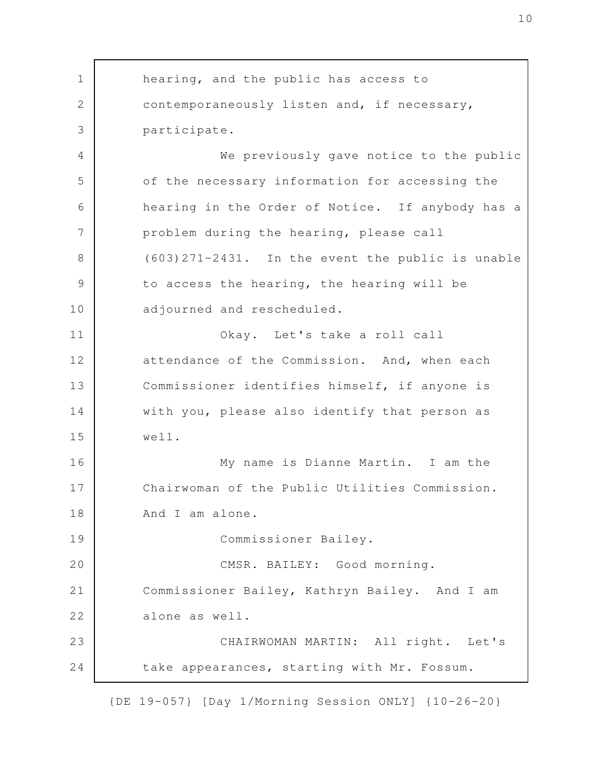hearing, and the public has access to contemporaneously listen and, if necessary, participate.

We previously gave notice to the public of the necessary information for accessing the hearing in the Order of Notice. If anybody has a problem during the hearing, please call (603)271-2431. In the event the public is unable to access the hearing, the hearing will be adjourned and rescheduled.

Okay. Let's take a roll call attendance of the Commission. And, when each Commissioner identifies himself, if anyone is with you, please also identify that person as well.

My name is Dianne Martin. I am the Chairwoman of the Public Utilities Commission. And I am alone.

Commissioner Bailey.

CMSR. BAILEY: Good morning. Commissioner Bailey, Kathryn Bailey. And I am alone as well.

CHAIRWOMAN MARTIN: All right. Let's take appearances, starting with Mr. Fossum.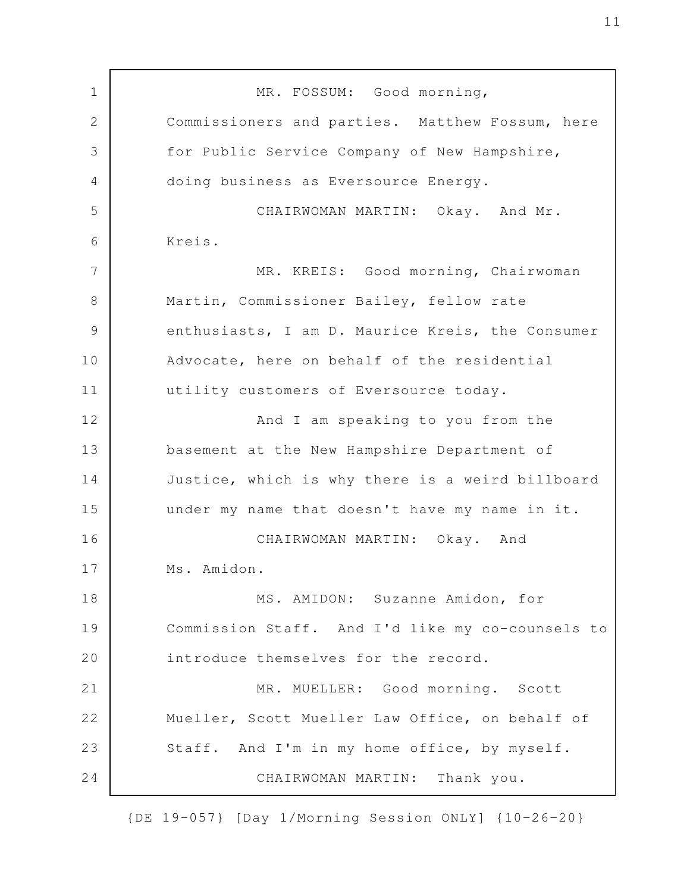MR. FOSSUM: Good morning, Commissioners and parties. Matthew Fossum, here for Public Service Company of New Hampshire, doing business as Eversource Energy.

CHAIRWOMAN MARTIN: Okay. And Mr. Kreis.

MR. KREIS: Good morning, Chairwoman Martin, Commissioner Bailey, fellow rate enthusiasts, I am D. Maurice Kreis, the Consumer Advocate, here on behalf of the residential utility customers of Eversource today.

And I am speaking to you from the basement at the New Hampshire Department of Justice, which is why there is a weird billboard under my name that doesn't have my name in it.

CHAIRWOMAN MARTIN: Okay. And Ms. Amidon.

MS. AMIDON: Suzanne Amidon, for Commission Staff. And I'd like my co-counsels to introduce themselves for the record.

MR. MUELLER: Good morning. Scott Mueller, Scott Mueller Law Office, on behalf of Staff. And I'm in my home office, by myself.

CHAIRWOMAN MARTIN: Thank you.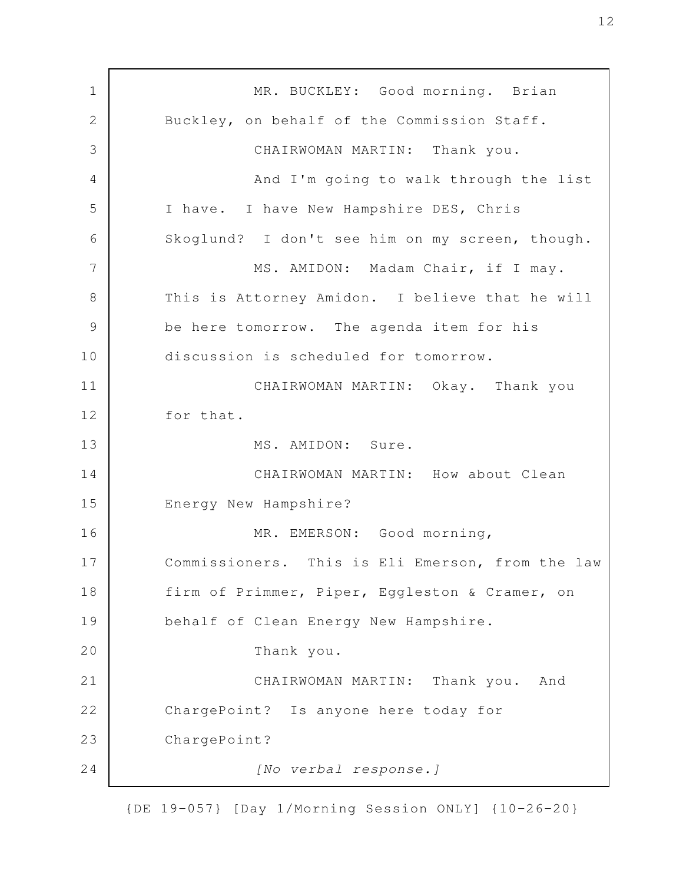MR. BUCKLEY: Good morning. Brian Buckley, on behalf of the Commission Staff.

CHAIRWOMAN MARTIN: Thank you.

And I'm going to walk through the list I have. I have New Hampshire DES, Chris Skoglund? I don't see him on my screen, though.

MS. AMIDON: Madam Chair, if I may. This is Attorney Amidon. I believe that he will be here tomorrow. The agenda item for his discussion is scheduled for tomorrow.

CHAIRWOMAN MARTIN: Okay. Thank you for that.

MS. AMIDON: Sure.

CHAIRWOMAN MARTIN: How about Clean Energy New Hampshire?

MR. EMERSON: Good morning, Commissioners. This is Eli Emerson, from the law firm of Primmer, Piper, Eggleston & Cramer, on behalf of Clean Energy New Hampshire.

Thank you.

CHAIRWOMAN MARTIN: Thank you. And ChargePoint? Is anyone here today for ChargePoint?

*[No verbal response.]*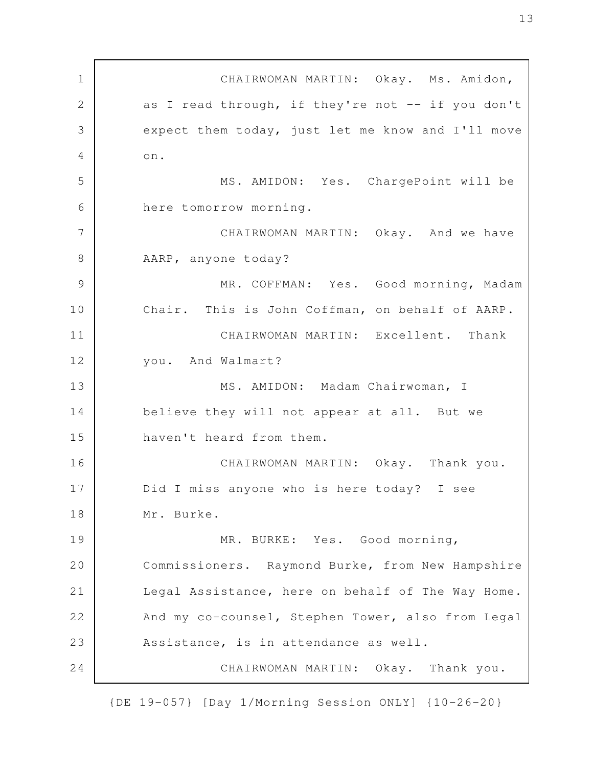CHAIRWOMAN MARTIN: Okay. Ms. Amidon, as I read through, if they're not -- if you don't expect them today, just let me know and I'll move on.

MS. AMIDON: Yes. ChargePoint will be here tomorrow morning.

CHAIRWOMAN MARTIN: Okay. And we have AARP, anyone today?

MR. COFFMAN: Yes. Good morning, Madam Chair. This is John Coffman, on behalf of AARP.

CHAIRWOMAN MARTIN: Excellent. Thank you. And Walmart?

MS. AMIDON: Madam Chairwoman, I believe they will not appear at all. But we haven't heard from them.

CHAIRWOMAN MARTIN: Okay. Thank you. Did I miss anyone who is here today? I see Mr. Burke.

MR. BURKE: Yes. Good morning, Commissioners. Raymond Burke, from New Hampshire Legal Assistance, here on behalf of The Way Home. And my co-counsel, Stephen Tower, also from Legal Assistance, is in attendance as well.

CHAIRWOMAN MARTIN: Okay. Thank you.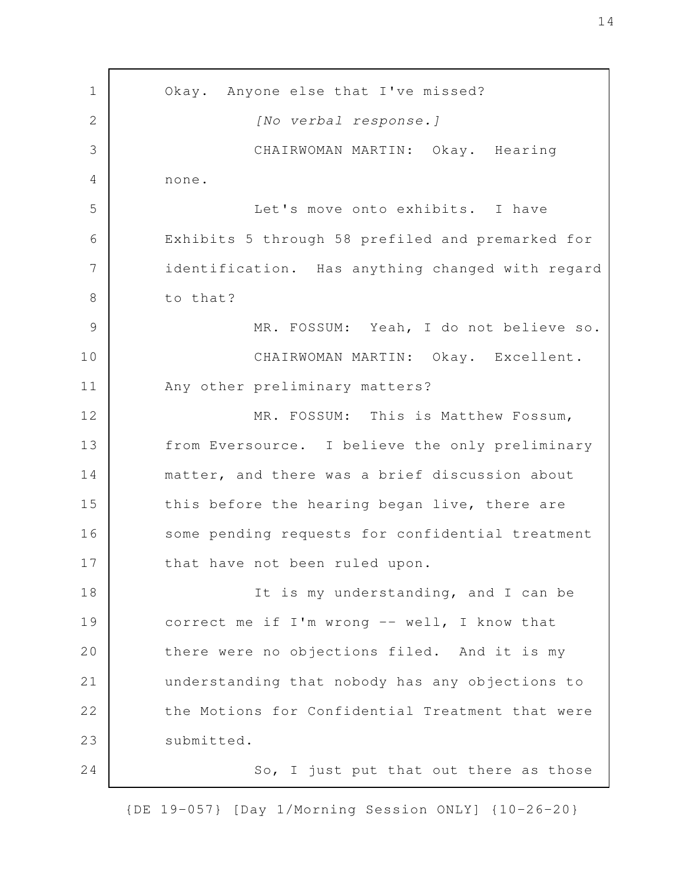Okay. Anyone else that I've missed?

*[No verbal response.]*

CHAIRWOMAN MARTIN: Okay. Hearing none.

Let's move onto exhibits. I have Exhibits 5 through 58 prefiled and premarked for identification. Has anything changed with regard to that?

MR. FOSSUM: Yeah, I do not believe so.

CHAIRWOMAN MARTIN: Okay. Excellent. Any other preliminary matters?

MR. FOSSUM: This is Matthew Fossum, from Eversource. I believe the only preliminary matter, and there was a brief discussion about this before the hearing began live, there are some pending requests for confidential treatment that have not been ruled upon.

It is my understanding, and I can be correct me if I'm wrong -- well, I know that there were no objections filed. And it is my understanding that nobody has any objections to the Motions for Confidential Treatment that were submitted.

So, I just put that out there as those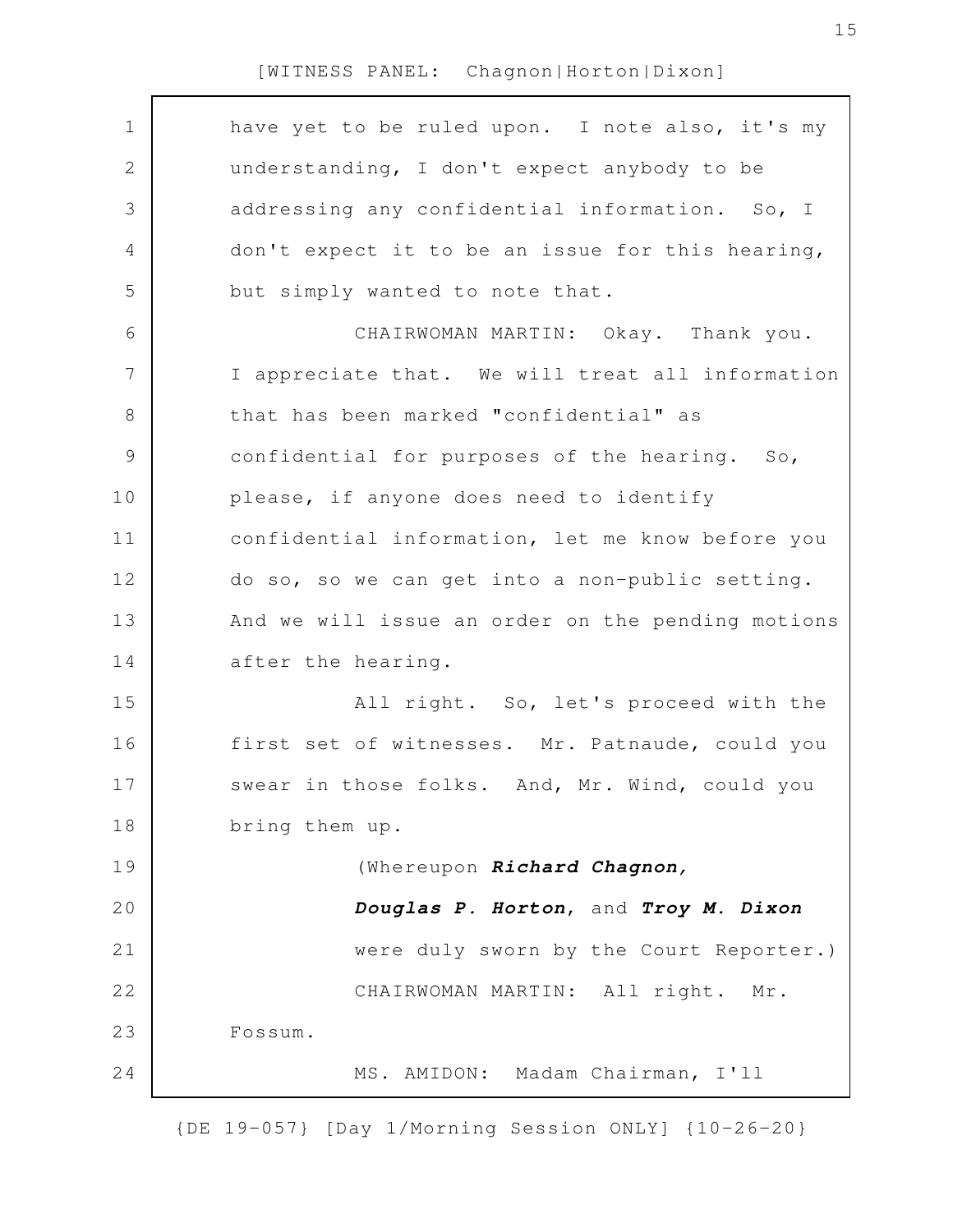have yet to be ruled upon. I note also, it's my understanding, I don't expect anybody to be addressing any confidential information. So, I don't expect it to be an issue for this hearing, but simply wanted to note that.

CHAIRWOMAN MARTIN: Okay. Thank you. I appreciate that. We will treat all information that has been marked "confidential" as confidential for purposes of the hearing. So, please, if anyone does need to identify confidential information, let me know before you do so, so we can get into a non-public setting. And we will issue an order on the pending motions after the hearing.

All right. So, let's proceed with the first set of witnesses. Mr. Patnaude, could you swear in those folks. And, Mr. Wind, could you bring them up.

(Whereupon ***Richard Chagnon, Douglas P. Horton***, and ***Troy M. Dixon*** were duly sworn by the Court Reporter.)

CHAIRWOMAN MARTIN: All right. Mr. Fossum.

MS. AMIDON: Madam Chairman, I'll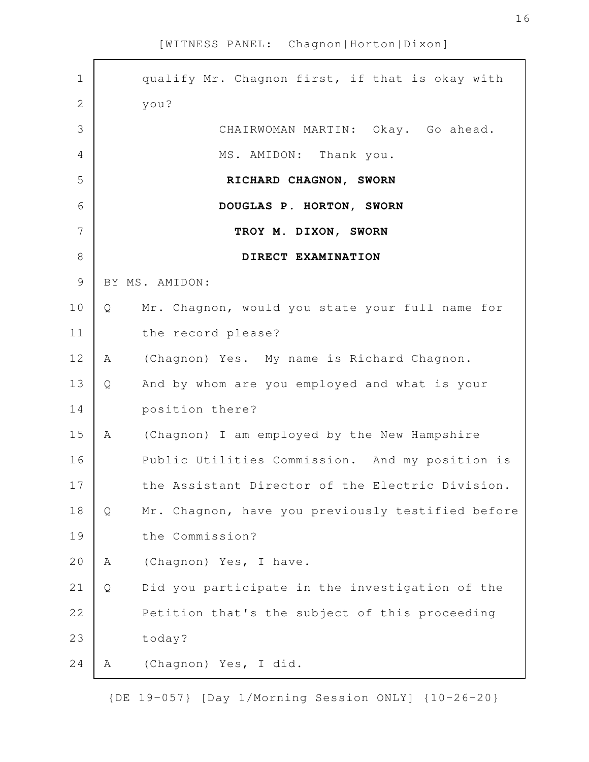qualify Mr. Chagnon first, if that is okay with you?

CHAIRWOMAN MARTIN: Okay. Go ahead.

MS. AMIDON: Thank you.

**RICHARD CHAGNON, SWORN**

**DOUGLAS P. HORTON, SWORN**

**TROY M. DIXON, SWORN**

**DIRECT EXAMINATION**

BY MS. AMIDON:

Q Mr. Chagnon, would you state your full name for the record please?

A (Chagnon) Yes. My name is Richard Chagnon.

Q And by whom are you employed and what is your position there?

A (Chagnon) I am employed by the New Hampshire Public Utilities Commission. And my position is the Assistant Director of the Electric Division.

Q Mr. Chagnon, have you previously testified before the Commission?

A (Chagnon) Yes, I have.

Q Did you participate in the investigation of the Petition that's the subject of this proceeding today?

A (Chagnon) Yes, I did.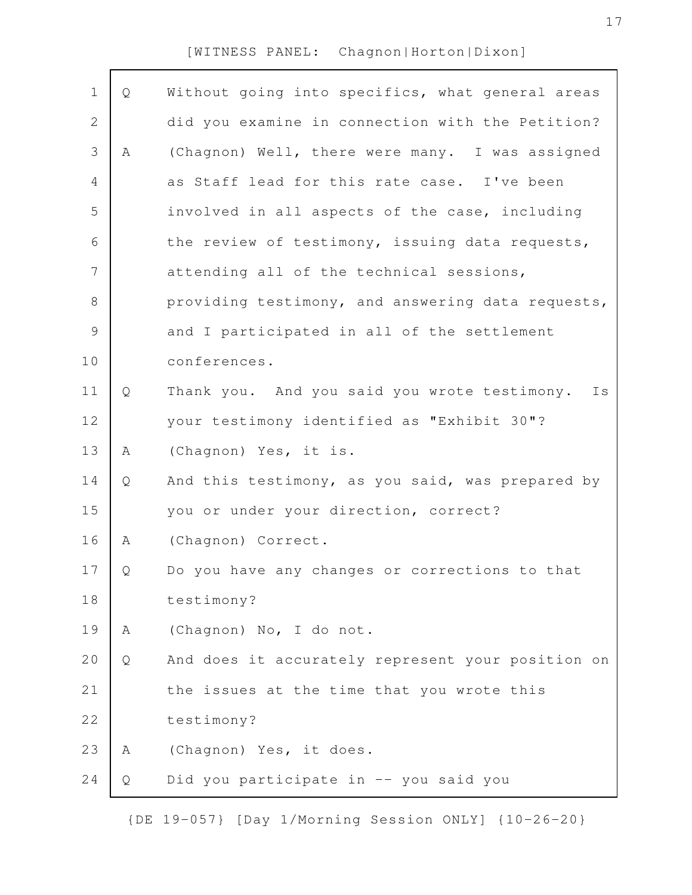[WITNESS PANEL: Chagnon|Horton|Dixon]

Q Without going into specifics, what general areas did you examine in connection with the Petition?

A (Chagnon) Well, there were many. I was assigned as Staff lead for this rate case. I've been involved in all aspects of the case, including the review of testimony, issuing data requests, attending all of the technical sessions, providing testimony, and answering data requests, and I participated in all of the settlement conferences.

Q Thank you. And you said you wrote testimony. Is your testimony identified as "Exhibit 30"?

A (Chagnon) Yes, it is.

Q And this testimony, as you said, was prepared by you or under your direction, correct?

A (Chagnon) Correct.

Q Do you have any changes or corrections to that testimony?

A (Chagnon) No, I do not.

Q And does it accurately represent your position on the issues at the time that you wrote this testimony?

A (Chagnon) Yes, it does.

Q Did you participate in -- you said you

{DE 19-057} [Day 1/Morning Session ONLY] {10-26-20}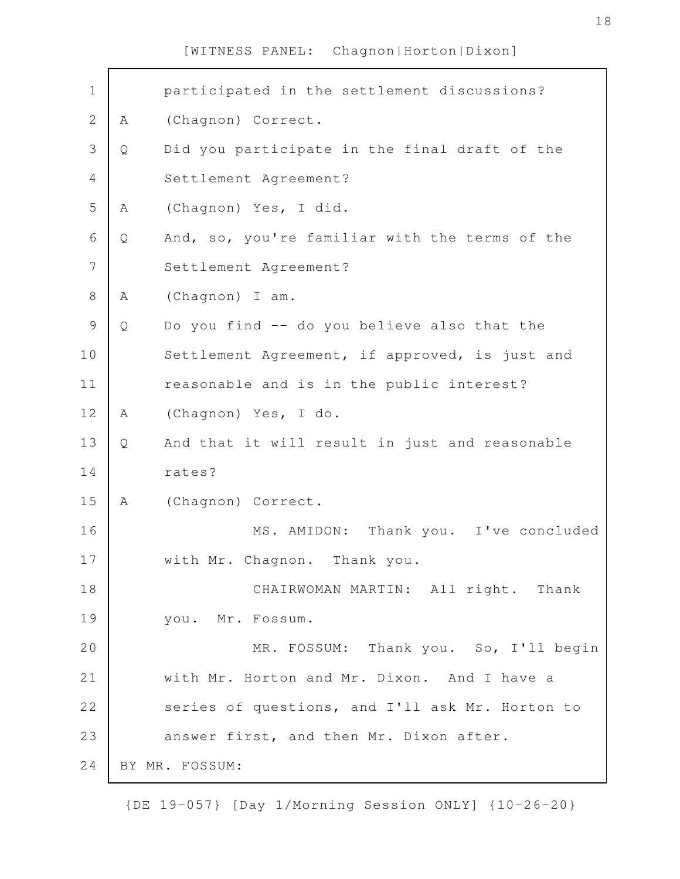[WITNESS PANEL: Chagnon|Horton|Dixon]

participated in the settlement discussions?

A (Chagnon) Correct.

Q Did you participate in the final draft of the Settlement Agreement?

A (Chagnon) Yes, I did.

Q And, so, you're familiar with the terms of the Settlement Agreement?

A (Chagnon) I am.

Q Do you find -- do you believe also that the Settlement Agreement, if approved, is just and reasonable and is in the public interest?

A (Chagnon) Yes, I do.

Q And that it will result in just and reasonable rates?

A (Chagnon) Correct.

MS. AMIDON: Thank you. I've concluded with Mr. Chagnon. Thank you.

CHAIRWOMAN MARTIN: All right. Thank you. Mr. Fossum.

MR. FOSSUM: Thank you. So, I'll begin with Mr. Horton and Mr. Dixon. And I have a series of questions, and I'll ask Mr. Horton to answer first, and then Mr. Dixon after.

BY MR. FOSSUM:

{DE 19-057} [Day 1/Morning Session ONLY] {10-26-20}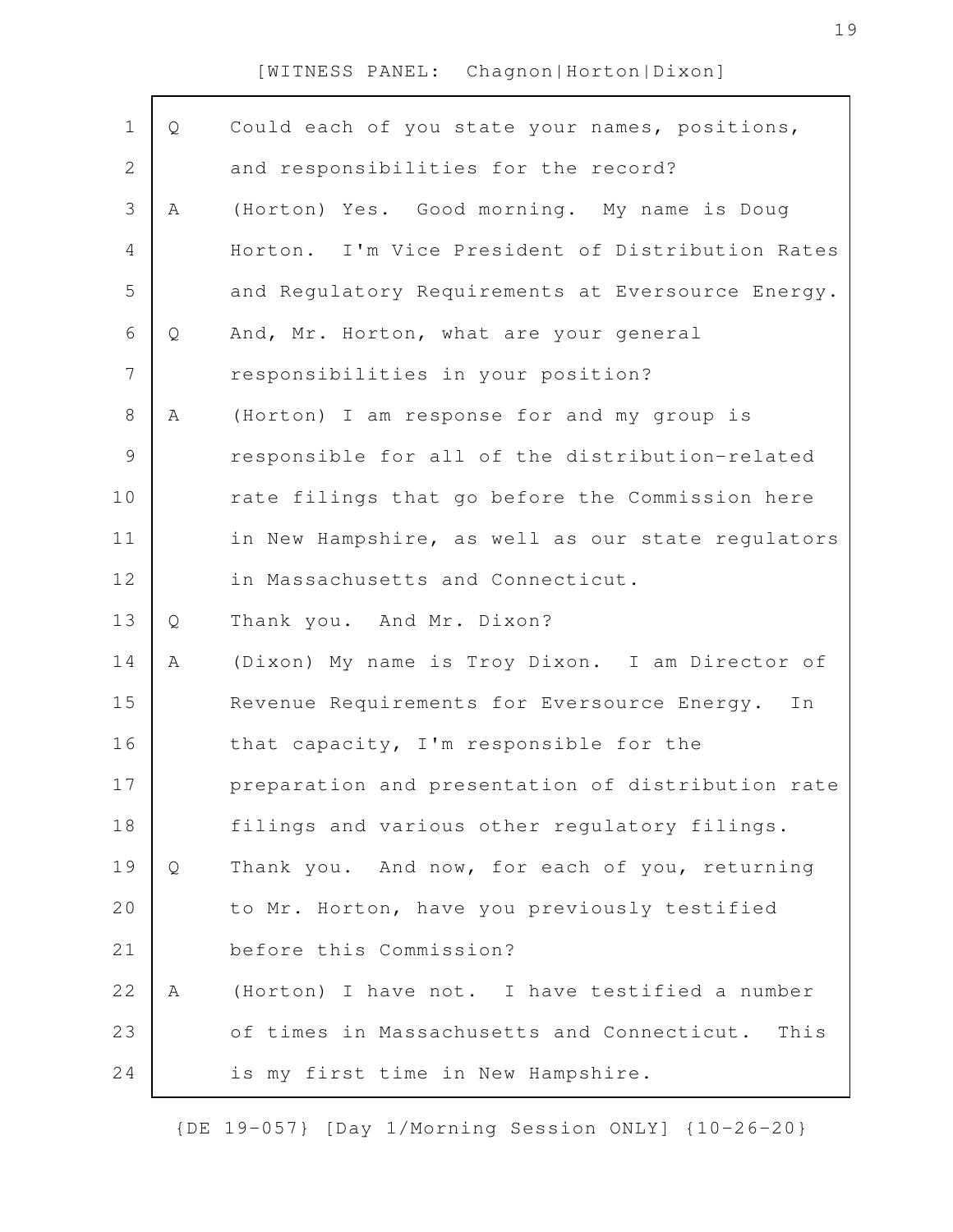[WITNESS PANEL: Chagnon|Horton|Dixon]

Q Could each of you state your names, positions, and responsibilities for the record?

A (Horton) Yes. Good morning. My name is Doug Horton. I'm Vice President of Distribution Rates and Regulatory Requirements at Eversource Energy.

Q And, Mr. Horton, what are your general responsibilities in your position?

A (Horton) I am response for and my group is responsible for all of the distribution-related rate filings that go before the Commission here in New Hampshire, as well as our state regulators in Massachusetts and Connecticut.

Q Thank you. And Mr. Dixon?

A (Dixon) My name is Troy Dixon. I am Director of Revenue Requirements for Eversource Energy. In that capacity, I'm responsible for the preparation and presentation of distribution rate filings and various other regulatory filings.

Q Thank you. And now, for each of you, returning to Mr. Horton, have you previously testified before this Commission?

A (Horton) I have not. I have testified a number of times in Massachusetts and Connecticut. This is my first time in New Hampshire.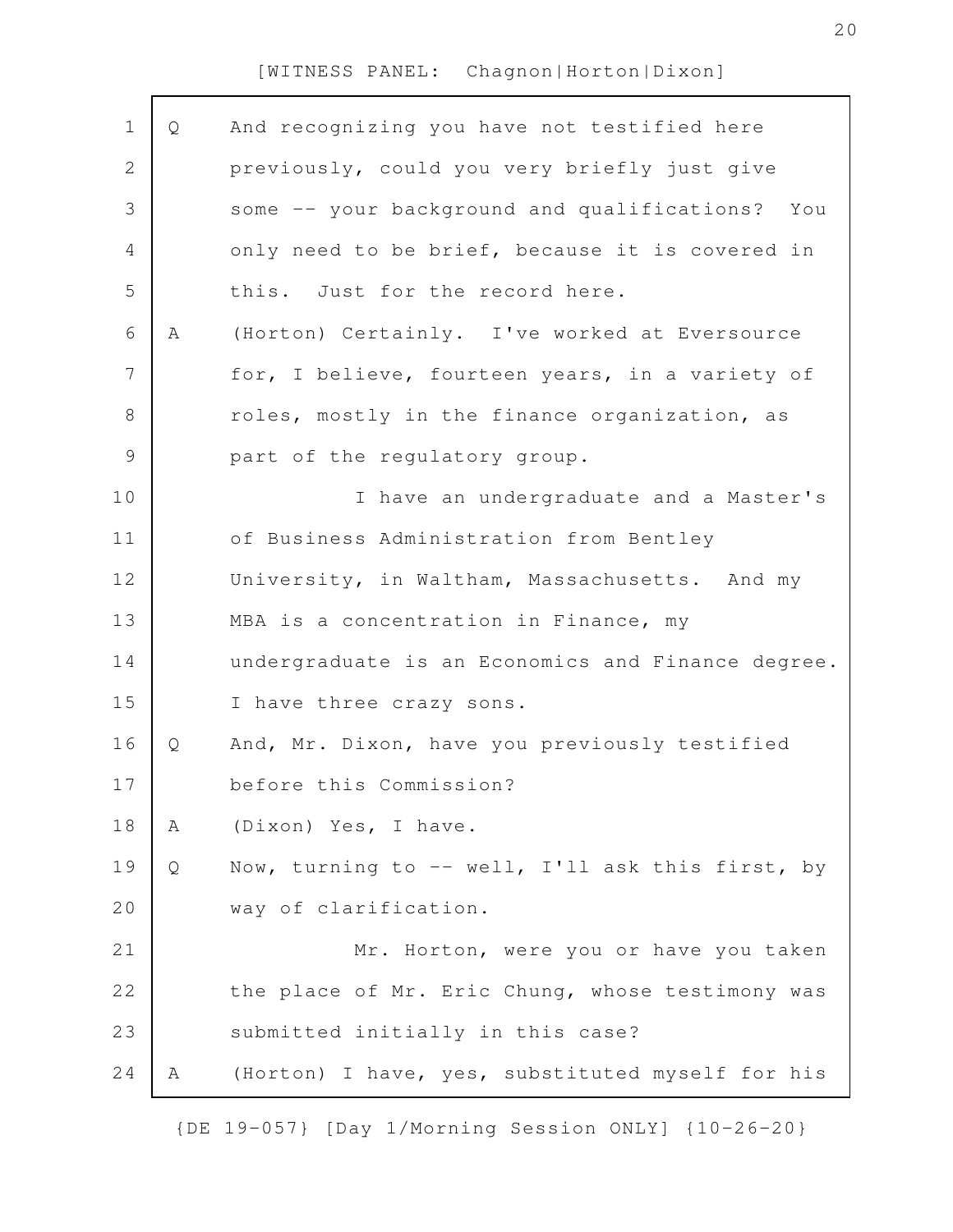[WITNESS PANEL: Chagnon|Horton|Dixon]

Q And recognizing you have not testified here previously, could you very briefly just give some -- your background and qualifications? You only need to be brief, because it is covered in this. Just for the record here.

A (Horton) Certainly. I've worked at Eversource for, I believe, fourteen years, in a variety of roles, mostly in the finance organization, as part of the regulatory group.

I have an undergraduate and a Master's of Business Administration from Bentley University, in Waltham, Massachusetts. And my MBA is a concentration in Finance, my undergraduate is an Economics and Finance degree. I have three crazy sons.

Q And, Mr. Dixon, have you previously testified before this Commission?

A (Dixon) Yes, I have.

Q Now, turning to -- well, I'll ask this first, by way of clarification.

Mr. Horton, were you or have you taken the place of Mr. Eric Chung, whose testimony was submitted initially in this case?

A (Horton) I have, yes, substituted myself for his

{DE 19-057} [Day 1/Morning Session ONLY] {10-26-20}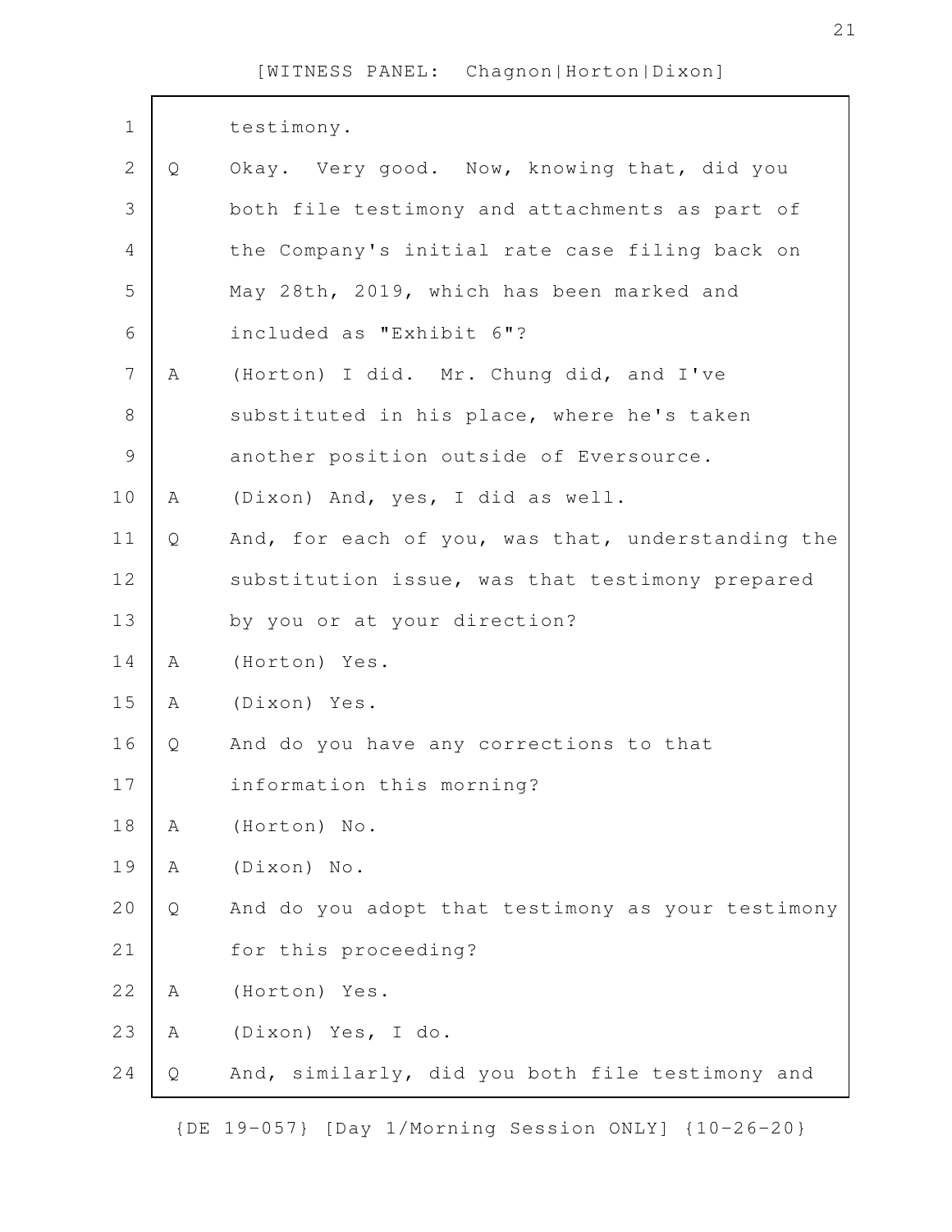testimony.

Q Okay. Very good. Now, knowing that, did you both file testimony and attachments as part of the Company's initial rate case filing back on May 28th, 2019, which has been marked and included as "Exhibit 6"?

A (Horton) I did. Mr. Chung did, and I've substituted in his place, where he's taken another position outside of Eversource.

A (Dixon) And, yes, I did as well.

Q And, for each of you, was that, understanding the substitution issue, was that testimony prepared by you or at your direction?

A (Horton) Yes.

A (Dixon) Yes.

Q And do you have any corrections to that information this morning?

A (Horton) No.

A (Dixon) No.

Q And do you adopt that testimony as your testimony for this proceeding?

A (Horton) Yes.

A (Dixon) Yes, I do.

Q And, similarly, did you both file testimony and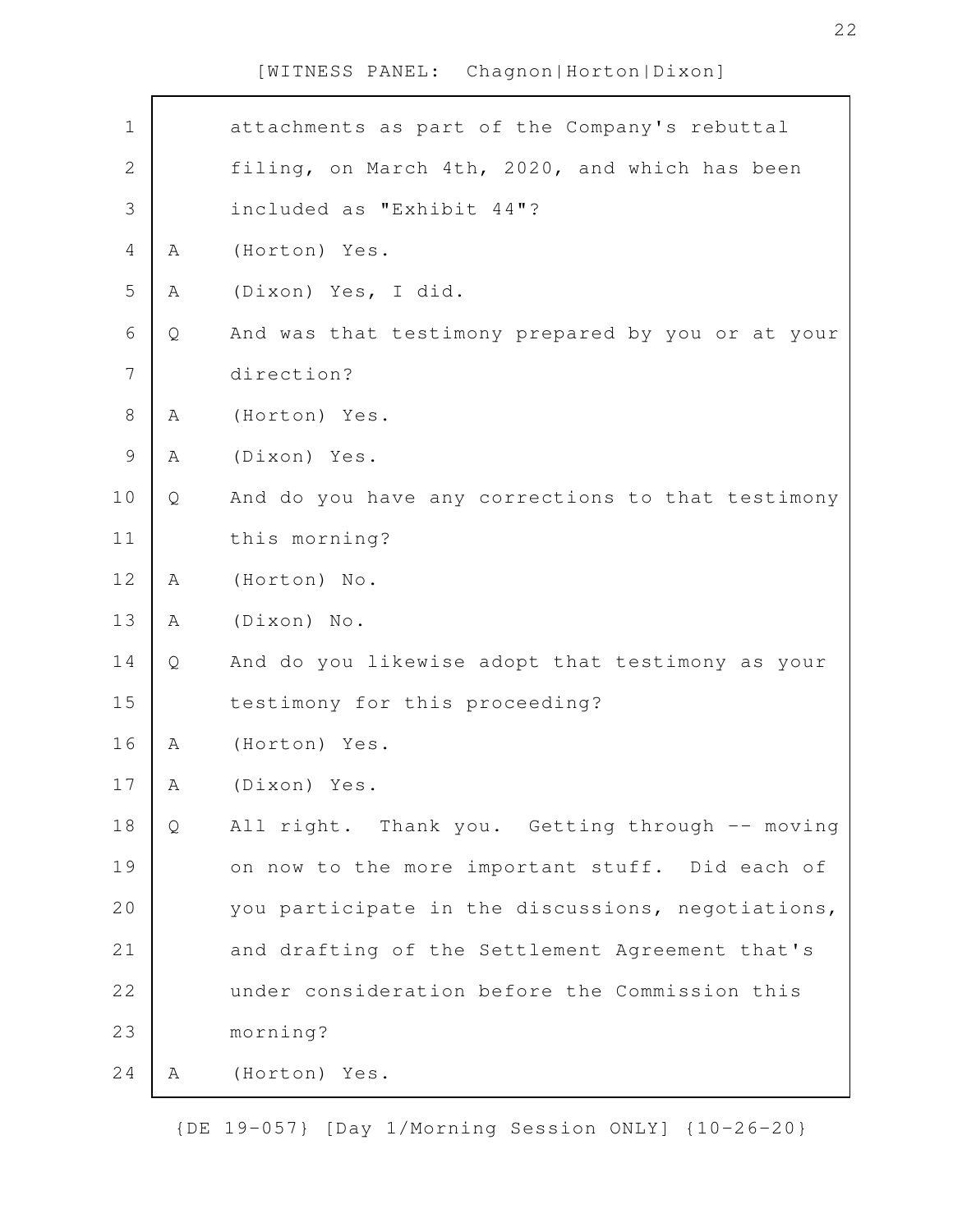attachments as part of the Company's rebuttal filing, on March 4th, 2020, and which has been included as "Exhibit 44"?

A (Horton) Yes.

A (Dixon) Yes, I did.

Q And was that testimony prepared by you or at your direction?

A (Horton) Yes.

A (Dixon) Yes.

Q And do you have any corrections to that testimony this morning?

A (Horton) No.

A (Dixon) No.

Q And do you likewise adopt that testimony as your testimony for this proceeding?

A (Horton) Yes.

A (Dixon) Yes.

Q All right. Thank you. Getting through -- moving on now to the more important stuff. Did each of you participate in the discussions, negotiations, and drafting of the Settlement Agreement that's under consideration before the Commission this morning?

A (Horton) Yes.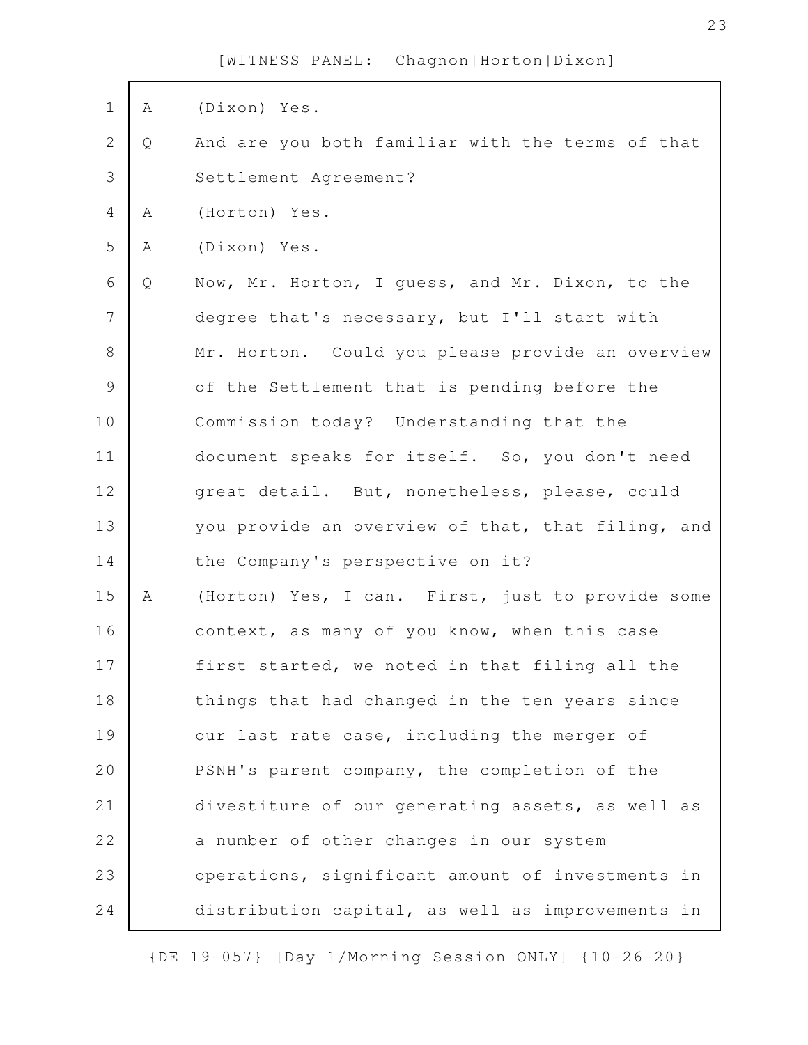A (Dixon) Yes.

Q And are you both familiar with the terms of that Settlement Agreement?

A (Horton) Yes.

A (Dixon) Yes.

Q Now, Mr. Horton, I guess, and Mr. Dixon, to the degree that's necessary, but I'll start with Mr. Horton. Could you please provide an overview of the Settlement that is pending before the Commission today? Understanding that the document speaks for itself. So, you don't need great detail. But, nonetheless, please, could you provide an overview of that, that filing, and the Company's perspective on it?

A (Horton) Yes, I can. First, just to provide some context, as many of you know, when this case first started, we noted in that filing all the things that had changed in the ten years since our last rate case, including the merger of PSNH's parent company, the completion of the divestiture of our generating assets, as well as a number of other changes in our system operations, significant amount of investments in distribution capital, as well as improvements in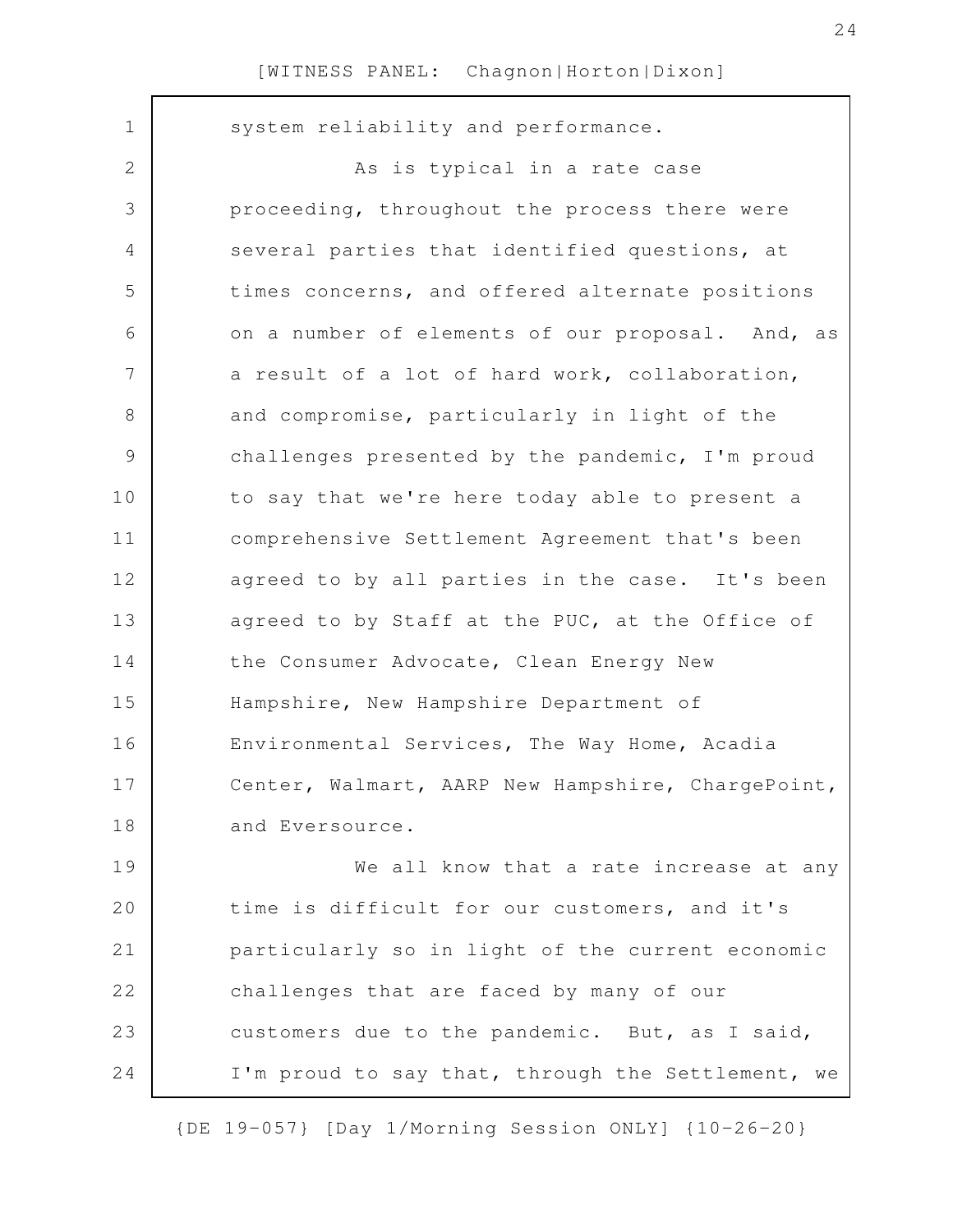system reliability and performance.

As is typical in a rate case proceeding, throughout the process there were several parties that identified questions, at times concerns, and offered alternate positions on a number of elements of our proposal. And, as a result of a lot of hard work, collaboration, and compromise, particularly in light of the challenges presented by the pandemic, I'm proud to say that we're here today able to present a comprehensive Settlement Agreement that's been agreed to by all parties in the case. It's been agreed to by Staff at the PUC, at the Office of the Consumer Advocate, Clean Energy New Hampshire, New Hampshire Department of Environmental Services, The Way Home, Acadia Center, Walmart, AARP New Hampshire, ChargePoint, and Eversource.

We all know that a rate increase at any time is difficult for our customers, and it's particularly so in light of the current economic challenges that are faced by many of our customers due to the pandemic. But, as I said, I'm proud to say that, through the Settlement, we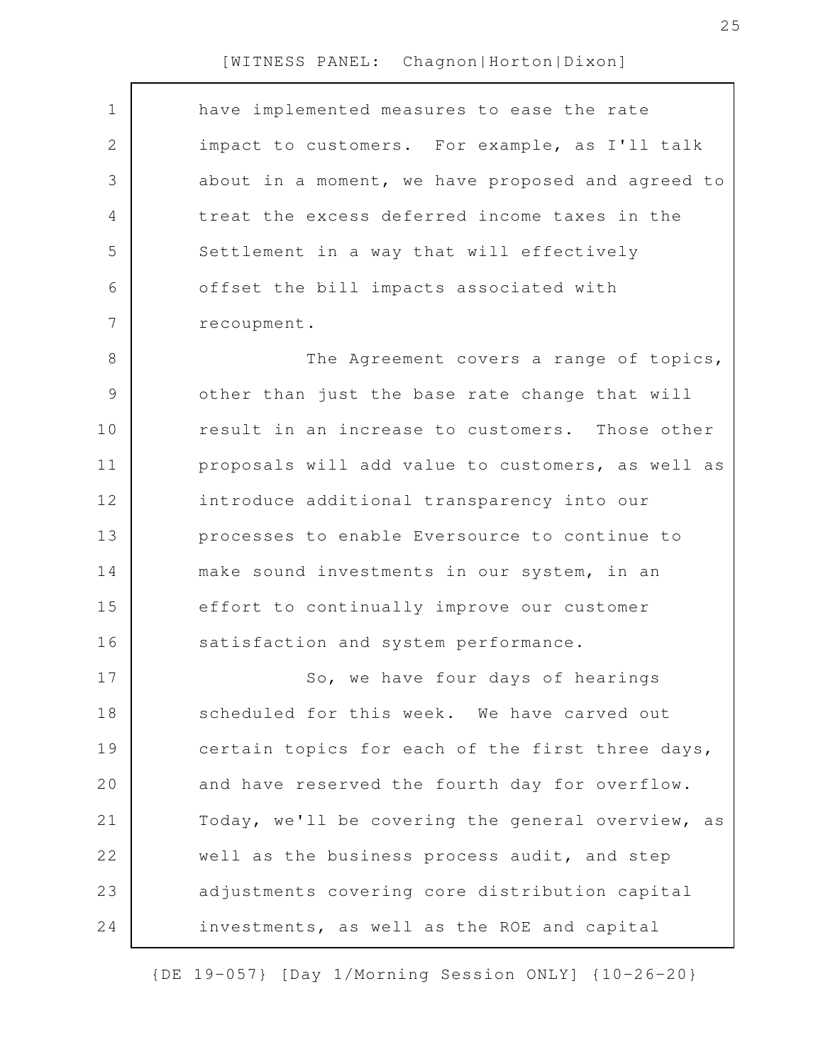have implemented measures to ease the rate impact to customers. For example, as I'll talk about in a moment, we have proposed and agreed to treat the excess deferred income taxes in the Settlement in a way that will effectively offset the bill impacts associated with recoupment.

The Agreement covers a range of topics, other than just the base rate change that will result in an increase to customers. Those other proposals will add value to customers, as well as introduce additional transparency into our processes to enable Eversource to continue to make sound investments in our system, in an effort to continually improve our customer satisfaction and system performance.

So, we have four days of hearings scheduled for this week. We have carved out certain topics for each of the first three days, and have reserved the fourth day for overflow. Today, we'll be covering the general overview, as well as the business process audit, and step adjustments covering core distribution capital investments, as well as the ROE and capital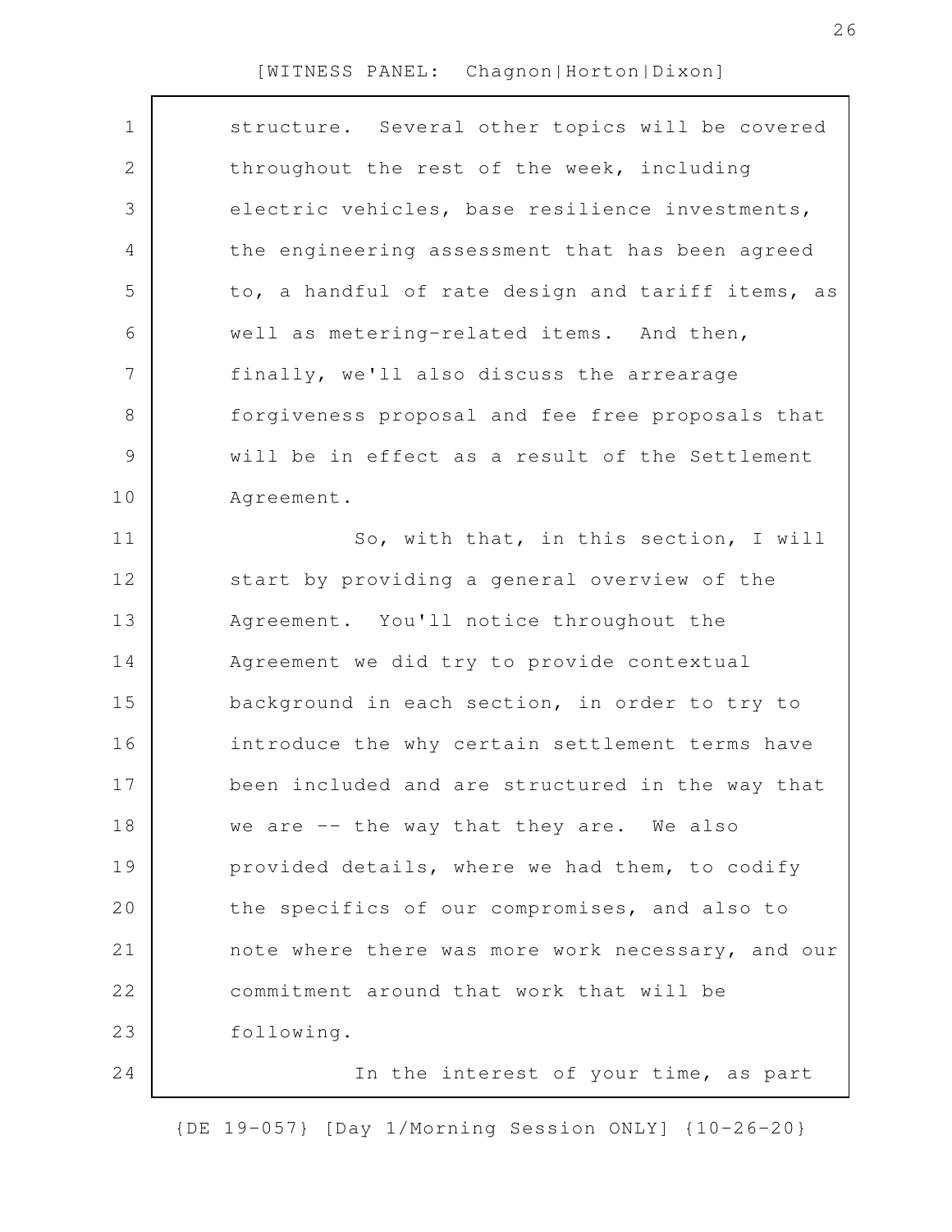structure. Several other topics will be covered throughout the rest of the week, including electric vehicles, base resilience investments, the engineering assessment that has been agreed to, a handful of rate design and tariff items, as well as metering-related items. And then, finally, we'll also discuss the arrearage forgiveness proposal and fee free proposals that will be in effect as a result of the Settlement Agreement.

So, with that, in this section, I will start by providing a general overview of the Agreement. You'll notice throughout the Agreement we did try to provide contextual background in each section, in order to try to introduce the why certain settlement terms have been included and are structured in the way that we are -- the way that they are. We also provided details, where we had them, to codify the specifics of our compromises, and also to note where there was more work necessary, and our commitment around that work that will be following.

In the interest of your time, as part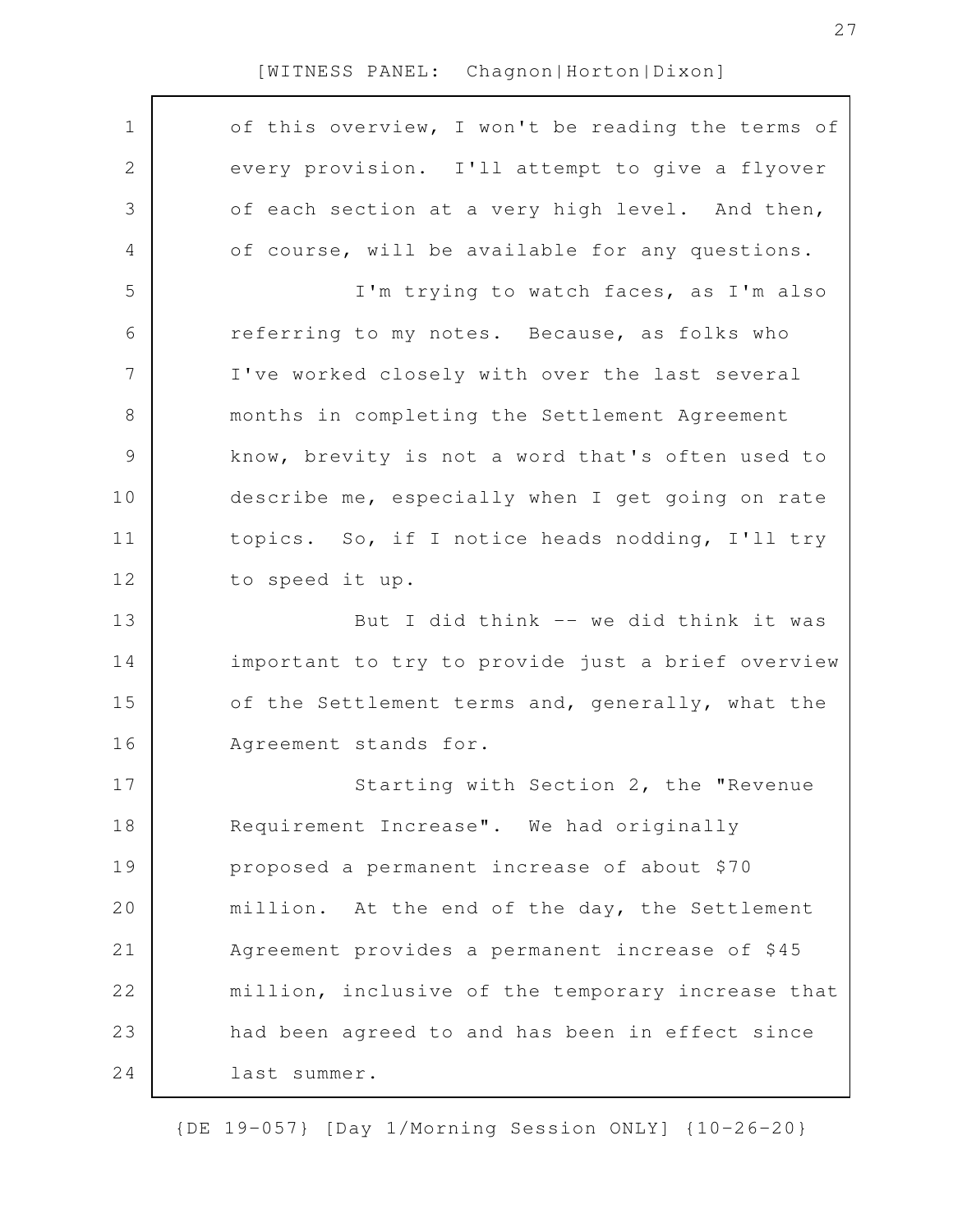of this overview, I won't be reading the terms of every provision. I'll attempt to give a flyover of each section at a very high level. And then, of course, will be available for any questions.

I'm trying to watch faces, as I'm also referring to my notes. Because, as folks who I've worked closely with over the last several months in completing the Settlement Agreement know, brevity is not a word that's often used to describe me, especially when I get going on rate topics. So, if I notice heads nodding, I'll try to speed it up.

But I did think -- we did think it was important to try to provide just a brief overview of the Settlement terms and, generally, what the Agreement stands for.

Starting with Section 2, the "Revenue Requirement Increase". We had originally proposed a permanent increase of about $70 million. At the end of the day, the Settlement Agreement provides a permanent increase of $45 million, inclusive of the temporary increase that had been agreed to and has been in effect since last summer.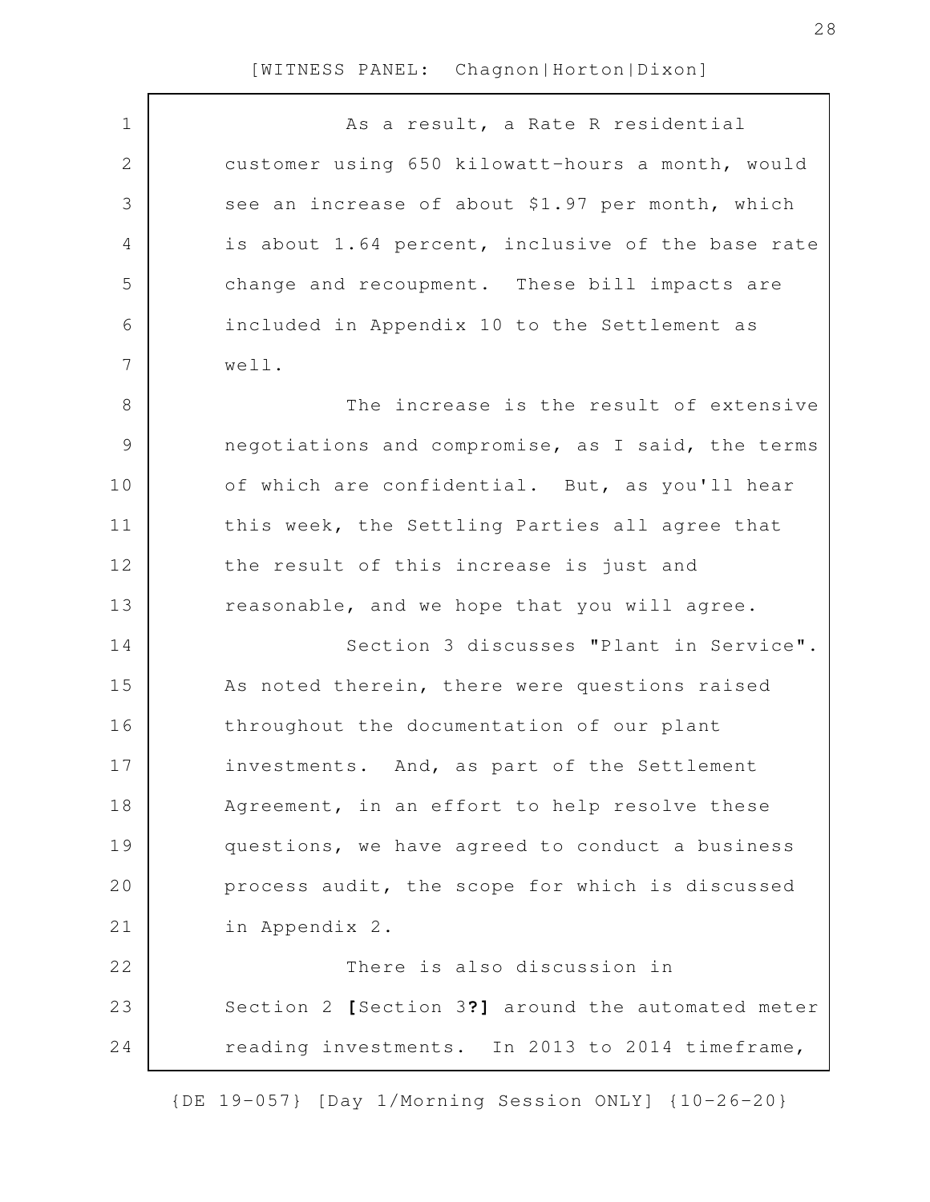As a result, a Rate R residential customer using 650 kilowatt-hours a month, would see an increase of about $1.97 per month, which is about 1.64 percent, inclusive of the base rate change and recoupment. These bill impacts are included in Appendix 10 to the Settlement as well.

The increase is the result of extensive negotiations and compromise, as I said, the terms of which are confidential. But, as you'll hear this week, the Settling Parties all agree that the result of this increase is just and reasonable, and we hope that you will agree.

Section 3 discusses "Plant in Service". As noted therein, there were questions raised throughout the documentation of our plant investments. And, as part of the Settlement Agreement, in an effort to help resolve these questions, we have agreed to conduct a business process audit, the scope for which is discussed in Appendix 2.

There is also discussion in Section 2 **[**Section 3**?]** around the automated meter reading investments. In 2013 to 2014 timeframe,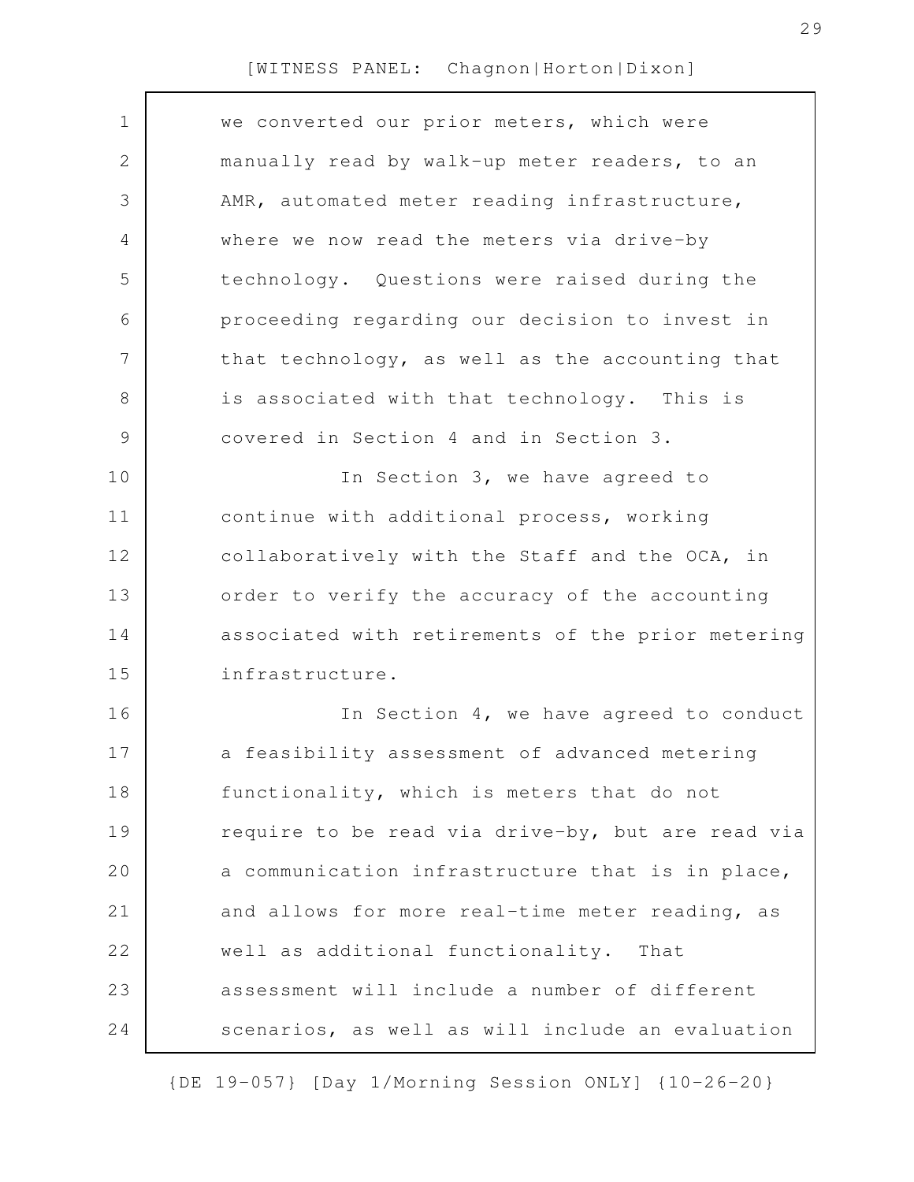we converted our prior meters, which were manually read by walk-up meter readers, to an AMR, automated meter reading infrastructure, where we now read the meters via drive-by technology. Questions were raised during the proceeding regarding our decision to invest in that technology, as well as the accounting that is associated with that technology. This is covered in Section 4 and in Section 3.

In Section 3, we have agreed to continue with additional process, working collaboratively with the Staff and the OCA, in order to verify the accuracy of the accounting associated with retirements of the prior metering infrastructure.

In Section 4, we have agreed to conduct a feasibility assessment of advanced metering functionality, which is meters that do not require to be read via drive-by, but are read via a communication infrastructure that is in place, and allows for more real-time meter reading, as well as additional functionality. That assessment will include a number of different scenarios, as well as will include an evaluation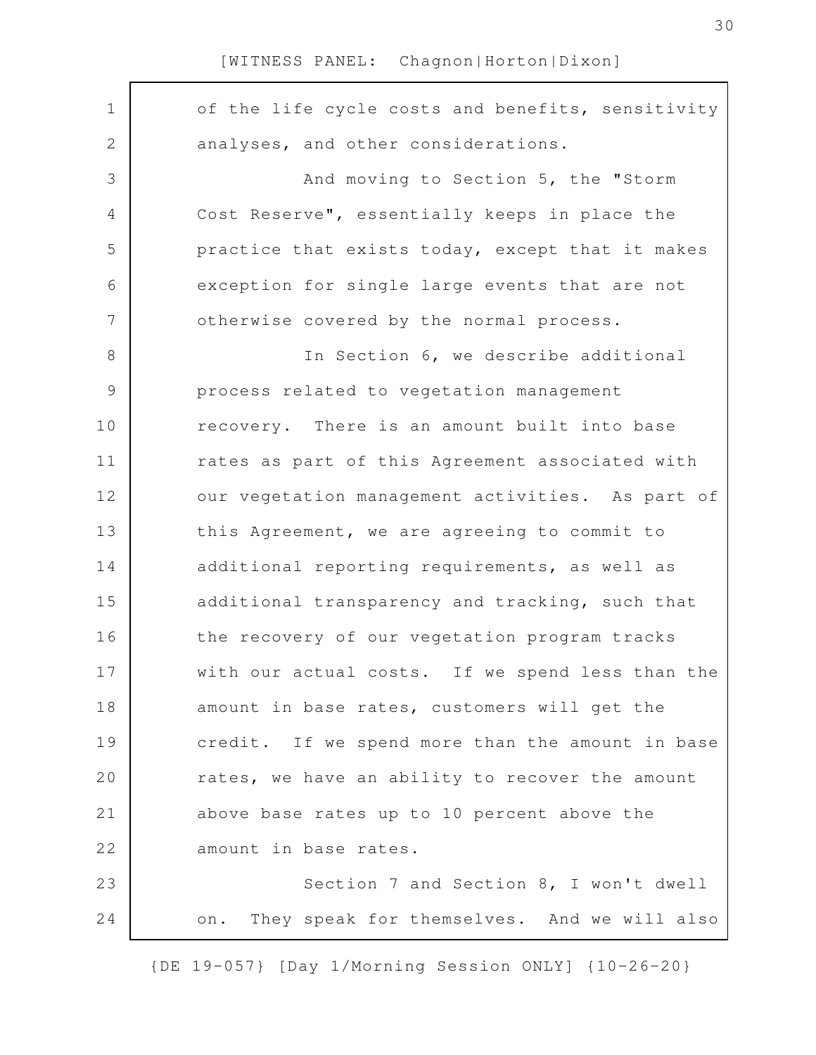of the life cycle costs and benefits, sensitivity analyses, and other considerations.

And moving to Section 5, the "Storm Cost Reserve", essentially keeps in place the practice that exists today, except that it makes exception for single large events that are not otherwise covered by the normal process.

In Section 6, we describe additional process related to vegetation management recovery. There is an amount built into base rates as part of this Agreement associated with our vegetation management activities. As part of this Agreement, we are agreeing to commit to additional reporting requirements, as well as additional transparency and tracking, such that the recovery of our vegetation program tracks with our actual costs. If we spend less than the amount in base rates, customers will get the credit. If we spend more than the amount in base rates, we have an ability to recover the amount above base rates up to 10 percent above the amount in base rates.

Section 7 and Section 8, I won't dwell on. They speak for themselves. And we will also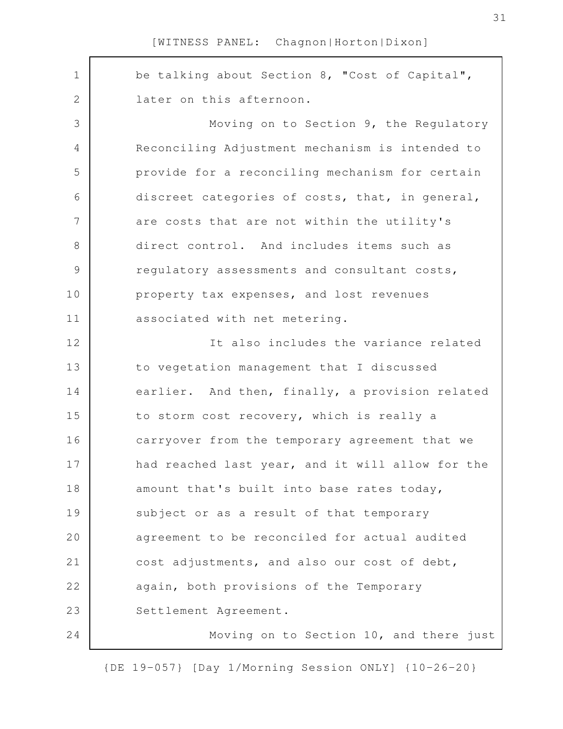be talking about Section 8, "Cost of Capital", later on this afternoon.

Moving on to Section 9, the Regulatory Reconciling Adjustment mechanism is intended to provide for a reconciling mechanism for certain discreet categories of costs, that, in general, are costs that are not within the utility's direct control. And includes items such as regulatory assessments and consultant costs, property tax expenses, and lost revenues associated with net metering.

It also includes the variance related to vegetation management that I discussed earlier. And then, finally, a provision related to storm cost recovery, which is really a carryover from the temporary agreement that we had reached last year, and it will allow for the amount that's built into base rates today, subject or as a result of that temporary agreement to be reconciled for actual audited cost adjustments, and also our cost of debt, again, both provisions of the Temporary Settlement Agreement.

Moving on to Section 10, and there just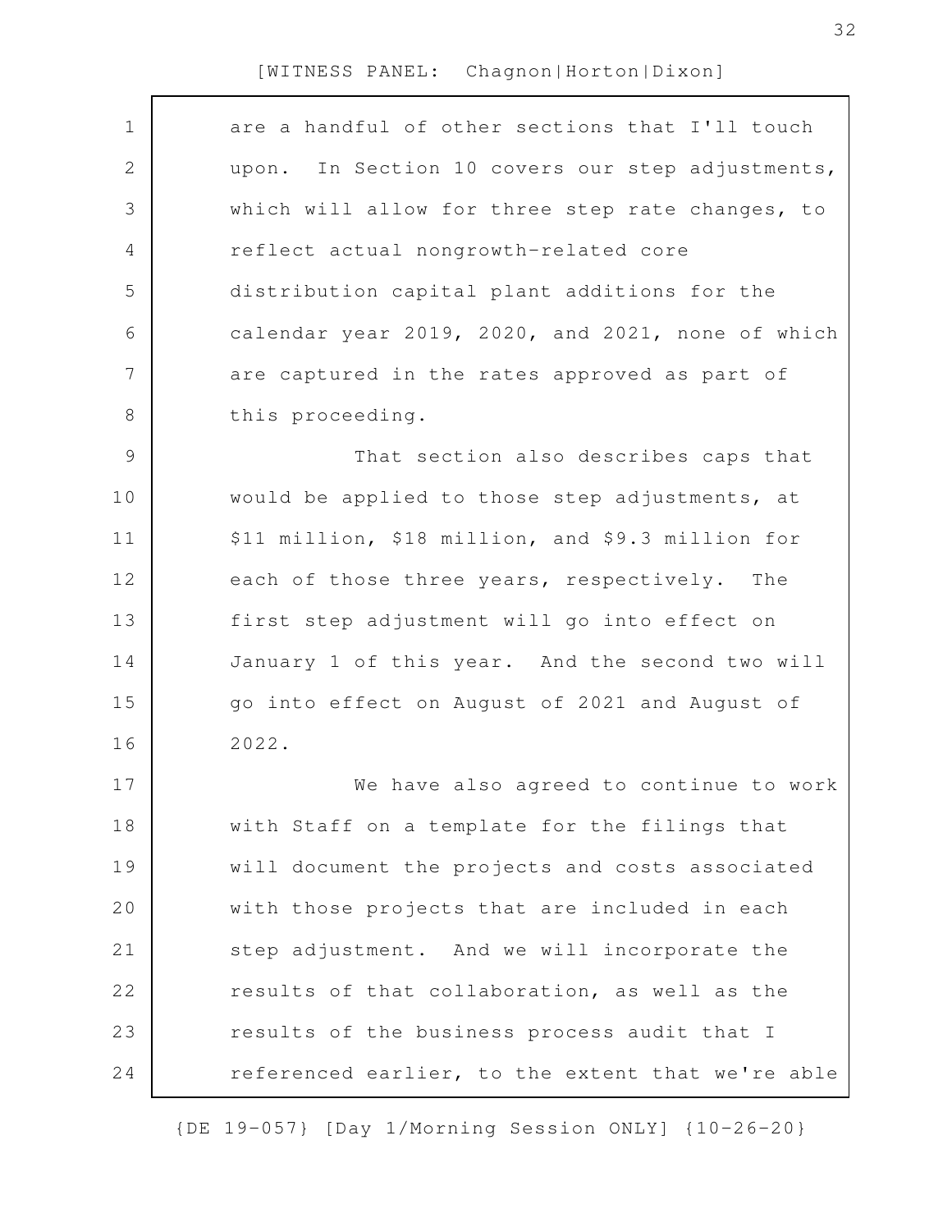are a handful of other sections that I'll touch upon. In Section 10 covers our step adjustments, which will allow for three step rate changes, to reflect actual nongrowth-related core distribution capital plant additions for the calendar year 2019, 2020, and 2021, none of which are captured in the rates approved as part of this proceeding.

That section also describes caps that would be applied to those step adjustments, at $11 million, $18 million, and $9.3 million for each of those three years, respectively. The first step adjustment will go into effect on January 1 of this year. And the second two will go into effect on August of 2021 and August of 2022.

We have also agreed to continue to work with Staff on a template for the filings that will document the projects and costs associated with those projects that are included in each step adjustment. And we will incorporate the results of that collaboration, as well as the results of the business process audit that I referenced earlier, to the extent that we're able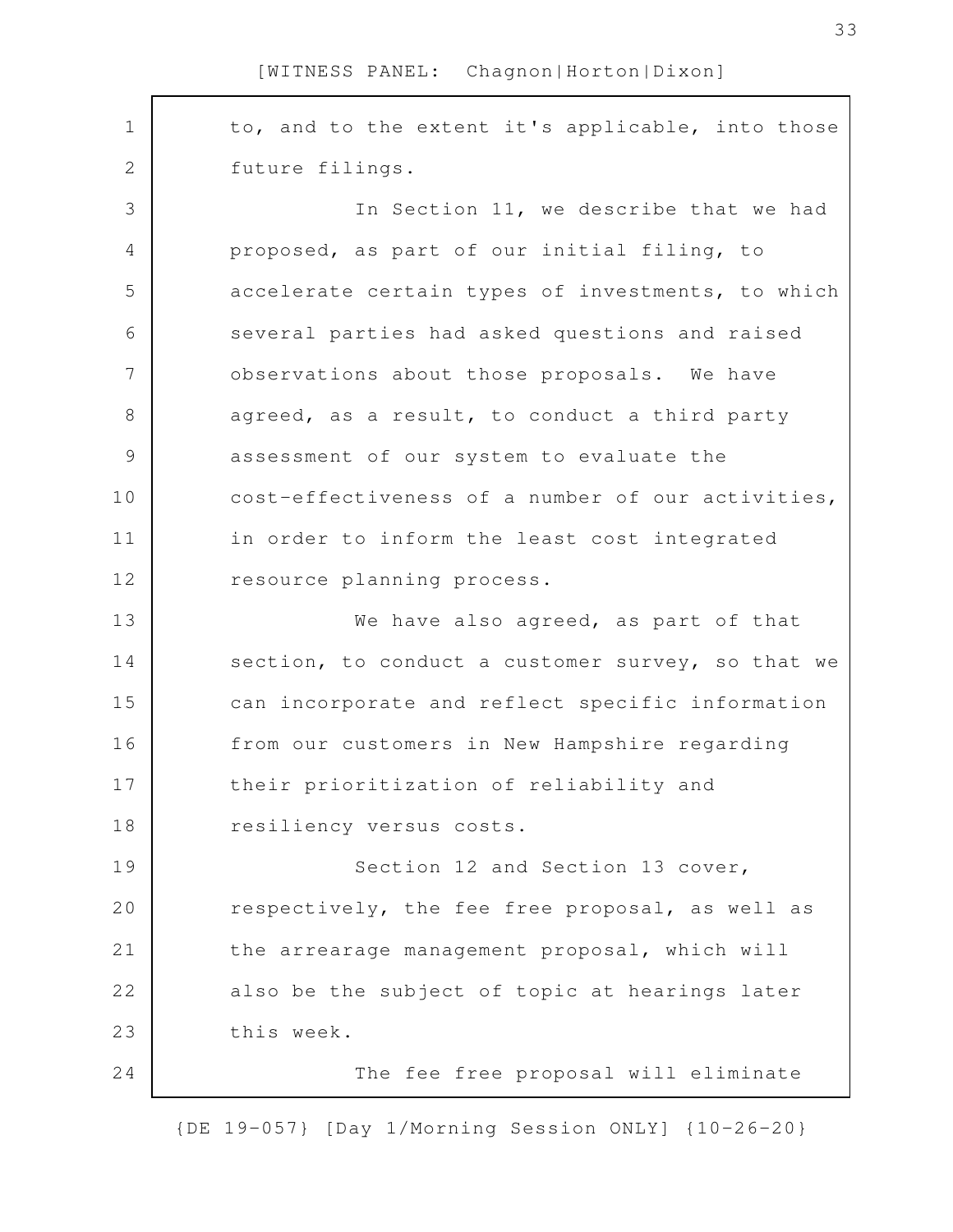to, and to the extent it's applicable, into those future filings.

In Section 11, we describe that we had proposed, as part of our initial filing, to accelerate certain types of investments, to which several parties had asked questions and raised observations about those proposals. We have agreed, as a result, to conduct a third party assessment of our system to evaluate the cost-effectiveness of a number of our activities, in order to inform the least cost integrated resource planning process.

We have also agreed, as part of that section, to conduct a customer survey, so that we can incorporate and reflect specific information from our customers in New Hampshire regarding their prioritization of reliability and resiliency versus costs.

Section 12 and Section 13 cover, respectively, the fee free proposal, as well as the arrearage management proposal, which will also be the subject of topic at hearings later this week.

The fee free proposal will eliminate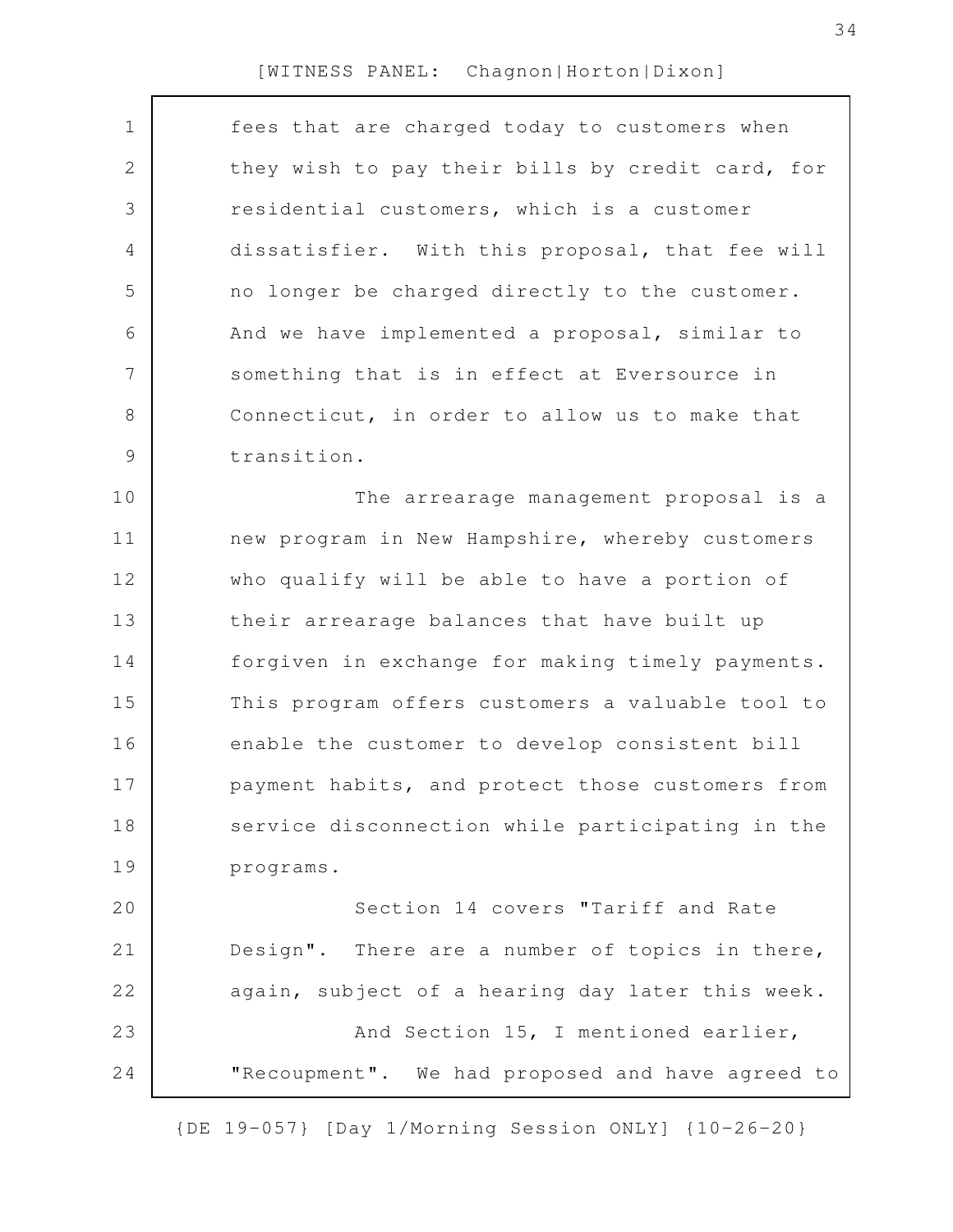fees that are charged today to customers when they wish to pay their bills by credit card, for residential customers, which is a customer dissatisfier. With this proposal, that fee will no longer be charged directly to the customer. And we have implemented a proposal, similar to something that is in effect at Eversource in Connecticut, in order to allow us to make that transition.

The arrearage management proposal is a new program in New Hampshire, whereby customers who qualify will be able to have a portion of their arrearage balances that have built up forgiven in exchange for making timely payments. This program offers customers a valuable tool to enable the customer to develop consistent bill payment habits, and protect those customers from service disconnection while participating in the programs.

Section 14 covers "Tariff and Rate Design". There are a number of topics in there, again, subject of a hearing day later this week.

And Section 15, I mentioned earlier, "Recoupment". We had proposed and have agreed to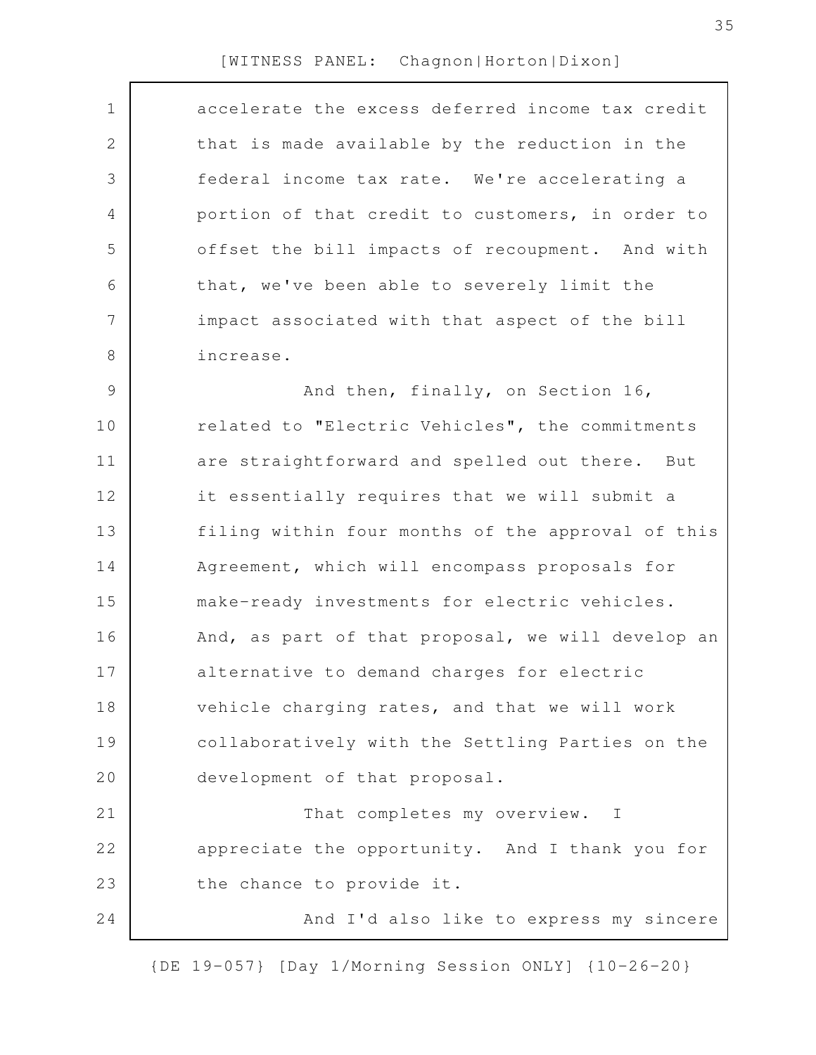accelerate the excess deferred income tax credit that is made available by the reduction in the federal income tax rate. We're accelerating a portion of that credit to customers, in order to offset the bill impacts of recoupment. And with that, we've been able to severely limit the impact associated with that aspect of the bill increase.

And then, finally, on Section 16, related to "Electric Vehicles", the commitments are straightforward and spelled out there. But it essentially requires that we will submit a filing within four months of the approval of this Agreement, which will encompass proposals for make-ready investments for electric vehicles. And, as part of that proposal, we will develop an alternative to demand charges for electric vehicle charging rates, and that we will work collaboratively with the Settling Parties on the development of that proposal.

That completes my overview. I appreciate the opportunity. And I thank you for the chance to provide it.

And I'd also like to express my sincere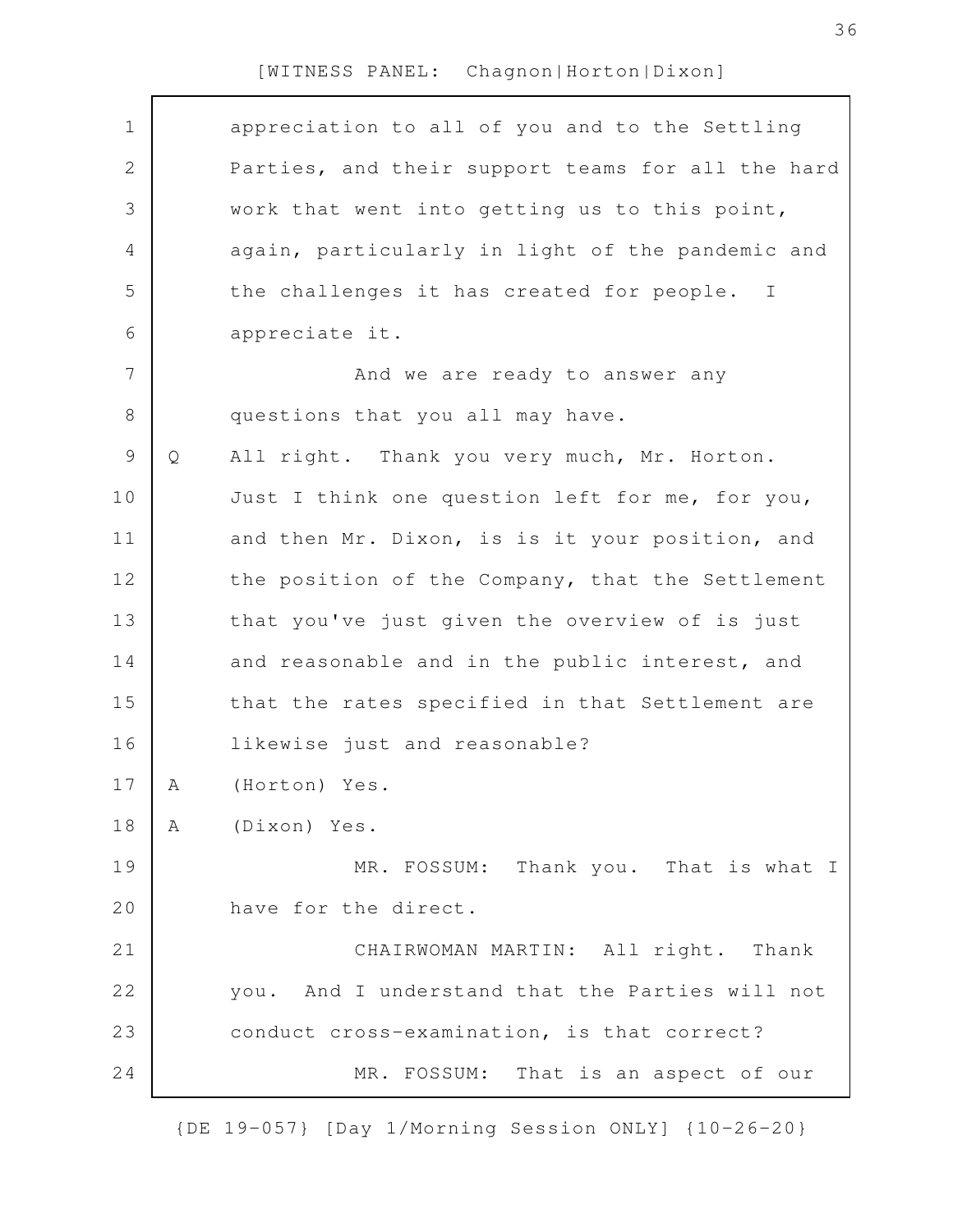appreciation to all of you and to the Settling Parties, and their support teams for all the hard work that went into getting us to this point, again, particularly in light of the pandemic and the challenges it has created for people. I appreciate it.

And we are ready to answer any questions that you all may have.

Q All right. Thank you very much, Mr. Horton. Just I think one question left for me, for you, and then Mr. Dixon, is is it your position, and the position of the Company, that the Settlement that you've just given the overview of is just and reasonable and in the public interest, and that the rates specified in that Settlement are likewise just and reasonable?

A (Horton) Yes.

A (Dixon) Yes.

MR. FOSSUM: Thank you. That is what I have for the direct.

CHAIRWOMAN MARTIN: All right. Thank you. And I understand that the Parties will not conduct cross-examination, is that correct?

MR. FOSSUM: That is an aspect of our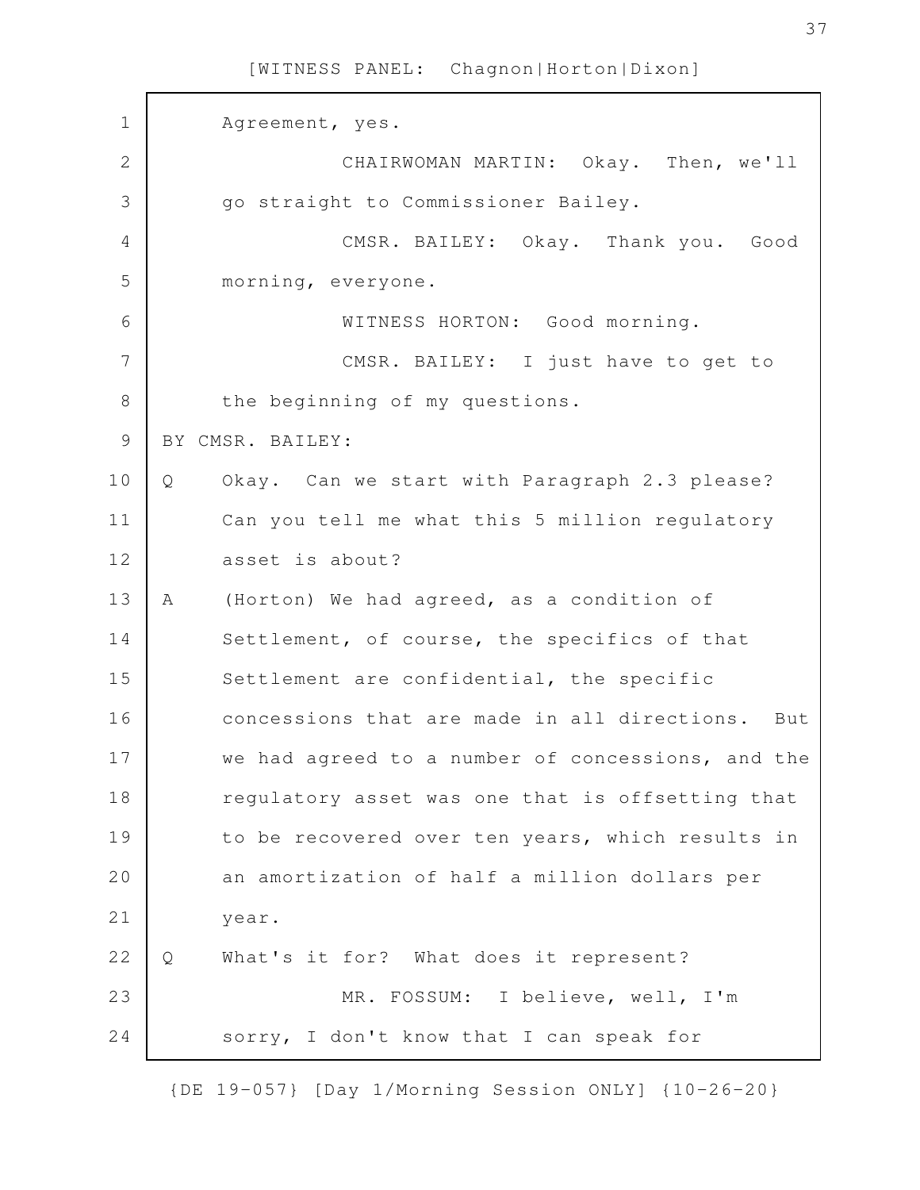Agreement, yes.

CHAIRWOMAN MARTIN: Okay. Then, we'll go straight to Commissioner Bailey.

CMSR. BAILEY: Okay. Thank you. Good morning, everyone.

WITNESS HORTON: Good morning.

CMSR. BAILEY: I just have to get to the beginning of my questions.

BY CMSR. BAILEY:

Q Okay. Can we start with Paragraph 2.3 please? Can you tell me what this 5 million regulatory asset is about?

A (Horton) We had agreed, as a condition of Settlement, of course, the specifics of that Settlement are confidential, the specific concessions that are made in all directions. But we had agreed to a number of concessions, and the regulatory asset was one that is offsetting that to be recovered over ten years, which results in an amortization of half a million dollars per year.

Q What's it for? What does it represent?

MR. FOSSUM: I believe, well, I'm sorry, I don't know that I can speak for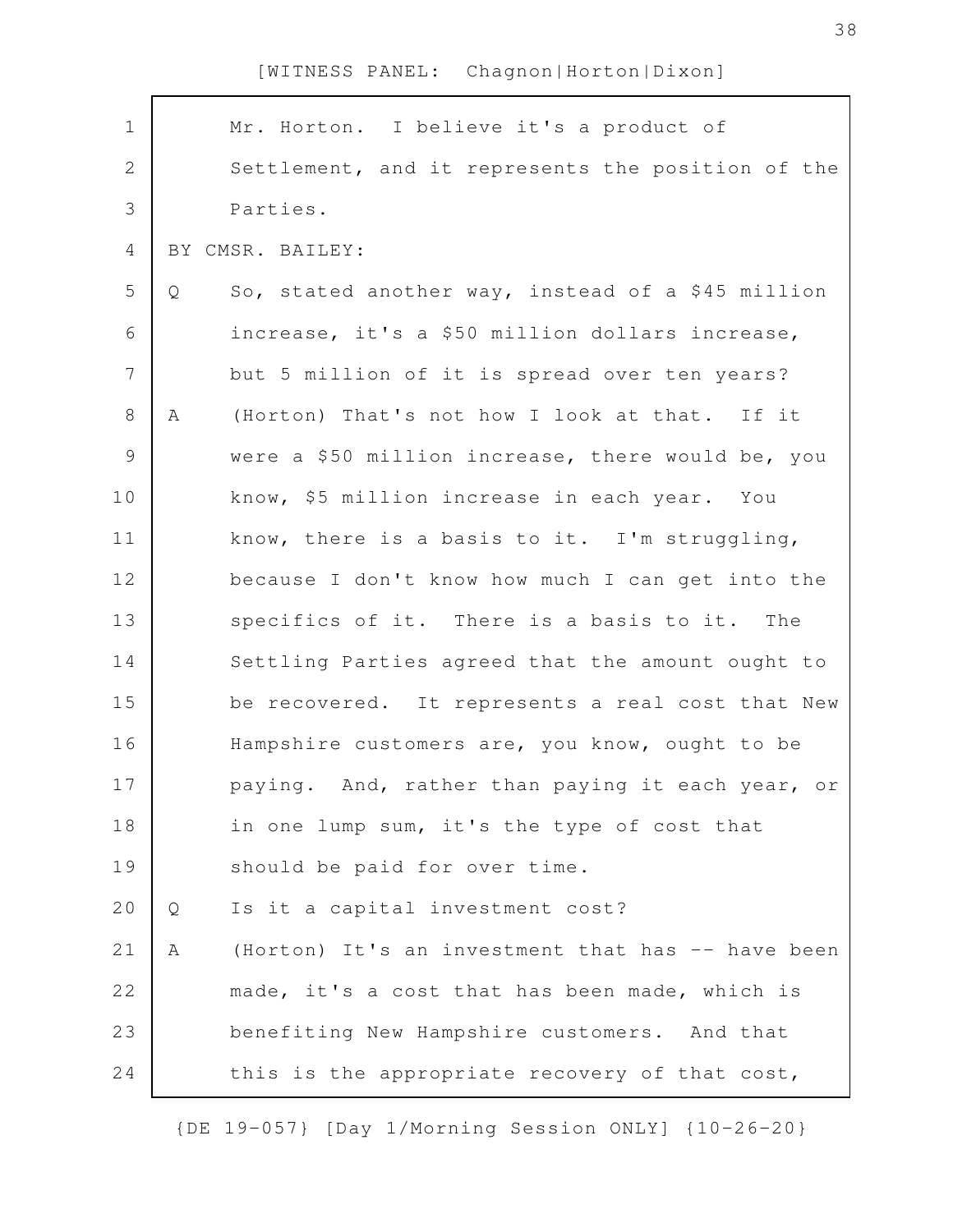Mr. Horton. I believe it's a product of Settlement, and it represents the position of the Parties.

BY CMSR. BAILEY:

Q So, stated another way, instead of a $45 million increase, it's a $50 million dollars increase, but 5 million of it is spread over ten years?

A (Horton) That's not how I look at that. If it were a $50 million increase, there would be, you know, $5 million increase in each year. You know, there is a basis to it. I'm struggling, because I don't know how much I can get into the specifics of it. There is a basis to it. The Settling Parties agreed that the amount ought to be recovered. It represents a real cost that New Hampshire customers are, you know, ought to be paying. And, rather than paying it each year, or in one lump sum, it's the type of cost that should be paid for over time.

Q Is it a capital investment cost?

A (Horton) It's an investment that has -- have been made, it's a cost that has been made, which is benefiting New Hampshire customers. And that this is the appropriate recovery of that cost,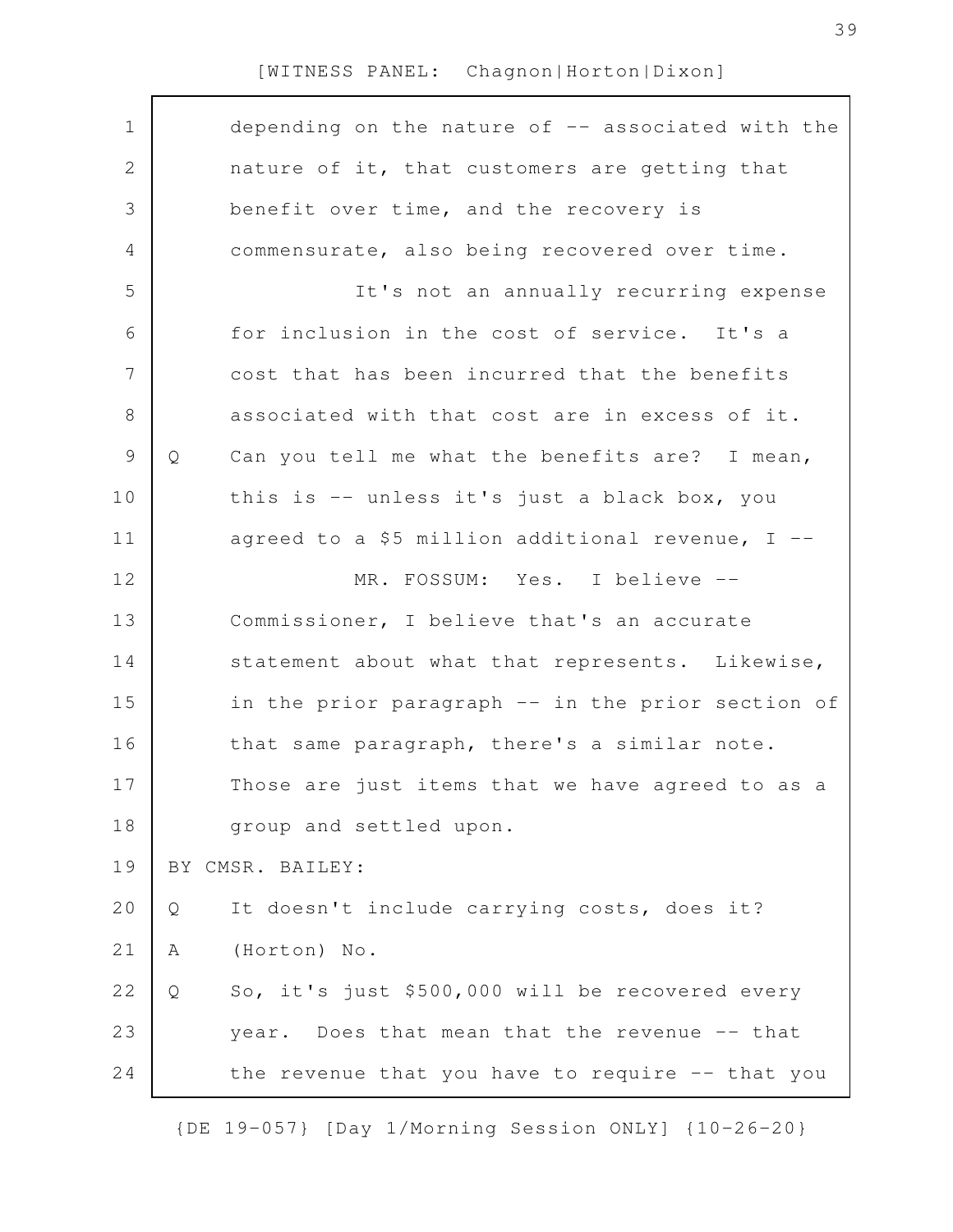depending on the nature of -- associated with the nature of it, that customers are getting that benefit over time, and the recovery is commensurate, also being recovered over time.

It's not an annually recurring expense for inclusion in the cost of service. It's a cost that has been incurred that the benefits associated with that cost are in excess of it.

Q Can you tell me what the benefits are? I mean, this is -- unless it's just a black box, you agreed to a $5 million additional revenue, I --

MR. FOSSUM: Yes. I believe -- Commissioner, I believe that's an accurate statement about what that represents. Likewise, in the prior paragraph -- in the prior section of that same paragraph, there's a similar note. Those are just items that we have agreed to as a group and settled upon.

BY CMSR. BAILEY:

Q It doesn't include carrying costs, does it?

A (Horton) No.

Q So, it's just $500,000 will be recovered every year. Does that mean that the revenue -- that the revenue that you have to require -- that you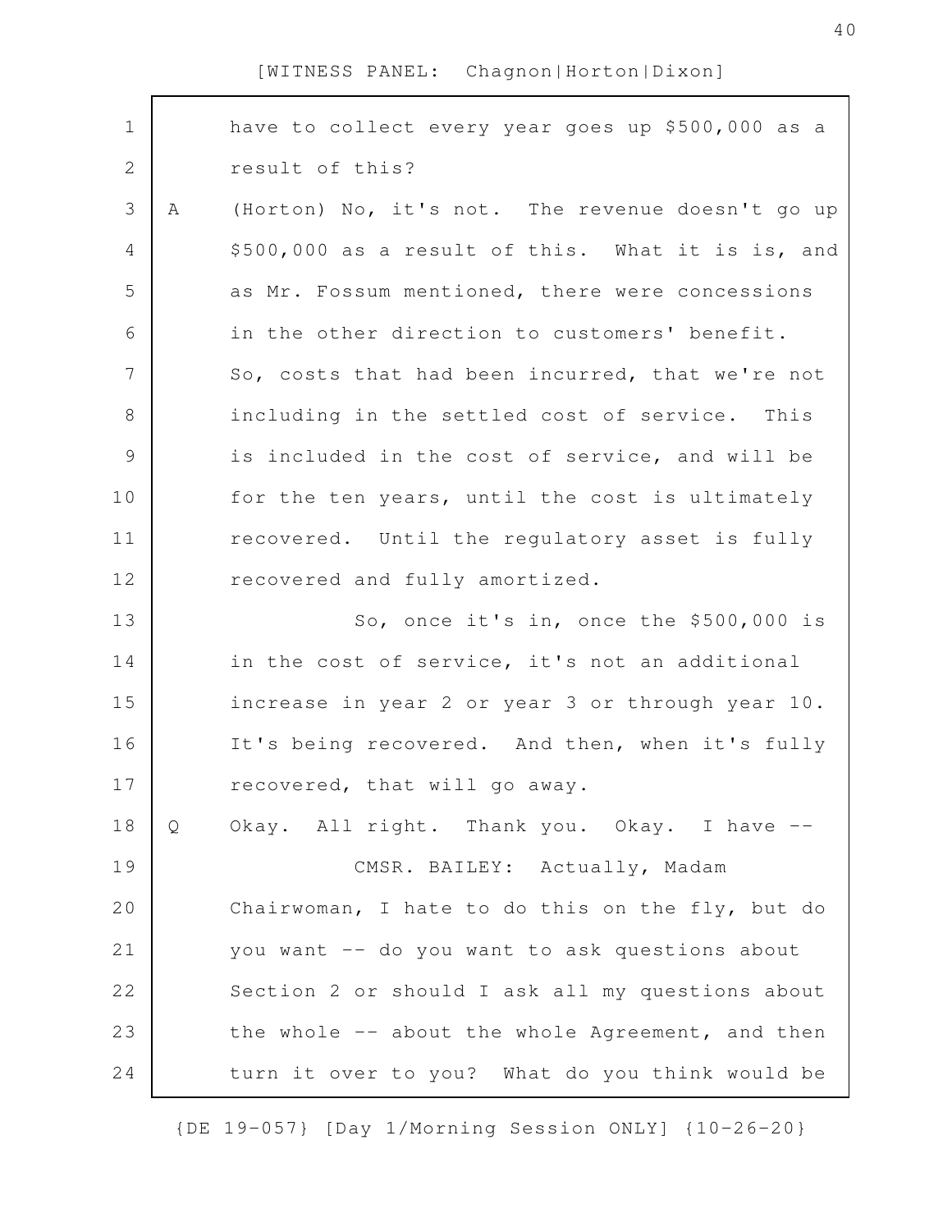have to collect every year goes up $500,000 as a result of this?

A (Horton) No, it's not. The revenue doesn't go up $500,000 as a result of this. What it is, and as Mr. Fossum mentioned, there were concessions in the other direction to customers' benefit. So, costs that had been incurred, that we're not including in the settled cost of service. This is included in the cost of service, and will be for the ten years, until the cost is ultimately recovered. Until the regulatory asset is fully recovered and fully amortized.

So, once it's in, once the $500,000 is in the cost of service, it's not an additional increase in year 2 or year 3 or through year 10. It's being recovered. And then, when it's fully recovered, that will go away.

Q Okay. All right. Thank you. Okay. I have --

CMSR. BAILEY: Actually, Madam Chairwoman, I hate to do this on the fly, but do you want -- do you want to ask questions about Section 2 or should I ask all my questions about the whole -- about the whole Agreement, and then turn it over to you? What do you think would be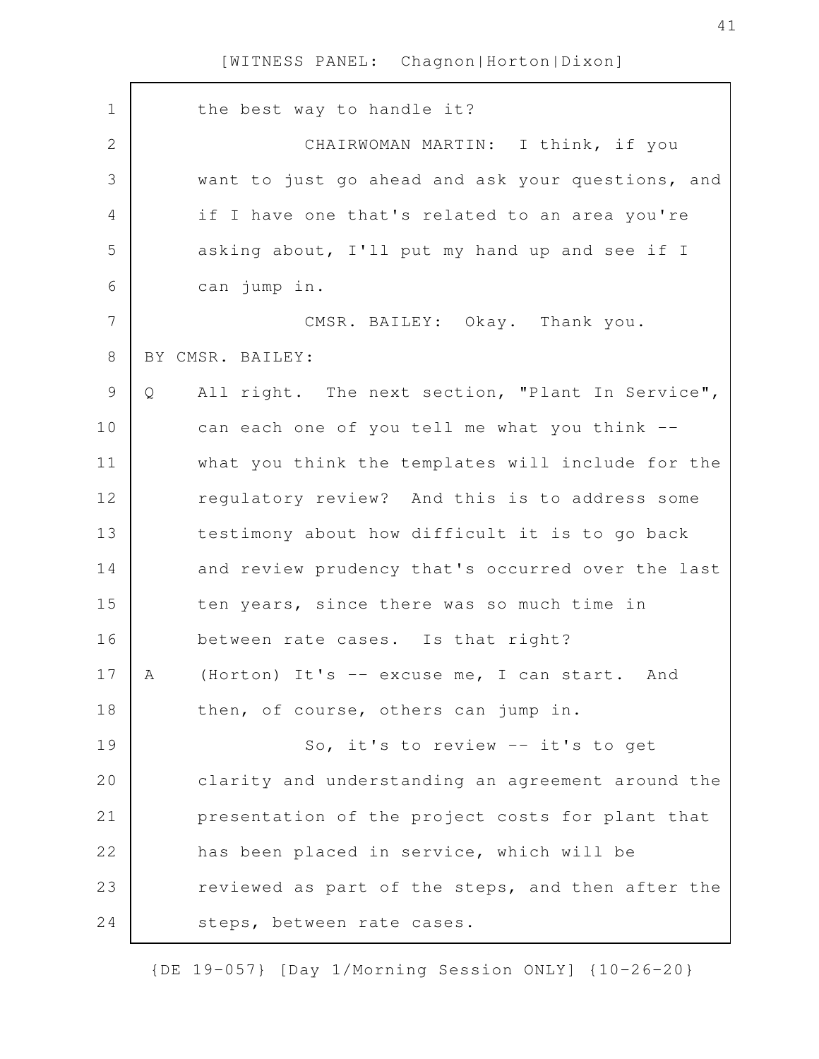the best way to handle it?

CHAIRWOMAN MARTIN: I think, if you want to just go ahead and ask your questions, and if I have one that's related to an area you're asking about, I'll put my hand up and see if I can jump in.

CMSR. BAILEY: Okay. Thank you.

BY CMSR. BAILEY:

Q All right. The next section, "Plant In Service", can each one of you tell me what you think -- what you think the templates will include for the regulatory review? And this is to address some testimony about how difficult it is to go back and review prudency that's occurred over the last ten years, since there was so much time in between rate cases. Is that right?

A (Horton) It's -- excuse me, I can start. And then, of course, others can jump in.

So, it's to review -- it's to get clarity and understanding an agreement around the presentation of the project costs for plant that has been placed in service, which will be reviewed as part of the steps, and then after the steps, between rate cases.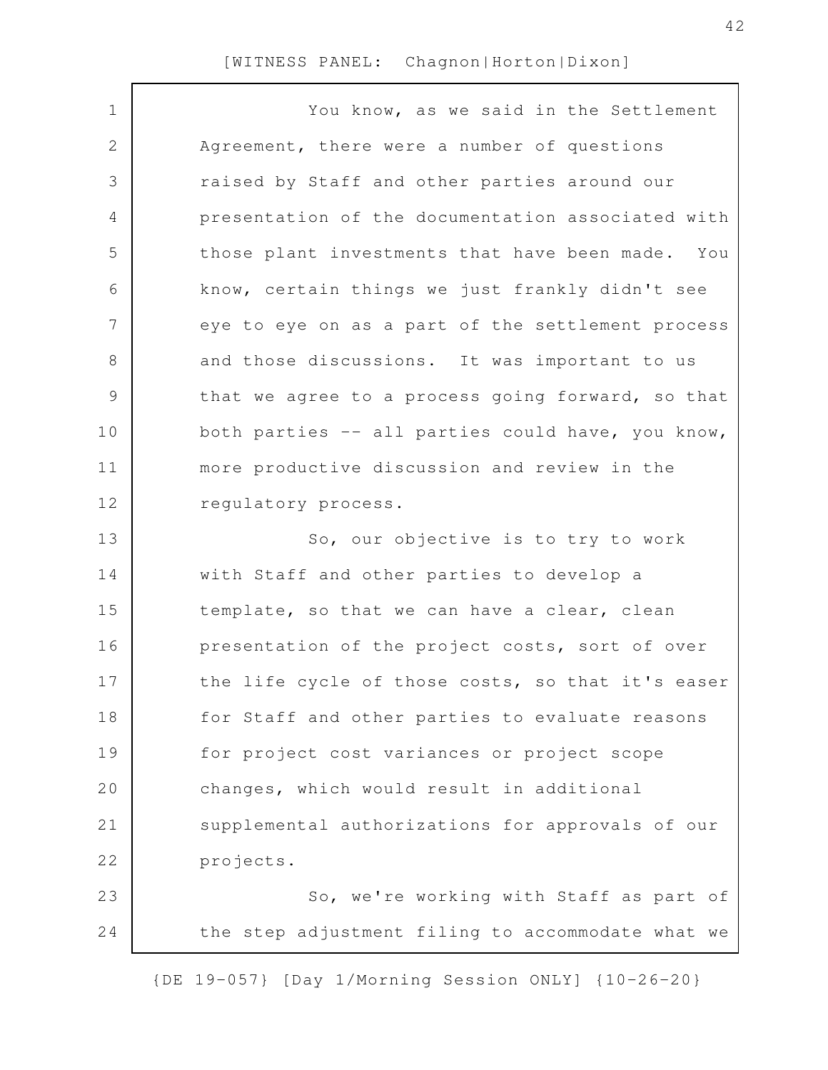You know, as we said in the Settlement Agreement, there were a number of questions raised by Staff and other parties around our presentation of the documentation associated with those plant investments that have been made. You know, certain things we just frankly didn't see eye to eye on as a part of the settlement process and those discussions. It was important to us that we agree to a process going forward, so that both parties -- all parties could have, you know, more productive discussion and review in the regulatory process.

So, our objective is to try to work with Staff and other parties to develop a template, so that we can have a clear, clean presentation of the project costs, sort of over the life cycle of those costs, so that it's easer for Staff and other parties to evaluate reasons for project cost variances or project scope changes, which would result in additional supplemental authorizations for approvals of our projects.

So, we're working with Staff as part of the step adjustment filing to accommodate what we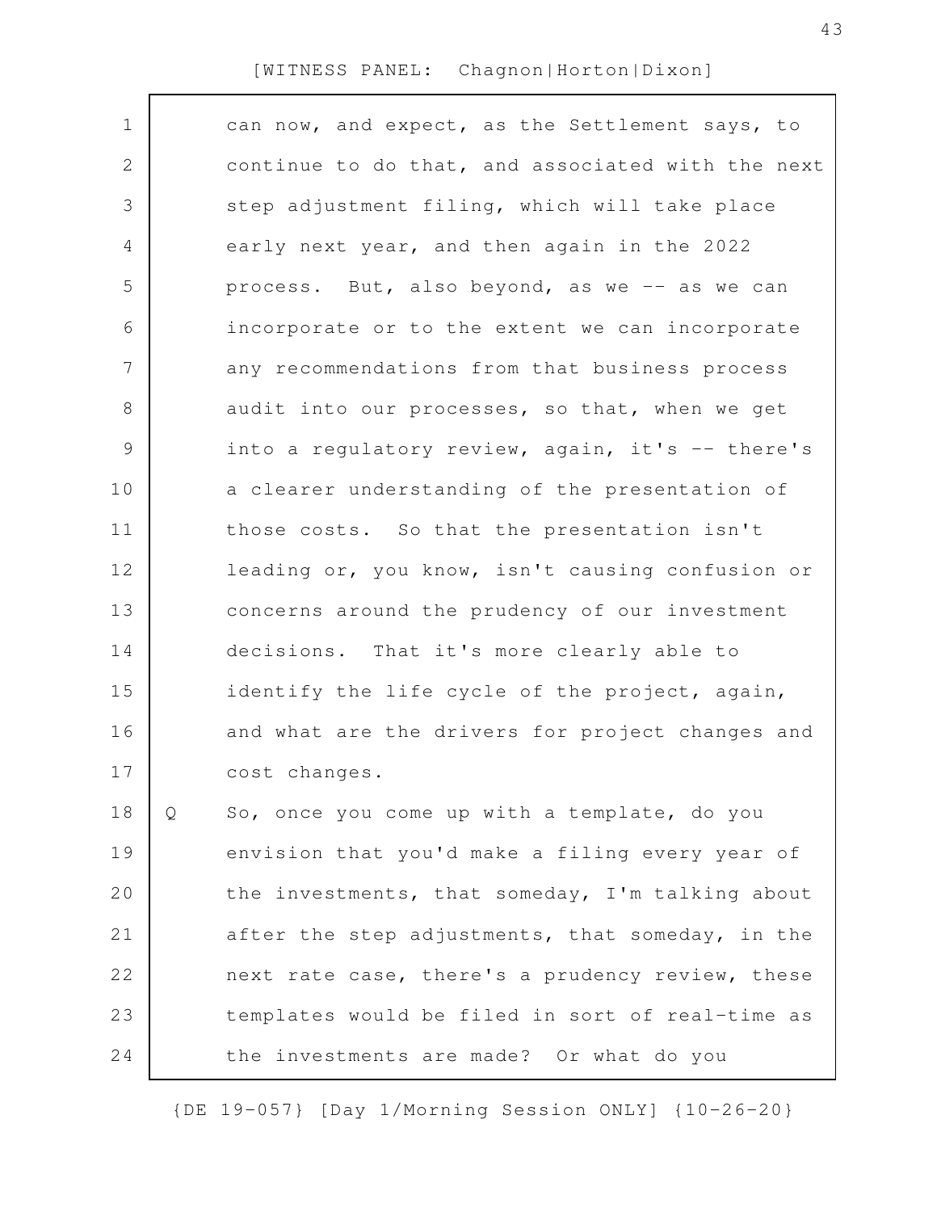can now, and expect, as the Settlement says, to continue to do that, and associated with the next step adjustment filing, which will take place early next year, and then again in the 2022 process. But, also beyond, as we -- as we can incorporate or to the extent we can incorporate any recommendations from that business process audit into our processes, so that, when we get into a regulatory review, again, it's -- there's a clearer understanding of the presentation of those costs. So that the presentation isn't leading or, you know, isn't causing confusion or concerns around the prudency of our investment decisions. That it's more clearly able to identify the life cycle of the project, again, and what are the drivers for project changes and cost changes.

Q So, once you come up with a template, do you envision that you'd make a filing every year of the investments, that someday, I'm talking about after the step adjustments, that someday, in the next rate case, there's a prudency review, these templates would be filed in sort of real-time as the investments are made? Or what do you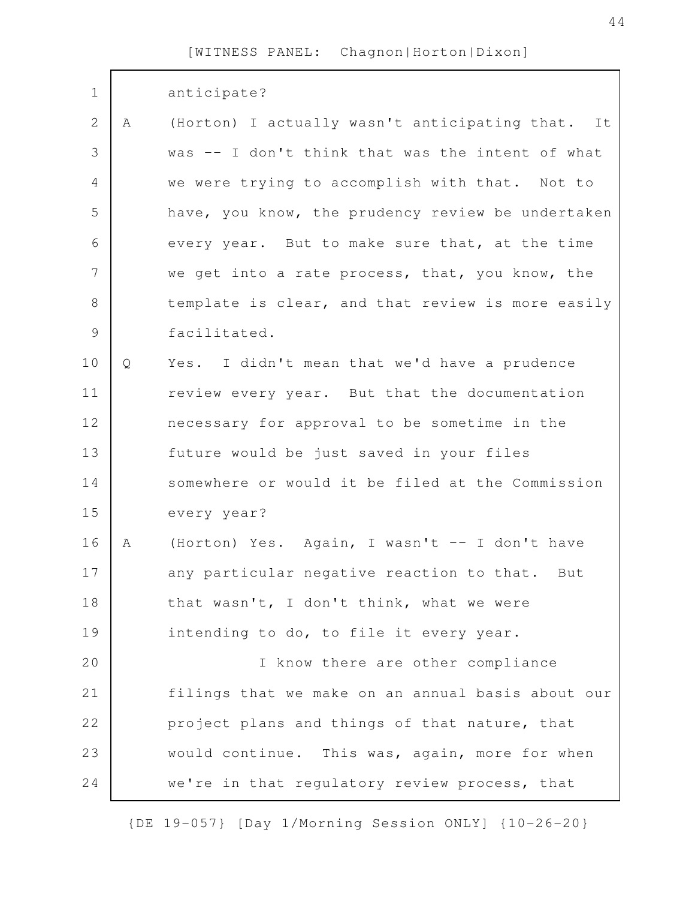anticipate?

A (Horton) I actually wasn't anticipating that. It was -- I don't think that was the intent of what we were trying to accomplish with that. Not to have, you know, the prudency review be undertaken every year. But to make sure that, at the time we get into a rate process, that, you know, the template is clear, and that review is more easily facilitated.

Q Yes. I didn't mean that we'd have a prudence review every year. But that the documentation necessary for approval to be sometime in the future would be just saved in your files somewhere or would it be filed at the Commission every year?

A (Horton) Yes. Again, I wasn't -- I don't have any particular negative reaction to that. But that wasn't, I don't think, what we were intending to do, to file it every year.

I know there are other compliance filings that we make on an annual basis about our project plans and things of that nature, that would continue. This was, again, more for when we're in that regulatory review process, that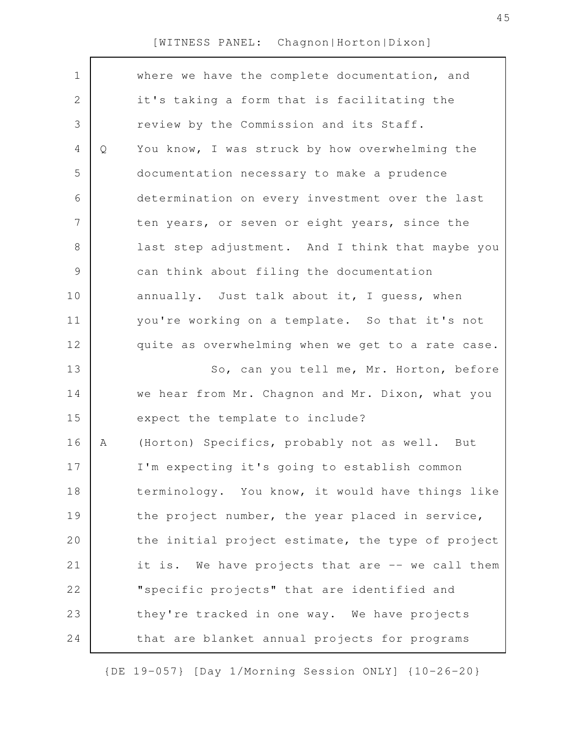where we have the complete documentation, and it's taking a form that is facilitating the review by the Commission and its Staff.

Q You know, I was struck by how overwhelming the documentation necessary to make a prudence determination on every investment over the last ten years, or seven or eight years, since the last step adjustment. And I think that maybe you can think about filing the documentation annually. Just talk about it, I guess, when you're working on a template. So that it's not quite as overwhelming when we get to a rate case.

So, can you tell me, Mr. Horton, before we hear from Mr. Chagnon and Mr. Dixon, what you expect the template to include?

A (Horton) Specifics, probably not as well. But I'm expecting it's going to establish common terminology. You know, it would have things like the project number, the year placed in service, the initial project estimate, the type of project it is. We have projects that are -- we call them "specific projects" that are identified and they're tracked in one way. We have projects that are blanket annual projects for programs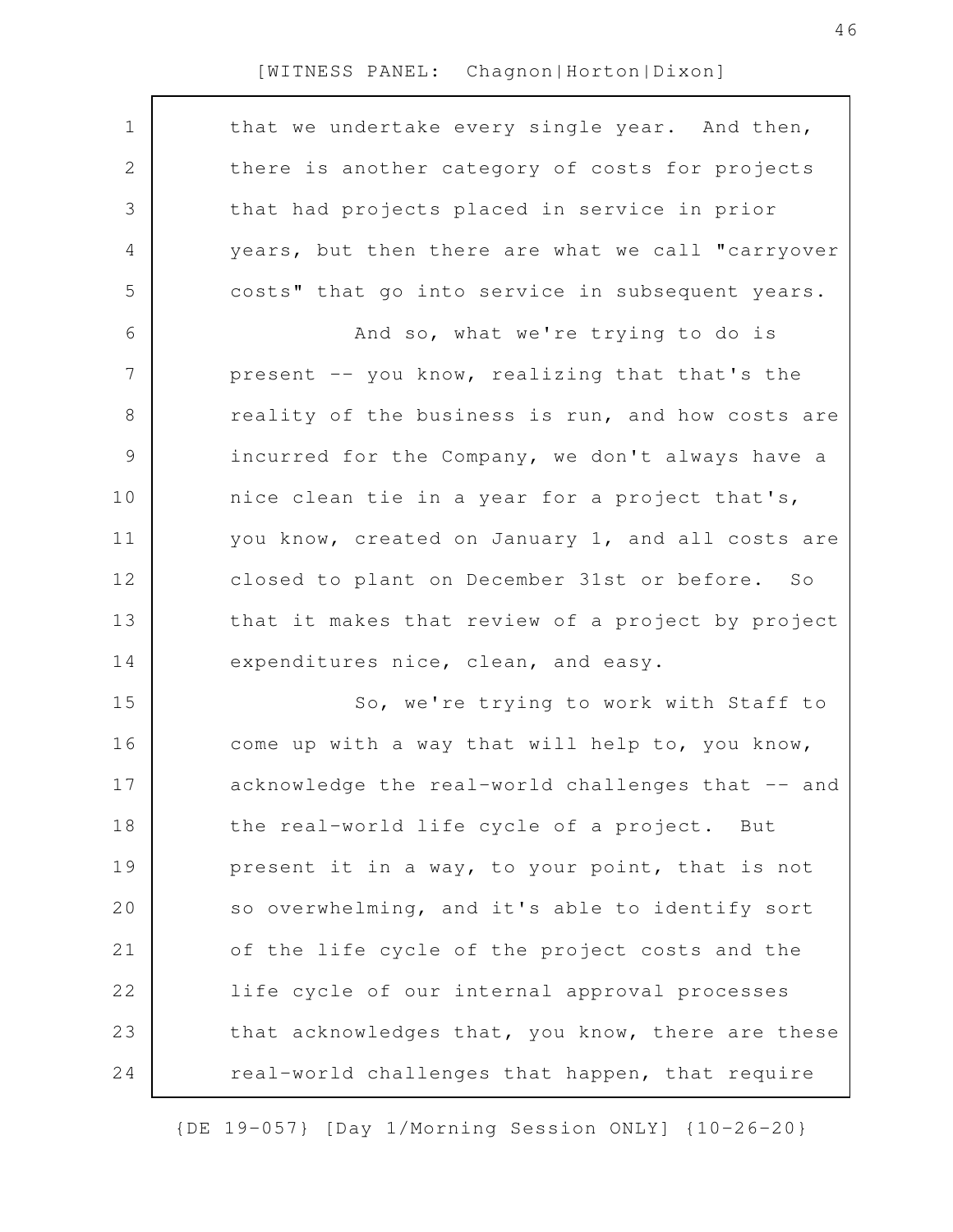that we undertake every single year. And then, there is another category of costs for projects that had projects placed in service in prior years, but then there are what we call "carryover costs" that go into service in subsequent years.

And so, what we're trying to do is present -- you know, realizing that that's the reality of the business is run, and how costs are incurred for the Company, we don't always have a nice clean tie in a year for a project that's, you know, created on January 1, and all costs are closed to plant on December 31st or before. So that it makes that review of a project by project expenditures nice, clean, and easy.

So, we're trying to work with Staff to come up with a way that will help to, you know, acknowledge the real-world challenges that -- and the real-world life cycle of a project. But present it in a way, to your point, that is not so overwhelming, and it's able to identify sort of the life cycle of the project costs and the life cycle of our internal approval processes that acknowledges that, you know, there are these real-world challenges that happen, that require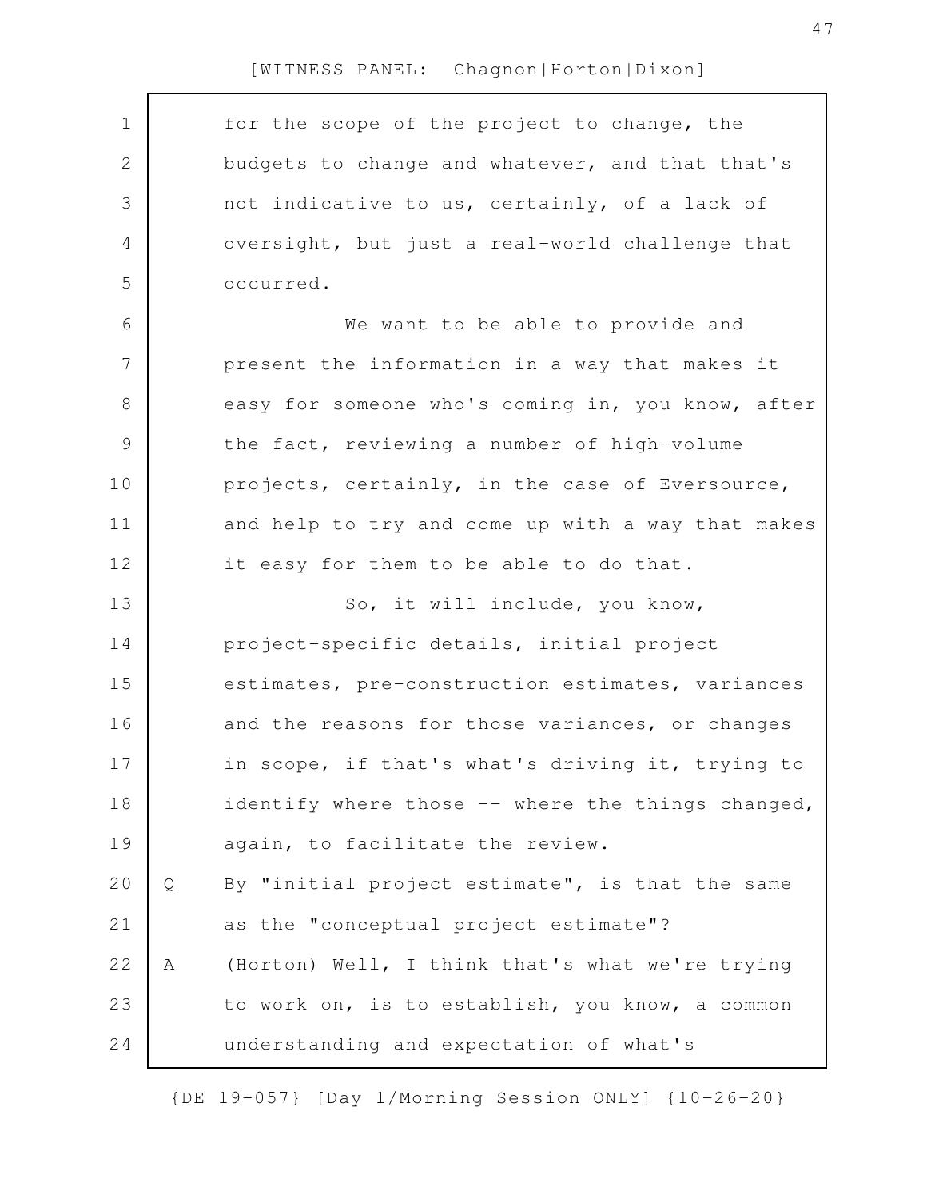for the scope of the project to change, the budgets to change and whatever, and that that's not indicative to us, certainly, of a lack of oversight, but just a real-world challenge that occurred.

We want to be able to provide and present the information in a way that makes it easy for someone who's coming in, you know, after the fact, reviewing a number of high-volume projects, certainly, in the case of Eversource, and help to try and come up with a way that makes it easy for them to be able to do that.

So, it will include, you know, project-specific details, initial project estimates, pre-construction estimates, variances and the reasons for those variances, or changes in scope, if that's what's driving it, trying to identify where those -- where the things changed, again, to facilitate the review.

Q By "initial project estimate", is that the same as the "conceptual project estimate"?

A (Horton) Well, I think that's what we're trying to work on, is to establish, you know, a common understanding and expectation of what's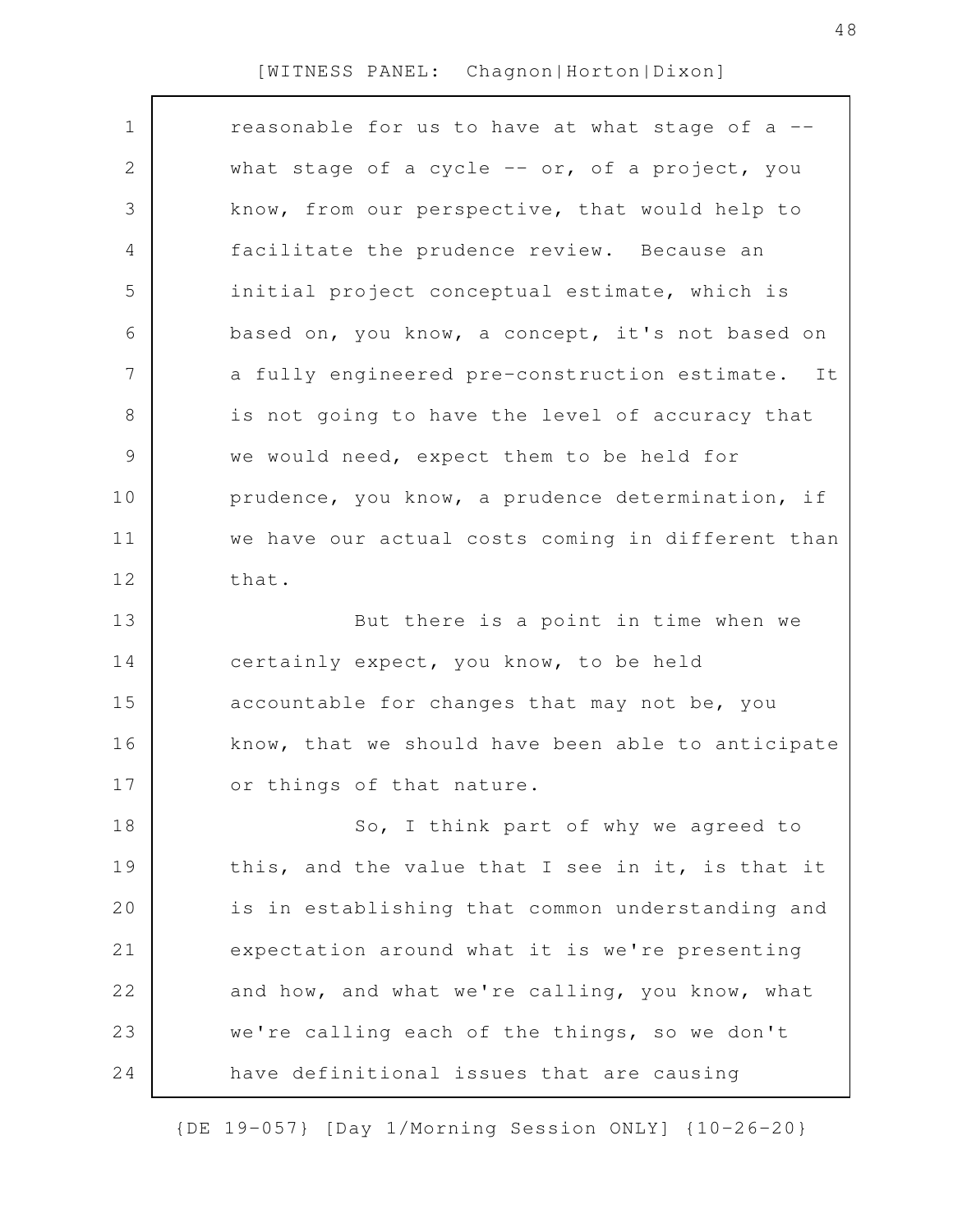reasonable for us to have at what stage of a -- what stage of a cycle -- or, of a project, you know, from our perspective, that would help to facilitate the prudence review. Because an initial project conceptual estimate, which is based on, you know, a concept, it's not based on a fully engineered pre-construction estimate. It is not going to have the level of accuracy that we would need, expect them to be held for prudence, you know, a prudence determination, if we have our actual costs coming in different than that.

But there is a point in time when we certainly expect, you know, to be held accountable for changes that may not be, you know, that we should have been able to anticipate or things of that nature.

So, I think part of why we agreed to this, and the value that I see in it, is that it is in establishing that common understanding and expectation around what it is we're presenting and how, and what we're calling, you know, what we're calling each of the things, so we don't have definitional issues that are causing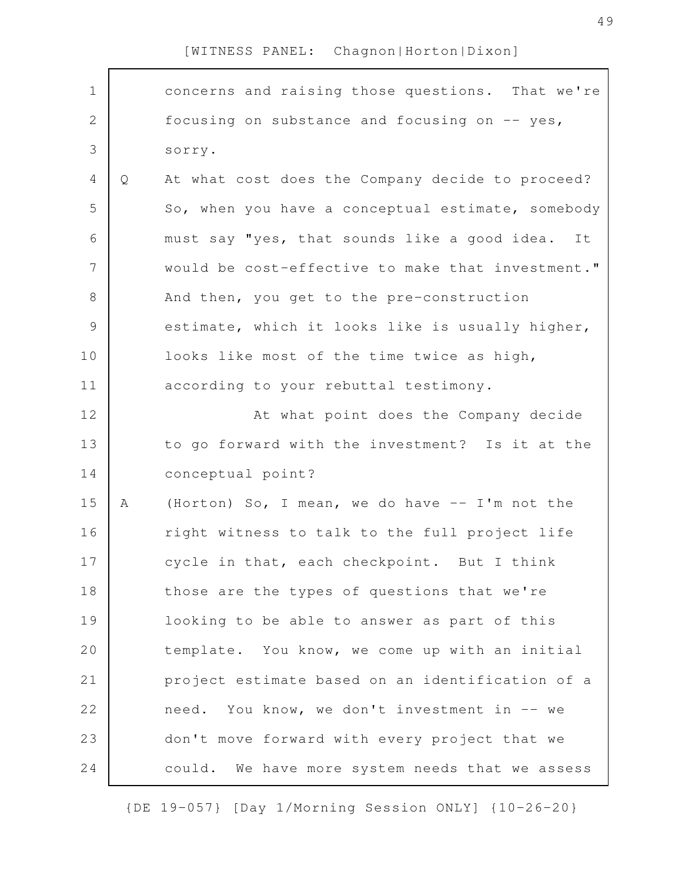concerns and raising those questions. That we're focusing on substance and focusing on -- yes, sorry.

Q At what cost does the Company decide to proceed? So, when you have a conceptual estimate, somebody must say "yes, that sounds like a good idea. It would be cost-effective to make that investment." And then, you get to the pre-construction estimate, which it looks like is usually higher, looks like most of the time twice as high, according to your rebuttal testimony.

At what point does the Company decide to go forward with the investment? Is it at the conceptual point?

A (Horton) So, I mean, we do have -- I'm not the right witness to talk to the full project life cycle in that, each checkpoint. But I think those are the types of questions that we're looking to be able to answer as part of this template. You know, we come up with an initial project estimate based on an identification of a need. You know, we don't investment in -- we don't move forward with every project that we could. We have more system needs that we assess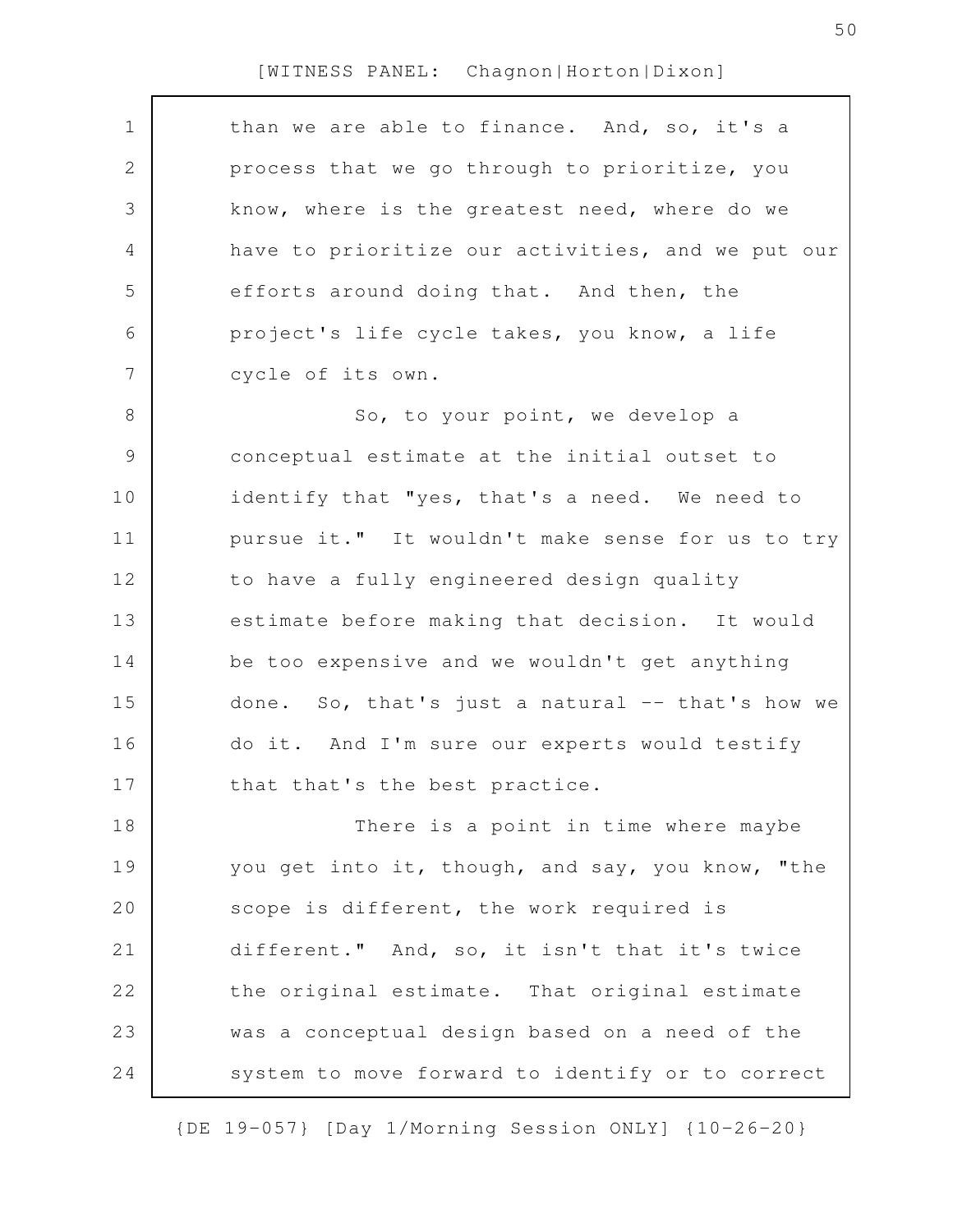than we are able to finance. And, so, it's a process that we go through to prioritize, you know, where is the greatest need, where do we have to prioritize our activities, and we put our efforts around doing that. And then, the project's life cycle takes, you know, a life cycle of its own.

So, to your point, we develop a conceptual estimate at the initial outset to identify that "yes, that's a need. We need to pursue it." It wouldn't make sense for us to try to have a fully engineered design quality estimate before making that decision. It would be too expensive and we wouldn't get anything done. So, that's just a natural -- that's how we do it. And I'm sure our experts would testify that that's the best practice.

There is a point in time where maybe you get into it, though, and say, you know, "the scope is different, the work required is different." And, so, it isn't that it's twice the original estimate. That original estimate was a conceptual design based on a need of the system to move forward to identify or to correct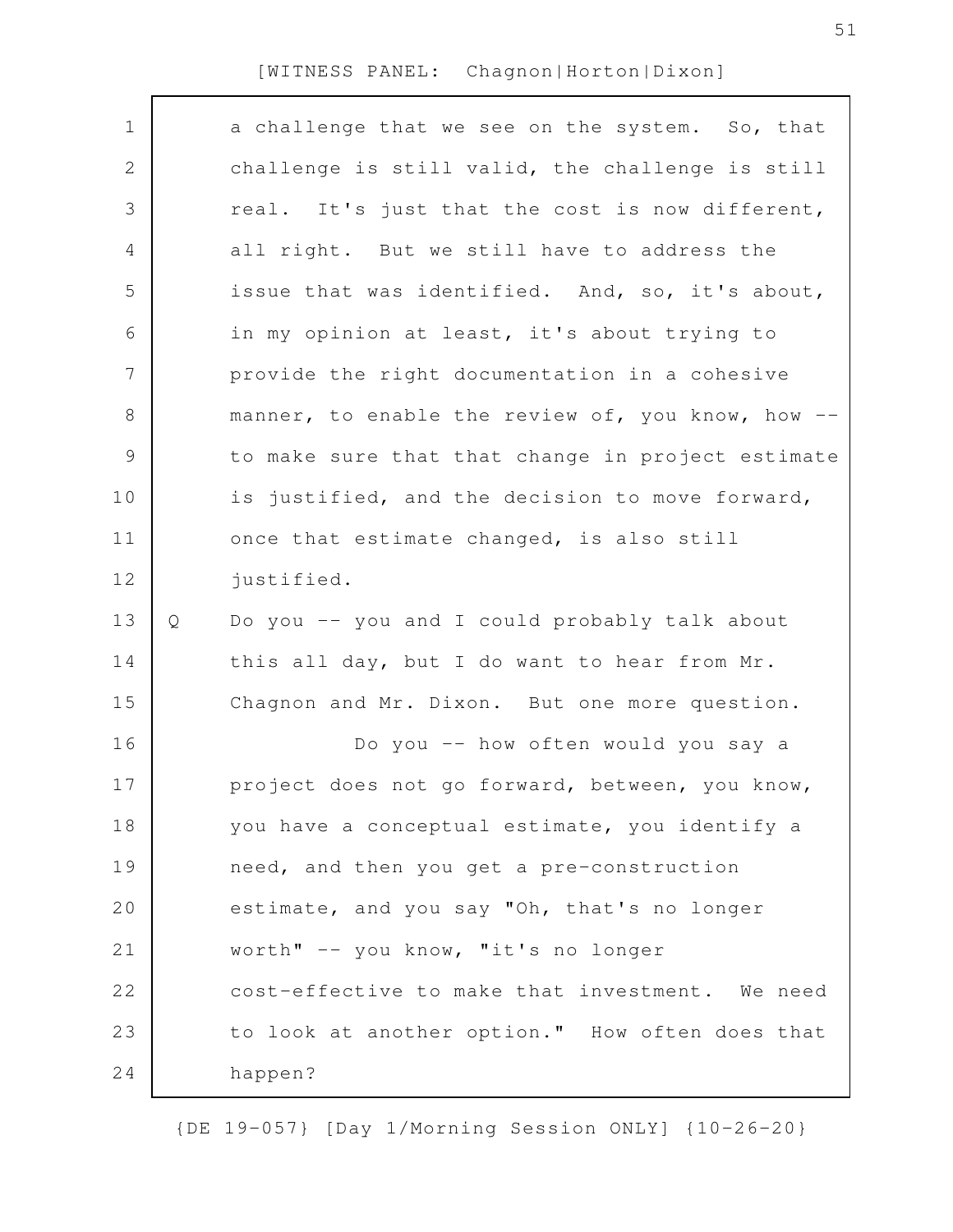a challenge that we see on the system. So, that challenge is still valid, the challenge is still real. It's just that the cost is now different, all right. But we still have to address the issue that was identified. And, so, it's about, in my opinion at least, it's about trying to provide the right documentation in a cohesive manner, to enable the review of, you know, how -- to make sure that that change in project estimate is justified, and the decision to move forward, once that estimate changed, is also still justified.

Q Do you -- you and I could probably talk about this all day, but I do want to hear from Mr. Chagnon and Mr. Dixon. But one more question.

Do you -- how often would you say a project does not go forward, between, you know, you have a conceptual estimate, you identify a need, and then you get a pre-construction estimate, and you say "Oh, that's no longer worth" -- you know, "it's no longer cost-effective to make that investment. We need to look at another option." How often does that happen?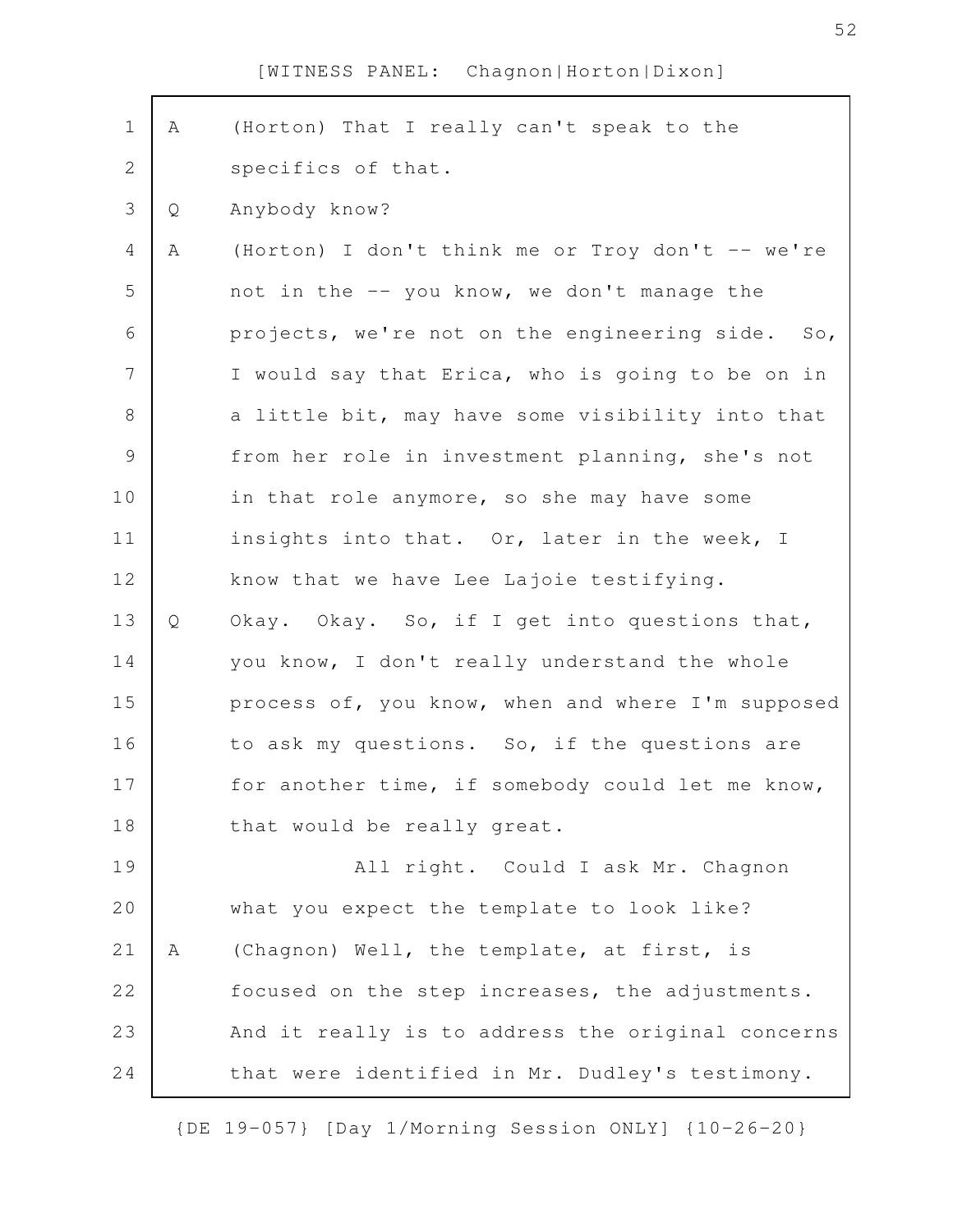A (Horton) That I really can't speak to the specifics of that.

Q Anybody know?

A (Horton) I don't think me or Troy don't -- we're not in the -- you know, we don't manage the projects, we're not on the engineering side. So, I would say that Erica, who is going to be on in a little bit, may have some visibility into that from her role in investment planning, she's not in that role anymore, so she may have some insights into that. Or, later in the week, I know that we have Lee Lajoie testifying.

Q Okay. Okay. So, if I get into questions that, you know, I don't really understand the whole process of, you know, when and where I'm supposed to ask my questions. So, if the questions are for another time, if somebody could let me know, that would be really great.

All right. Could I ask Mr. Chagnon what you expect the template to look like?

A (Chagnon) Well, the template, at first, is focused on the step increases, the adjustments. And it really is to address the original concerns that were identified in Mr. Dudley's testimony.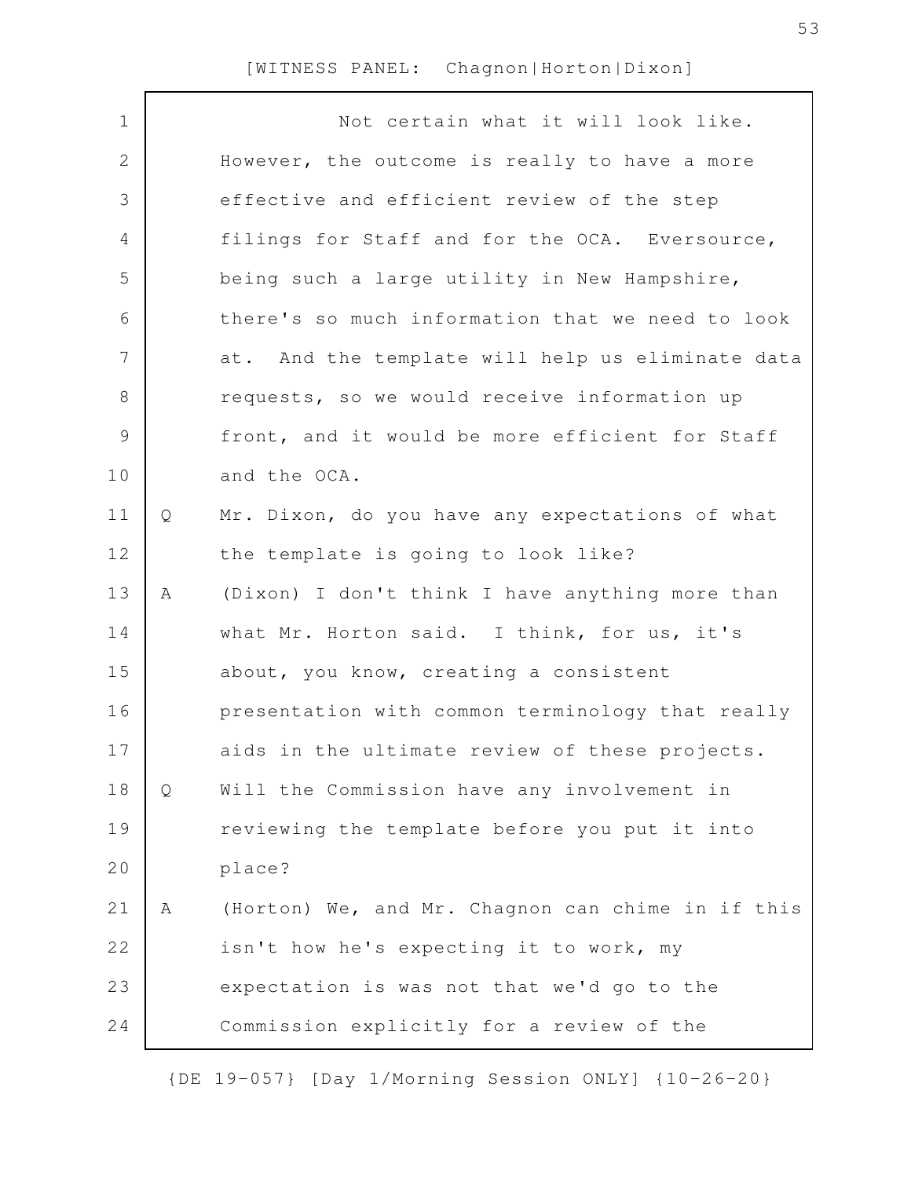Not certain what it will look like. However, the outcome is really to have a more effective and efficient review of the step filings for Staff and for the OCA. Eversource, being such a large utility in New Hampshire, there's so much information that we need to look at. And the template will help us eliminate data requests, so we would receive information up front, and it would be more efficient for Staff and the OCA.

Q Mr. Dixon, do you have any expectations of what the template is going to look like?

A (Dixon) I don't think I have anything more than what Mr. Horton said. I think, for us, it's about, you know, creating a consistent presentation with common terminology that really aids in the ultimate review of these projects.

Q Will the Commission have any involvement in reviewing the template before you put it into place?

A (Horton) We, and Mr. Chagnon can chime in if this isn't how he's expecting it to work, my expectation is was not that we'd go to the Commission explicitly for a review of the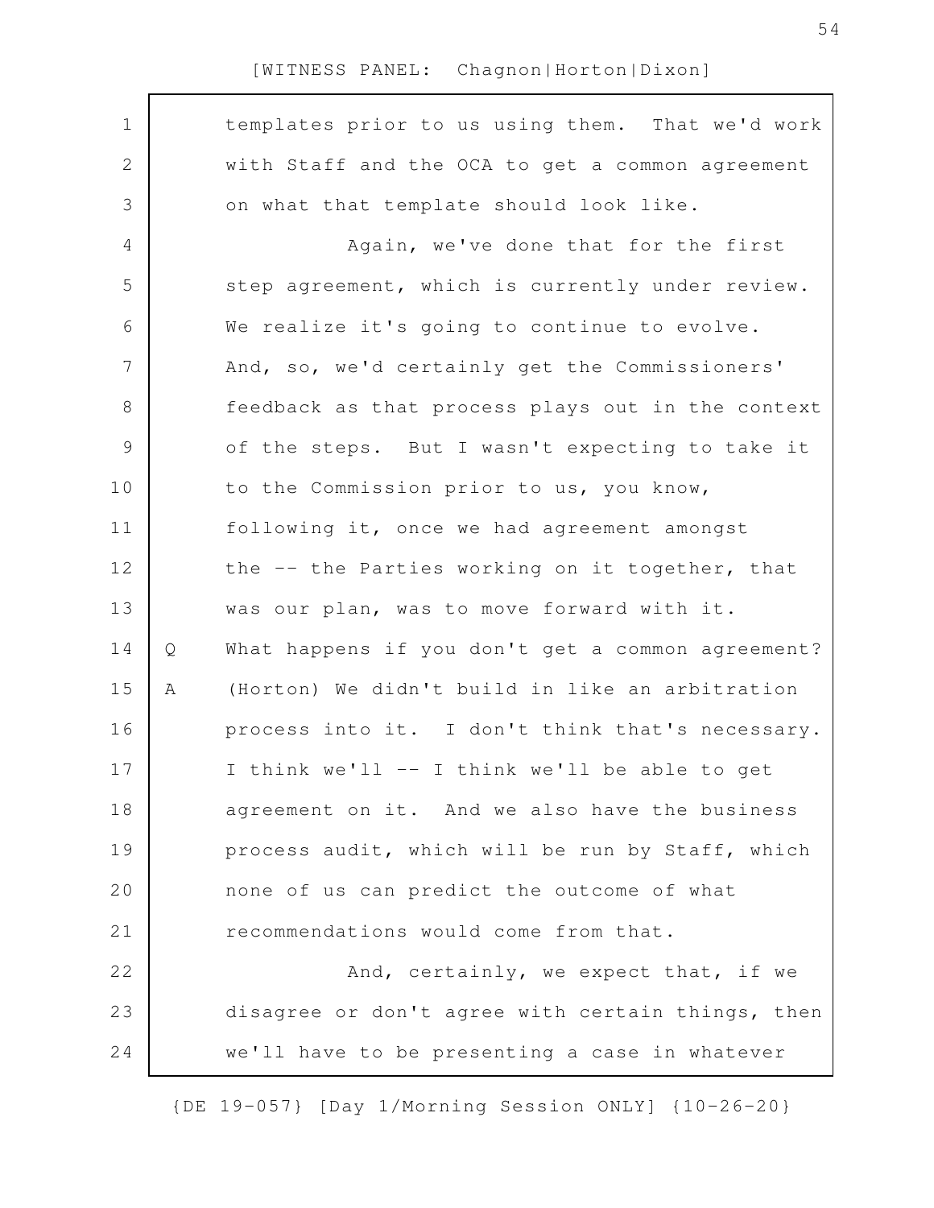templates prior to us using them. That we'd work with Staff and the OCA to get a common agreement on what that template should look like.

Again, we've done that for the first step agreement, which is currently under review. We realize it's going to continue to evolve. And, so, we'd certainly get the Commissioners' feedback as that process plays out in the context of the steps. But I wasn't expecting to take it to the Commission prior to us, you know, following it, once we had agreement amongst the -- the Parties working on it together, that was our plan, was to move forward with it.

Q What happens if you don't get a common agreement?

A (Horton) We didn't build in like an arbitration process into it. I don't think that's necessary. I think we'll -- I think we'll be able to get agreement on it. And we also have the business process audit, which will be run by Staff, which none of us can predict the outcome of what recommendations would come from that.

And, certainly, we expect that, if we disagree or don't agree with certain things, then we'll have to be presenting a case in whatever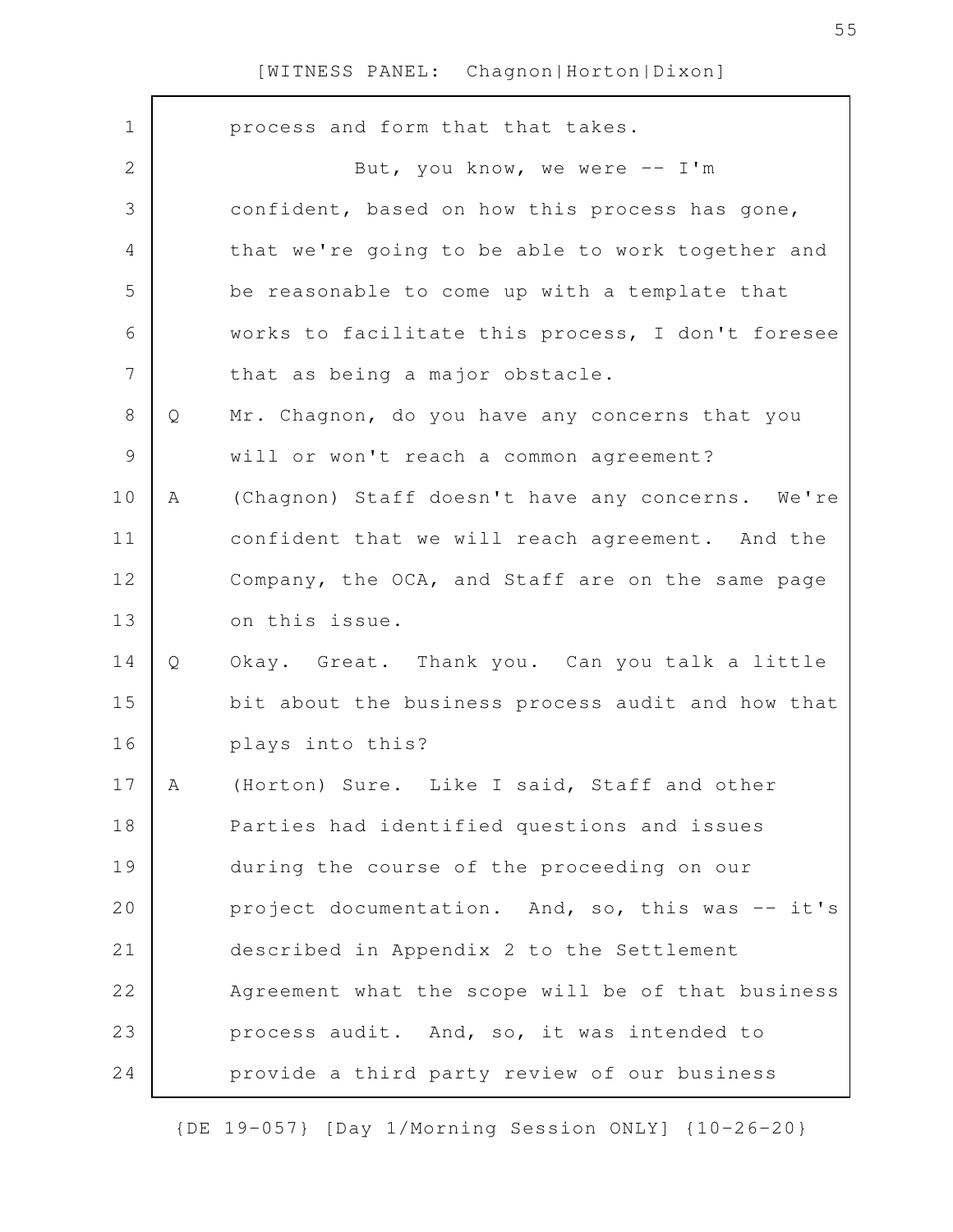process and form that that takes.

But, you know, we were -- I'm confident, based on how this process has gone, that we're going to be able to work together and be reasonable to come up with a template that works to facilitate this process, I don't foresee that as being a major obstacle.

Q Mr. Chagnon, do you have any concerns that you will or won't reach a common agreement?

A (Chagnon) Staff doesn't have any concerns. We're confident that we will reach agreement. And the Company, the OCA, and Staff are on the same page on this issue.

Q Okay. Great. Thank you. Can you talk a little bit about the business process audit and how that plays into this?

A (Horton) Sure. Like I said, Staff and other Parties had identified questions and issues during the course of the proceeding on our project documentation. And, so, this was -- it's described in Appendix 2 to the Settlement Agreement what the scope will be of that business process audit. And, so, it was intended to provide a third party review of our business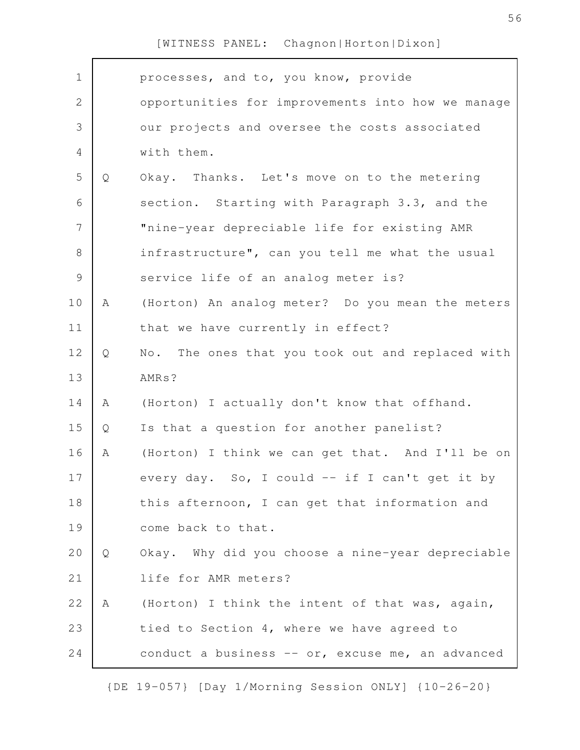processes, and to, you know, provide opportunities for improvements into how we manage our projects and oversee the costs associated with them.

Q Okay. Thanks. Let's move on to the metering section. Starting with Paragraph 3.3, and the "nine-year depreciable life for existing AMR infrastructure", can you tell me what the usual service life of an analog meter is?

A (Horton) An analog meter? Do you mean the meters that we have currently in effect?

Q No. The ones that you took out and replaced with AMRs?

A (Horton) I actually don't know that offhand.

Q Is that a question for another panelist?

A (Horton) I think we can get that. And I'll be on every day. So, I could -- if I can't get it by this afternoon, I can get that information and come back to that.

Q Okay. Why did you choose a nine-year depreciable life for AMR meters?

A (Horton) I think the intent of that was, again, tied to Section 4, where we have agreed to conduct a business -- or, excuse me, an advanced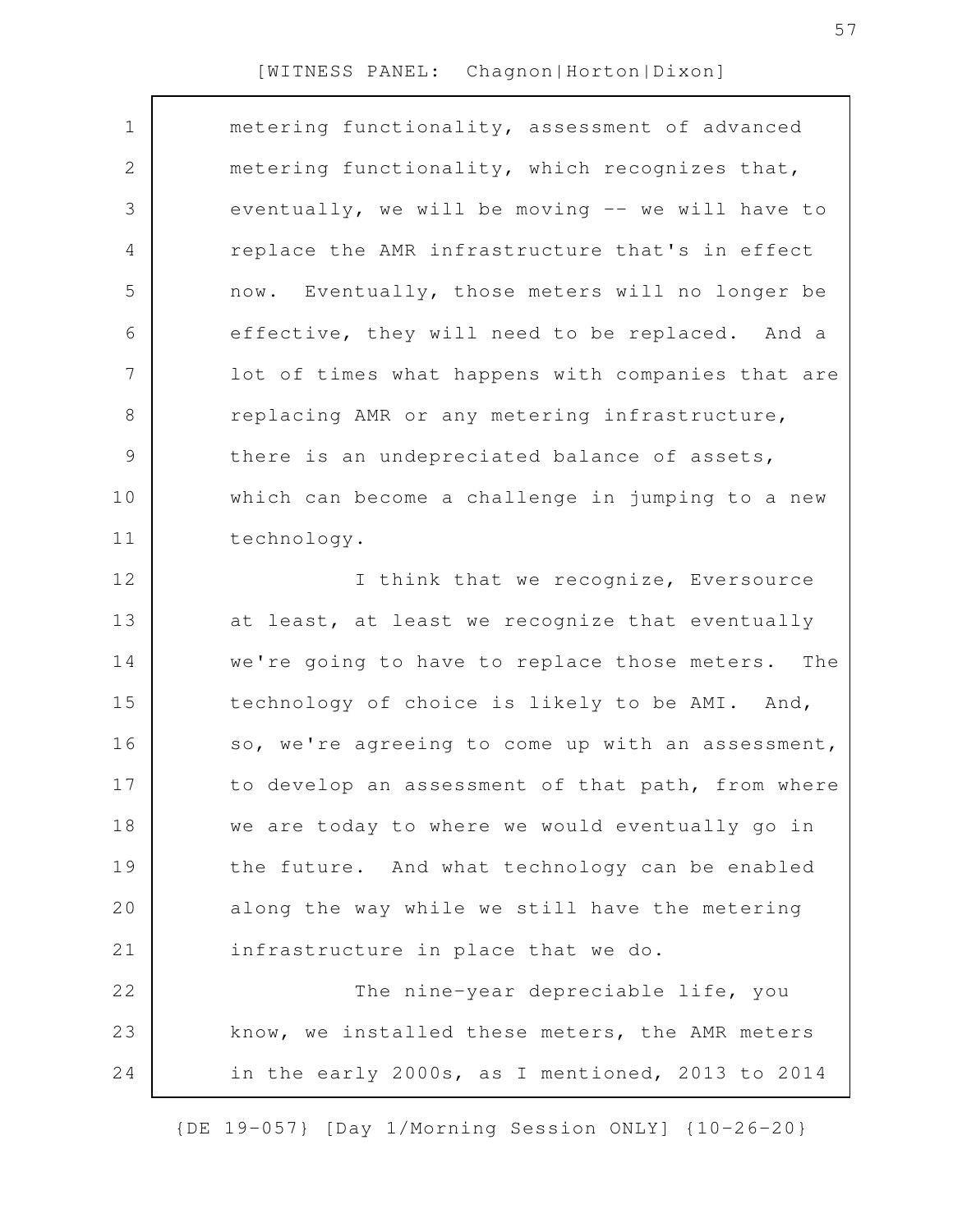metering functionality, assessment of advanced metering functionality, which recognizes that, eventually, we will be moving -- we will have to replace the AMR infrastructure that's in effect now. Eventually, those meters will no longer be effective, they will need to be replaced. And a lot of times what happens with companies that are replacing AMR or any metering infrastructure, there is an undepreciated balance of assets, which can become a challenge in jumping to a new technology.

I think that we recognize, Eversource at least, at least we recognize that eventually we're going to have to replace those meters. The technology of choice is likely to be AMI. And, so, we're agreeing to come up with an assessment, to develop an assessment of that path, from where we are today to where we would eventually go in the future. And what technology can be enabled along the way while we still have the metering infrastructure in place that we do.

The nine-year depreciable life, you know, we installed these meters, the AMR meters in the early 2000s, as I mentioned, 2013 to 2014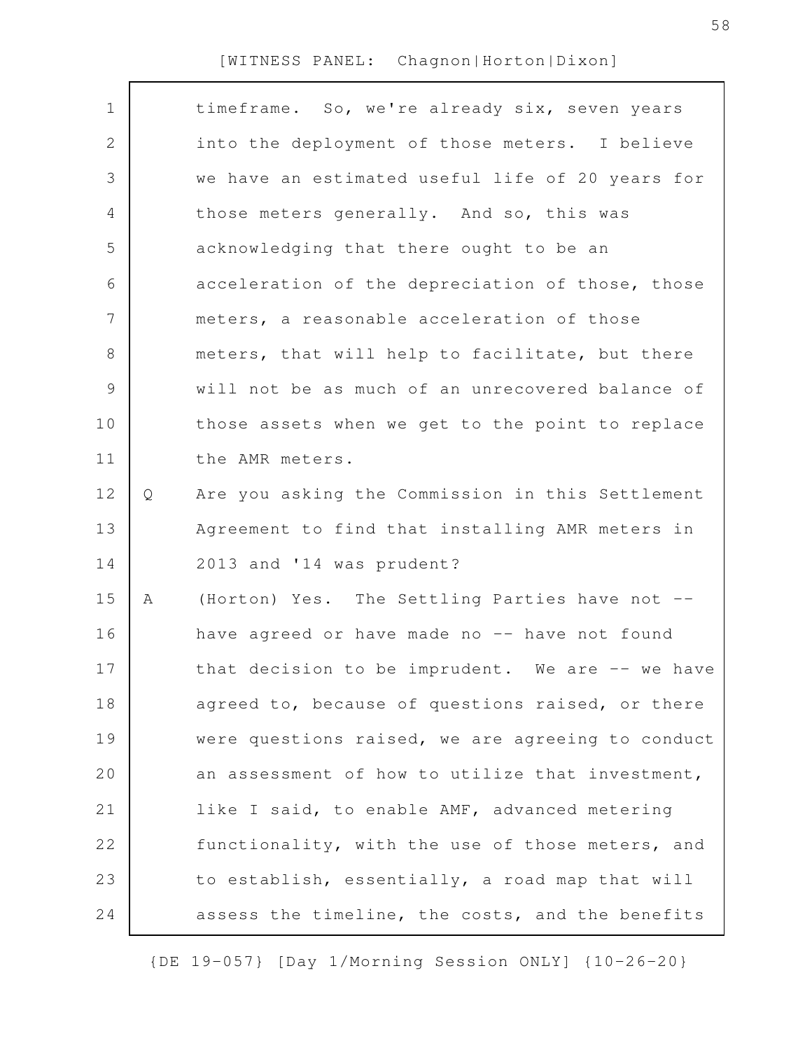timeframe. So, we're already six, seven years into the deployment of those meters. I believe we have an estimated useful life of 20 years for those meters generally. And so, this was acknowledging that there ought to be an acceleration of the depreciation of those, those meters, a reasonable acceleration of those meters, that will help to facilitate, but there will not be as much of an unrecovered balance of those assets when we get to the point to replace the AMR meters.

Q Are you asking the Commission in this Settlement Agreement to find that installing AMR meters in 2013 and '14 was prudent?

A (Horton) Yes. The Settling Parties have not -- have agreed or have made no -- have not found that decision to be imprudent. We are -- we have agreed to, because of questions raised, or there were questions raised, we are agreeing to conduct an assessment of how to utilize that investment, like I said, to enable AMF, advanced metering functionality, with the use of those meters, and to establish, essentially, a road map that will assess the timeline, the costs, and the benefits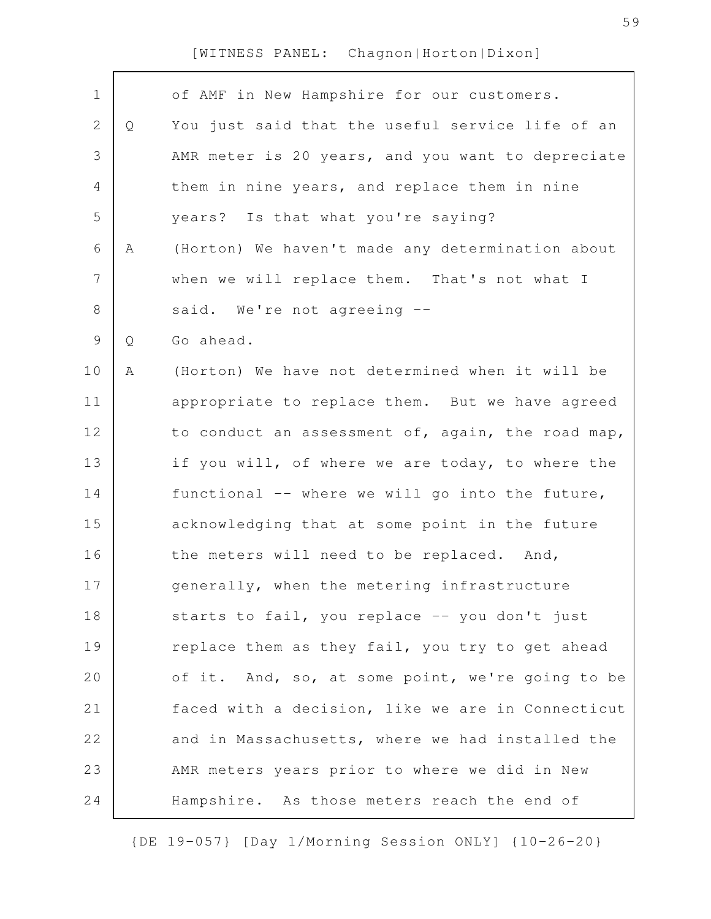of AMF in New Hampshire for our customers.

Q You just said that the useful service life of an AMR meter is 20 years, and you want to depreciate them in nine years, and replace them in nine years? Is that what you're saying?

A (Horton) We haven't made any determination about when we will replace them. That's not what I said. We're not agreeing --

Q Go ahead.

A (Horton) We have not determined when it will be appropriate to replace them. But we have agreed to conduct an assessment of, again, the road map, if you will, of where we are today, to where the functional -- where we will go into the future, acknowledging that at some point in the future the meters will need to be replaced. And, generally, when the metering infrastructure starts to fail, you replace -- you don't just replace them as they fail, you try to get ahead of it. And, so, at some point, we're going to be faced with a decision, like we are in Connecticut and in Massachusetts, where we had installed the AMR meters years prior to where we did in New Hampshire. As those meters reach the end of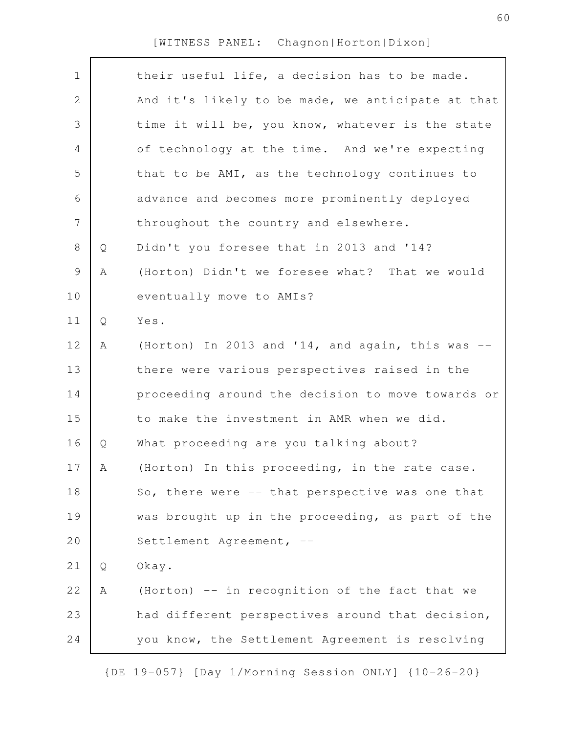their useful life, a decision has to be made. And it's likely to be made, we anticipate at that time it will be, you know, whatever is the state of technology at the time. And we're expecting that to be AMI, as the technology continues to advance and becomes more prominently deployed throughout the country and elsewhere.

Q Didn't you foresee that in 2013 and '14?

A (Horton) Didn't we foresee what? That we would eventually move to AMIs?

Q Yes.

A (Horton) In 2013 and '14, and again, this was -- there were various perspectives raised in the proceeding around the decision to move towards or to make the investment in AMR when we did.

Q What proceeding are you talking about?

A (Horton) In this proceeding, in the rate case. So, there were -- that perspective was one that was brought up in the proceeding, as part of the Settlement Agreement, --

Q Okay.

A (Horton) -- in recognition of the fact that we had different perspectives around that decision, you know, the Settlement Agreement is resolving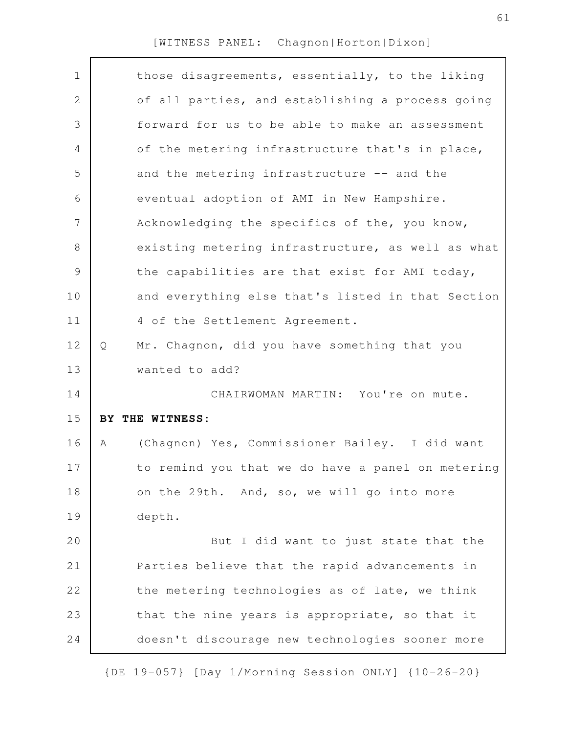those disagreements, essentially, to the liking of all parties, and establishing a process going forward for us to be able to make an assessment of the metering infrastructure that's in place, and the metering infrastructure -- and the eventual adoption of AMI in New Hampshire. Acknowledging the specifics of the, you know, existing metering infrastructure, as well as what the capabilities are that exist for AMI today, and everything else that's listed in that Section 4 of the Settlement Agreement.

Q Mr. Chagnon, did you have something that you wanted to add?

CHAIRWOMAN MARTIN: You're on mute.

**BY THE WITNESS:**

A (Chagnon) Yes, Commissioner Bailey. I did want to remind you that we do have a panel on metering on the 29th. And, so, we will go into more depth.

But I did want to just state that the Parties believe that the rapid advancements in the metering technologies as of late, we think that the nine years is appropriate, so that it doesn't discourage new technologies sooner more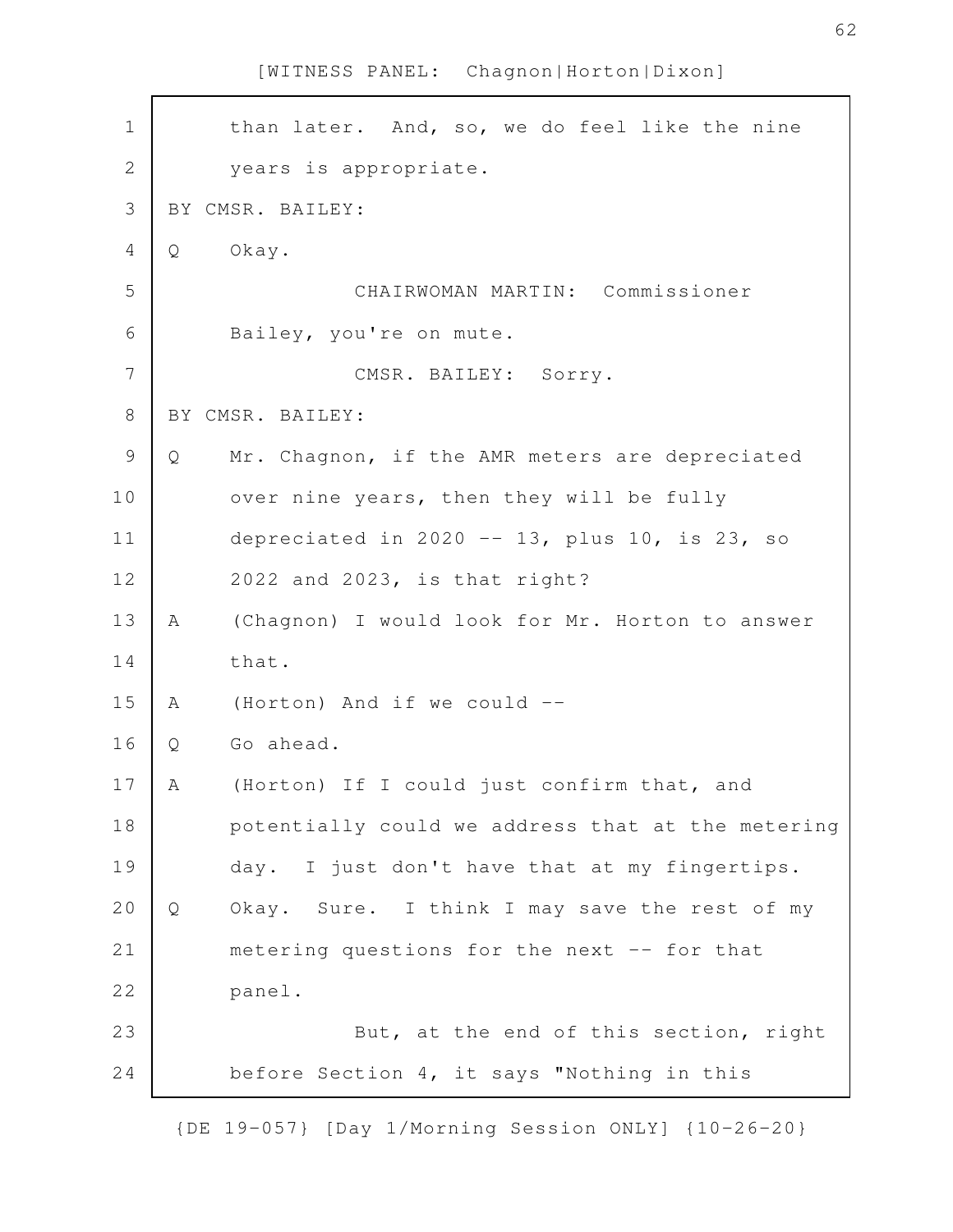than later. And, so, we do feel like the nine years is appropriate.

BY CMSR. BAILEY:

Q Okay.

CHAIRWOMAN MARTIN: Commissioner Bailey, you're on mute.

CMSR. BAILEY: Sorry.

BY CMSR. BAILEY:

Q Mr. Chagnon, if the AMR meters are depreciated over nine years, then they will be fully depreciated in 2020 -- 13, plus 10, is 23, so 2022 and 2023, is that right?

A (Chagnon) I would look for Mr. Horton to answer that.

A (Horton) And if we could --

Q Go ahead.

A (Horton) If I could just confirm that, and potentially could we address that at the metering day. I just don't have that at my fingertips.

Q Okay. Sure. I think I may save the rest of my metering questions for the next -- for that panel.

But, at the end of this section, right before Section 4, it says "Nothing in this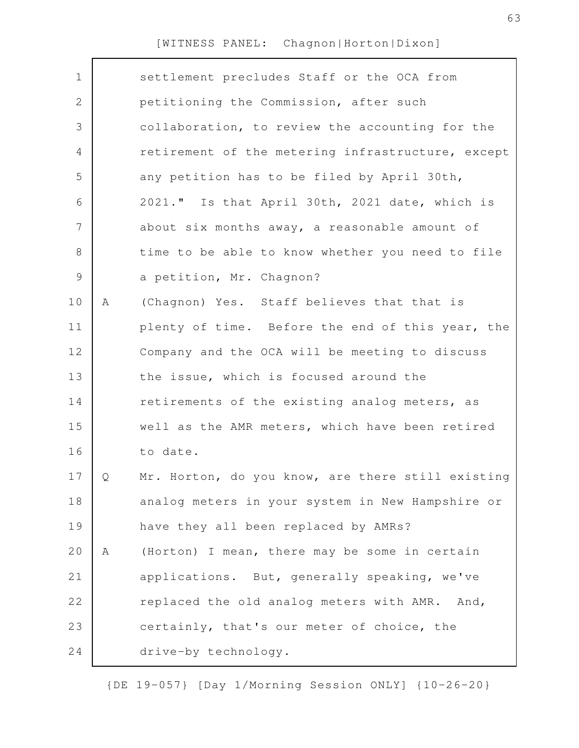settlement precludes Staff or the OCA from petitioning the Commission, after such collaboration, to review the accounting for the retirement of the metering infrastructure, except any petition has to be filed by April 30th, 2021." Is that April 30th, 2021 date, which is about six months away, a reasonable amount of time to be able to know whether you need to file a petition, Mr. Chagnon?

A (Chagnon) Yes. Staff believes that that is plenty of time. Before the end of this year, the Company and the OCA will be meeting to discuss the issue, which is focused around the retirements of the existing analog meters, as well as the AMR meters, which have been retired to date.

Q Mr. Horton, do you know, are there still existing analog meters in your system in New Hampshire or have they all been replaced by AMRs?

A (Horton) I mean, there may be some in certain applications. But, generally speaking, we've replaced the old analog meters with AMR. And, certainly, that's our meter of choice, the drive-by technology.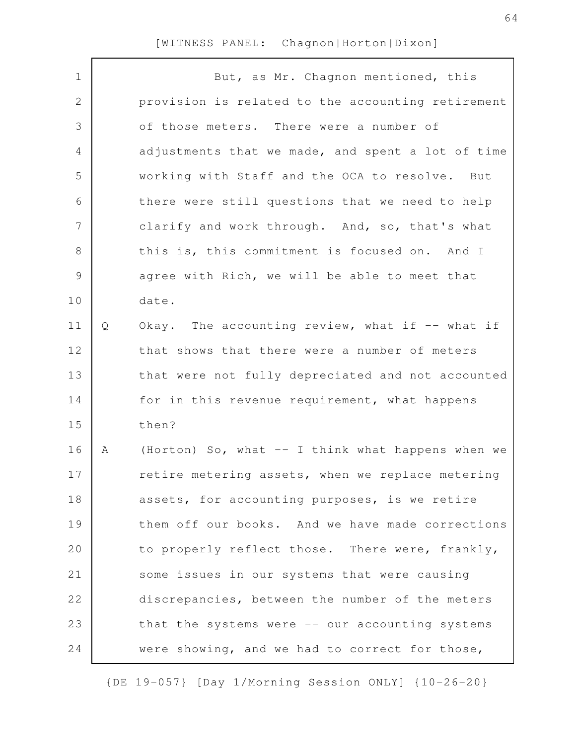But, as Mr. Chagnon mentioned, this provision is related to the accounting retirement of those meters. There were a number of adjustments that we made, and spent a lot of time working with Staff and the OCA to resolve. But there were still questions that we need to help clarify and work through. And, so, that's what this is, this commitment is focused on. And I agree with Rich, we will be able to meet that date.

Q Okay. The accounting review, what if -- what if that shows that there were a number of meters that were not fully depreciated and not accounted for in this revenue requirement, what happens then?

A (Horton) So, what -- I think what happens when we retire metering assets, when we replace metering assets, for accounting purposes, is we retire them off our books. And we have made corrections to properly reflect those. There were, frankly, some issues in our systems that were causing discrepancies, between the number of the meters that the systems were -- our accounting systems were showing, and we had to correct for those,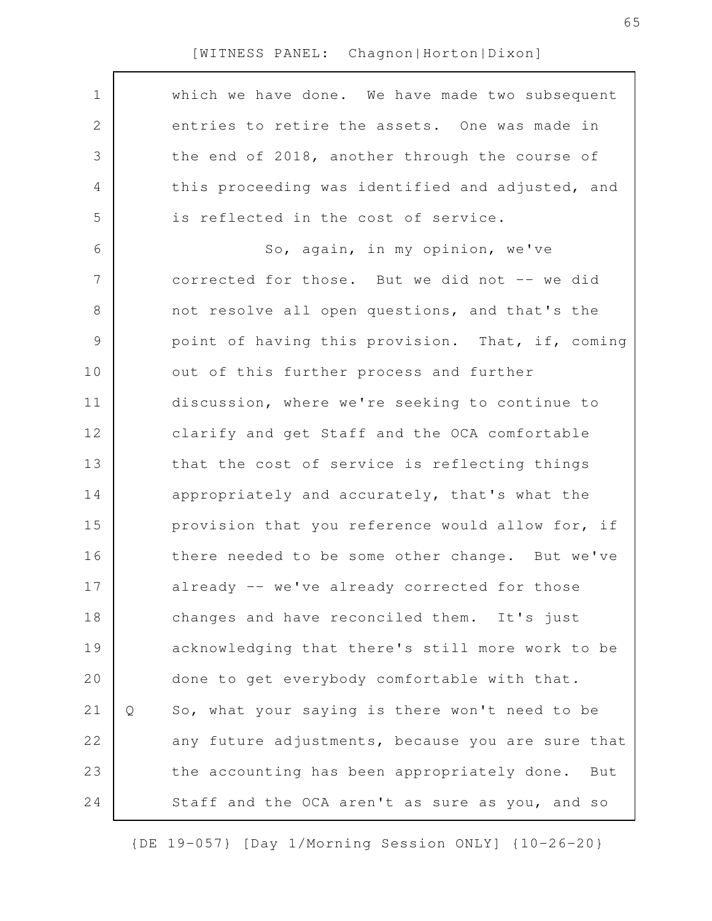which we have done. We have made two subsequent entries to retire the assets. One was made in the end of 2018, another through the course of this proceeding was identified and adjusted, and is reflected in the cost of service.

So, again, in my opinion, we've corrected for those. But we did not -- we did not resolve all open questions, and that's the point of having this provision. That, if, coming out of this further process and further discussion, where we're seeking to continue to clarify and get Staff and the OCA comfortable that the cost of service is reflecting things appropriately and accurately, that's what the provision that you reference would allow for, if there needed to be some other change. But we've already -- we've already corrected for those changes and have reconciled them. It's just acknowledging that there's still more work to be done to get everybody comfortable with that.

Q So, what your saying is there won't need to be any future adjustments, because you are sure that the accounting has been appropriately done. But Staff and the OCA aren't as sure as you, and so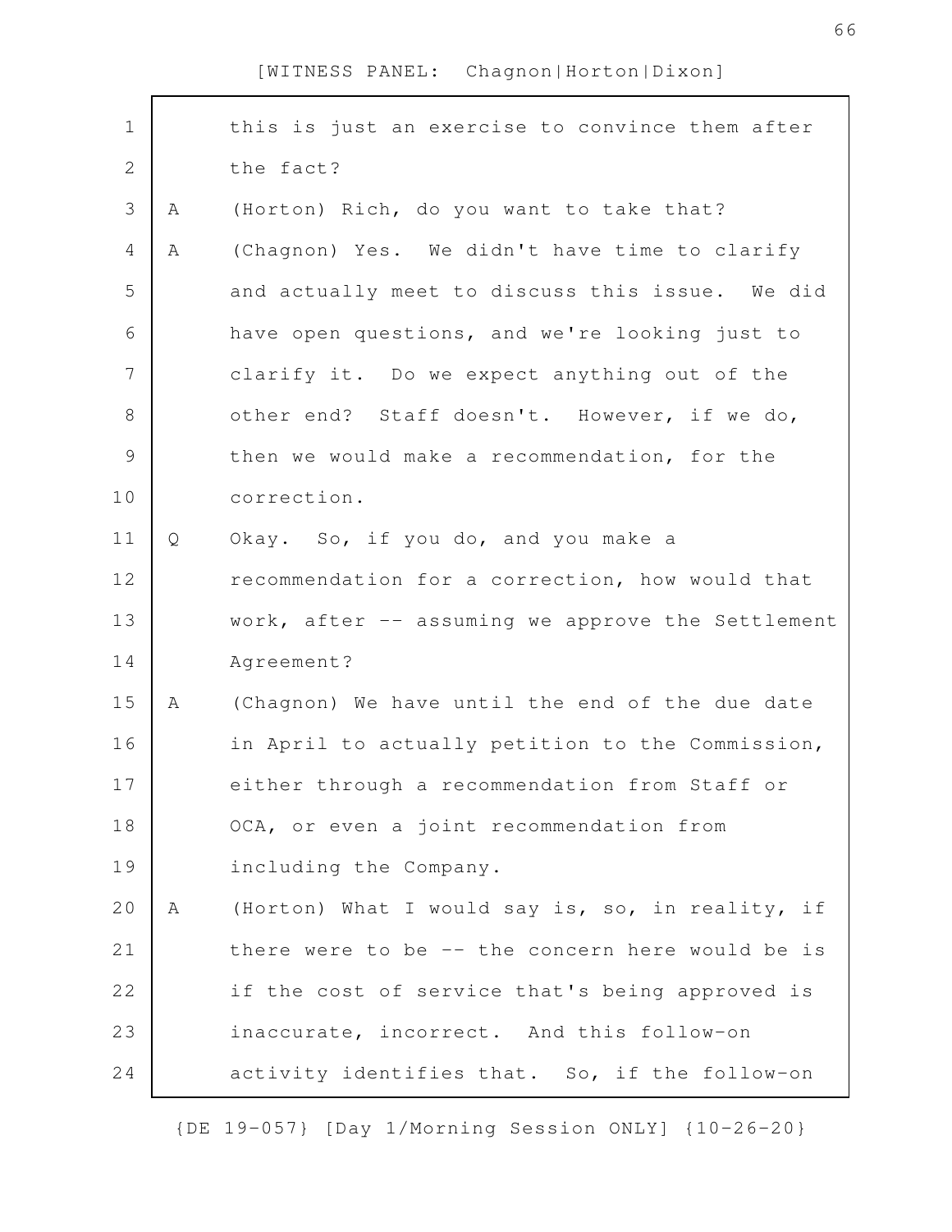this is just an exercise to convince them after the fact?

A (Horton) Rich, do you want to take that?

A (Chagnon) Yes. We didn't have time to clarify and actually meet to discuss this issue. We did have open questions, and we're looking just to clarify it. Do we expect anything out of the other end? Staff doesn't. However, if we do, then we would make a recommendation, for the correction.

Q Okay. So, if you do, and you make a recommendation for a correction, how would that work, after -- assuming we approve the Settlement Agreement?

A (Chagnon) We have until the end of the due date in April to actually petition to the Commission, either through a recommendation from Staff or OCA, or even a joint recommendation from including the Company.

A (Horton) What I would say is, so, in reality, if there were to be -- the concern here would be is if the cost of service that's being approved is inaccurate, incorrect. And this follow-on activity identifies that. So, if the follow-on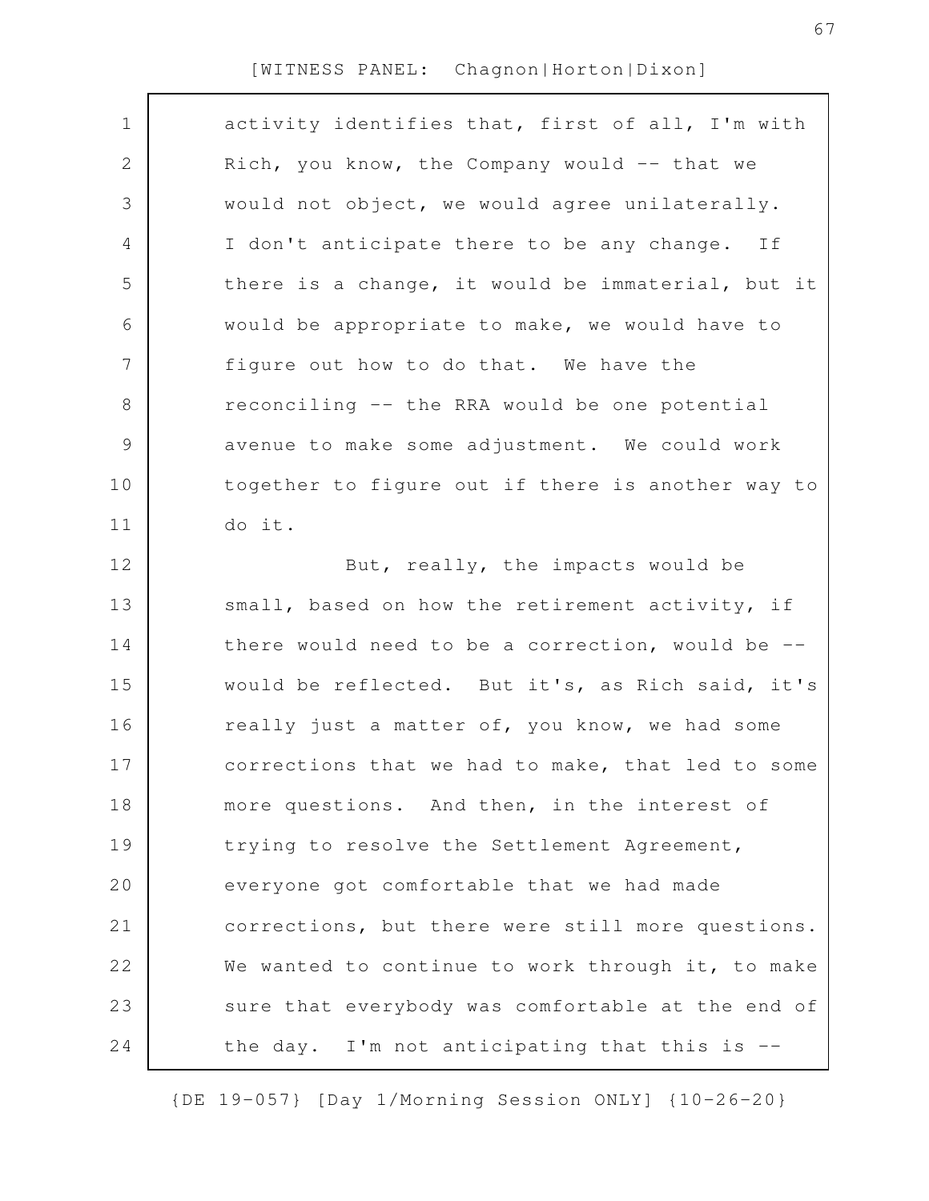activity identifies that, first of all, I'm with Rich, you know, the Company would -- that we would not object, we would agree unilaterally. I don't anticipate there to be any change. If there is a change, it would be immaterial, but it would be appropriate to make, we would have to figure out how to do that. We have the reconciling -- the RRA would be one potential avenue to make some adjustment. We could work together to figure out if there is another way to do it.

But, really, the impacts would be small, based on how the retirement activity, if there would need to be a correction, would be -- would be reflected. But it's, as Rich said, it's really just a matter of, you know, we had some corrections that we had to make, that led to some more questions. And then, in the interest of trying to resolve the Settlement Agreement, everyone got comfortable that we had made corrections, but there were still more questions. We wanted to continue to work through it, to make sure that everybody was comfortable at the end of the day. I'm not anticipating that this is --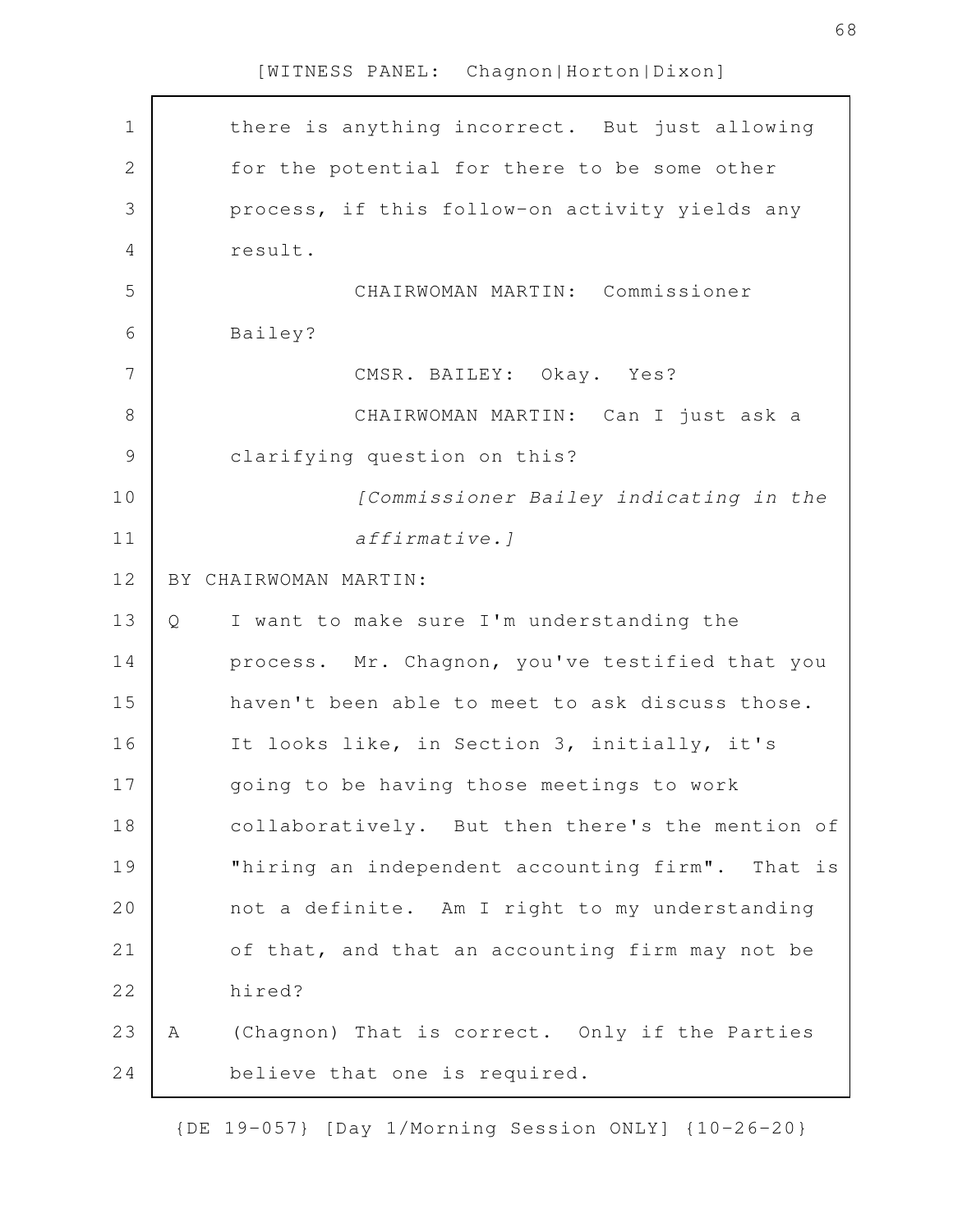there is anything incorrect. But just allowing for the potential for there to be some other process, if this follow-on activity yields any result.

CHAIRWOMAN MARTIN: Commissioner Bailey?

CMSR. BAILEY: Okay. Yes?

CHAIRWOMAN MARTIN: Can I just ask a clarifying question on this?

*[Commissioner Bailey indicating in the affirmative.]*

BY CHAIRWOMAN MARTIN:

Q I want to make sure I'm understanding the process. Mr. Chagnon, you've testified that you haven't been able to meet to ask discuss those. It looks like, in Section 3, initially, it's going to be having those meetings to work collaboratively. But then there's the mention of "hiring an independent accounting firm". That is not a definite. Am I right to my understanding of that, and that an accounting firm may not be hired?

A (Chagnon) That is correct. Only if the Parties believe that one is required.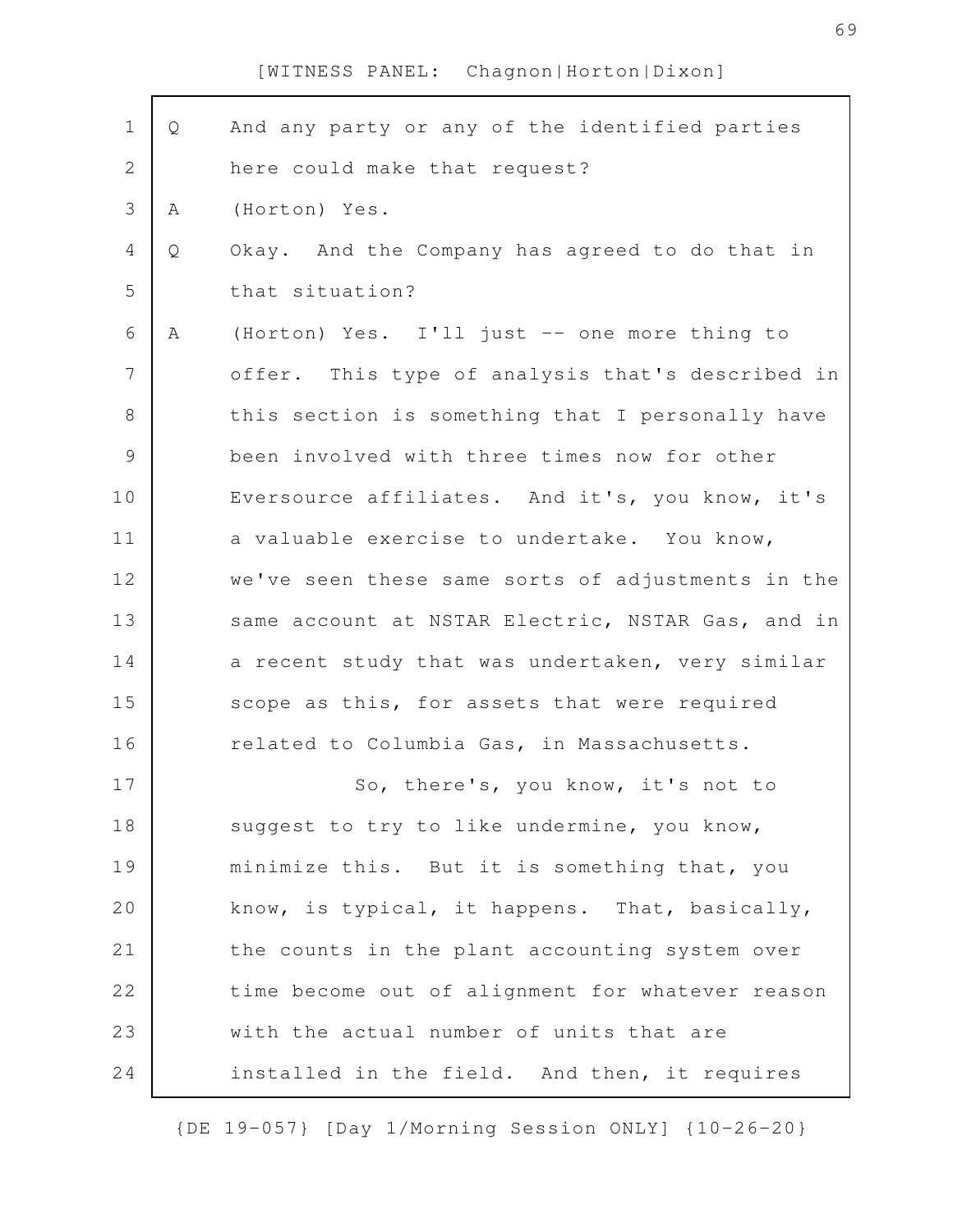[WITNESS PANEL: Chagnon|Horton|Dixon]

Q And any party or any of the identified parties here could make that request?

A (Horton) Yes.

Q Okay. And the Company has agreed to do that in that situation?

A (Horton) Yes. I'll just -- one more thing to offer. This type of analysis that's described in this section is something that I personally have been involved with three times now for other Eversource affiliates. And it's, you know, it's a valuable exercise to undertake. You know, we've seen these same sorts of adjustments in the same account at NSTAR Electric, NSTAR Gas, and in a recent study that was undertaken, very similar scope as this, for assets that were required related to Columbia Gas, in Massachusetts.

So, there's, you know, it's not to suggest to try to like undermine, you know, minimize this. But it is something that, you know, is typical, it happens. That, basically, the counts in the plant accounting system over time become out of alignment for whatever reason with the actual number of units that are installed in the field. And then, it requires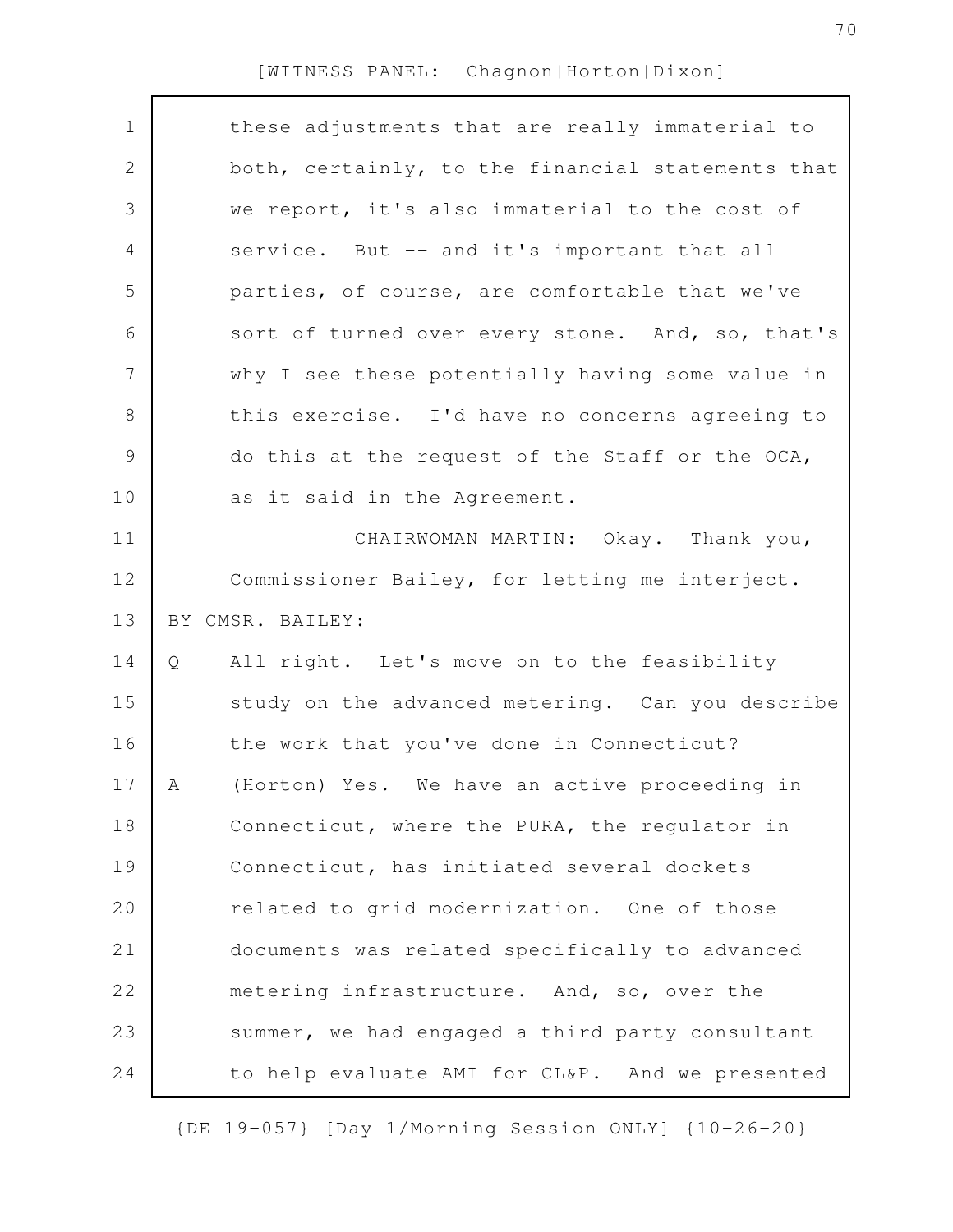these adjustments that are really immaterial to both, certainly, to the financial statements that we report, it's also immaterial to the cost of service. But -- and it's important that all parties, of course, are comfortable that we've sort of turned over every stone. And, so, that's why I see these potentially having some value in this exercise. I'd have no concerns agreeing to do this at the request of the Staff or the OCA, as it said in the Agreement.

CHAIRWOMAN MARTIN: Okay. Thank you, Commissioner Bailey, for letting me interject.

BY CMSR. BAILEY:

Q All right. Let's move on to the feasibility study on the advanced metering. Can you describe the work that you've done in Connecticut?

A (Horton) Yes. We have an active proceeding in Connecticut, where the PURA, the regulator in Connecticut, has initiated several dockets related to grid modernization. One of those documents was related specifically to advanced metering infrastructure. And, so, over the summer, we had engaged a third party consultant to help evaluate AMI for CL&P. And we presented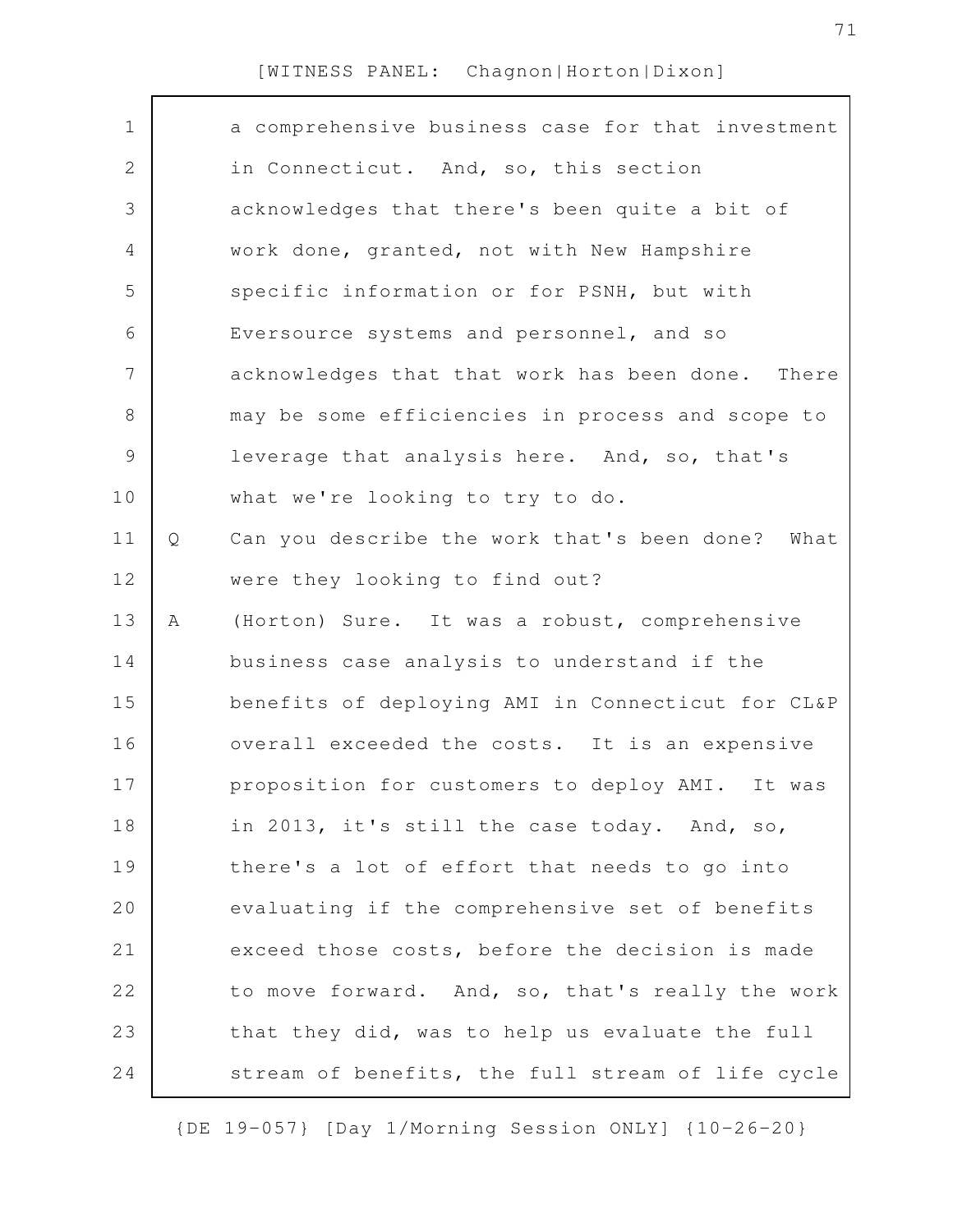a comprehensive business case for that investment in Connecticut. And, so, this section acknowledges that there's been quite a bit of work done, granted, not with New Hampshire specific information or for PSNH, but with Eversource systems and personnel, and so acknowledges that that work has been done. There may be some efficiencies in process and scope to leverage that analysis here. And, so, that's what we're looking to try to do.

Q Can you describe the work that's been done? What were they looking to find out?

A (Horton) Sure. It was a robust, comprehensive business case analysis to understand if the benefits of deploying AMI in Connecticut for CL&P overall exceeded the costs. It is an expensive proposition for customers to deploy AMI. It was in 2013, it's still the case today. And, so, there's a lot of effort that needs to go into evaluating if the comprehensive set of benefits exceed those costs, before the decision is made to move forward. And, so, that's really the work that they did, was to help us evaluate the full stream of benefits, the full stream of life cycle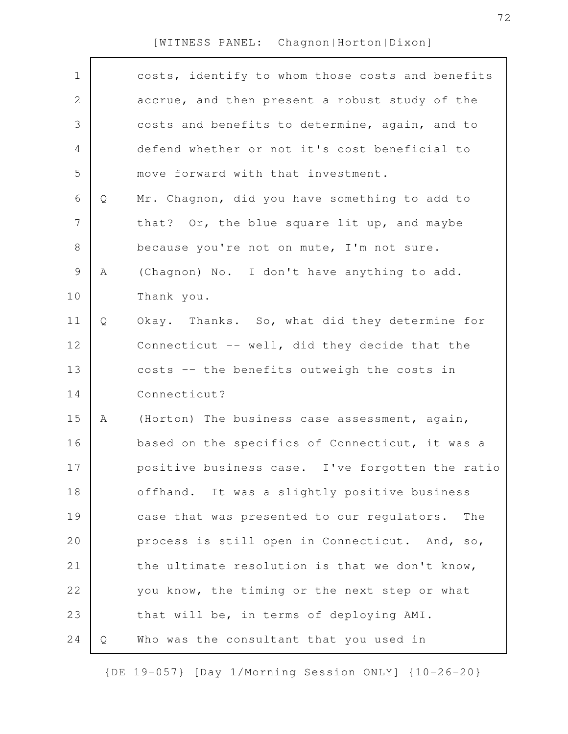costs, identify to whom those costs and benefits accrue, and then present a robust study of the costs and benefits to determine, again, and to defend whether or not it's cost beneficial to move forward with that investment.

Q Mr. Chagnon, did you have something to add to that? Or, the blue square lit up, and maybe because you're not on mute, I'm not sure.

A (Chagnon) No. I don't have anything to add. Thank you.

Q Okay. Thanks. So, what did they determine for Connecticut -- well, did they decide that the costs -- the benefits outweigh the costs in Connecticut?

A (Horton) The business case assessment, again, based on the specifics of Connecticut, it was a positive business case. I've forgotten the ratio offhand. It was a slightly positive business case that was presented to our regulators. The process is still open in Connecticut. And, so, the ultimate resolution is that we don't know, you know, the timing or the next step or what that will be, in terms of deploying AMI.

Q Who was the consultant that you used in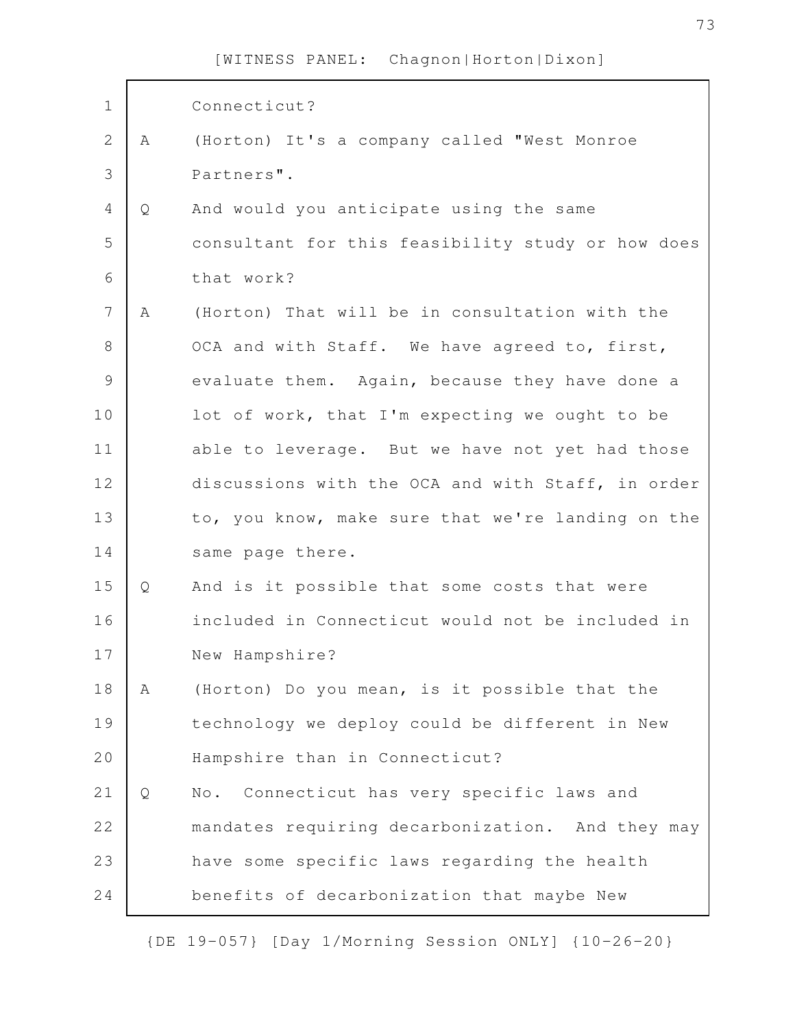Connecticut?

A (Horton) It's a company called "West Monroe Partners".

Q And would you anticipate using the same consultant for this feasibility study or how does that work?

A (Horton) That will be in consultation with the OCA and with Staff. We have agreed to, first, evaluate them. Again, because they have done a lot of work, that I'm expecting we ought to be able to leverage. But we have not yet had those discussions with the OCA and with Staff, in order to, you know, make sure that we're landing on the same page there.

Q And is it possible that some costs that were included in Connecticut would not be included in New Hampshire?

A (Horton) Do you mean, is it possible that the technology we deploy could be different in New Hampshire than in Connecticut?

Q No. Connecticut has very specific laws and mandates requiring decarbonization. And they may have some specific laws regarding the health benefits of decarbonization that maybe New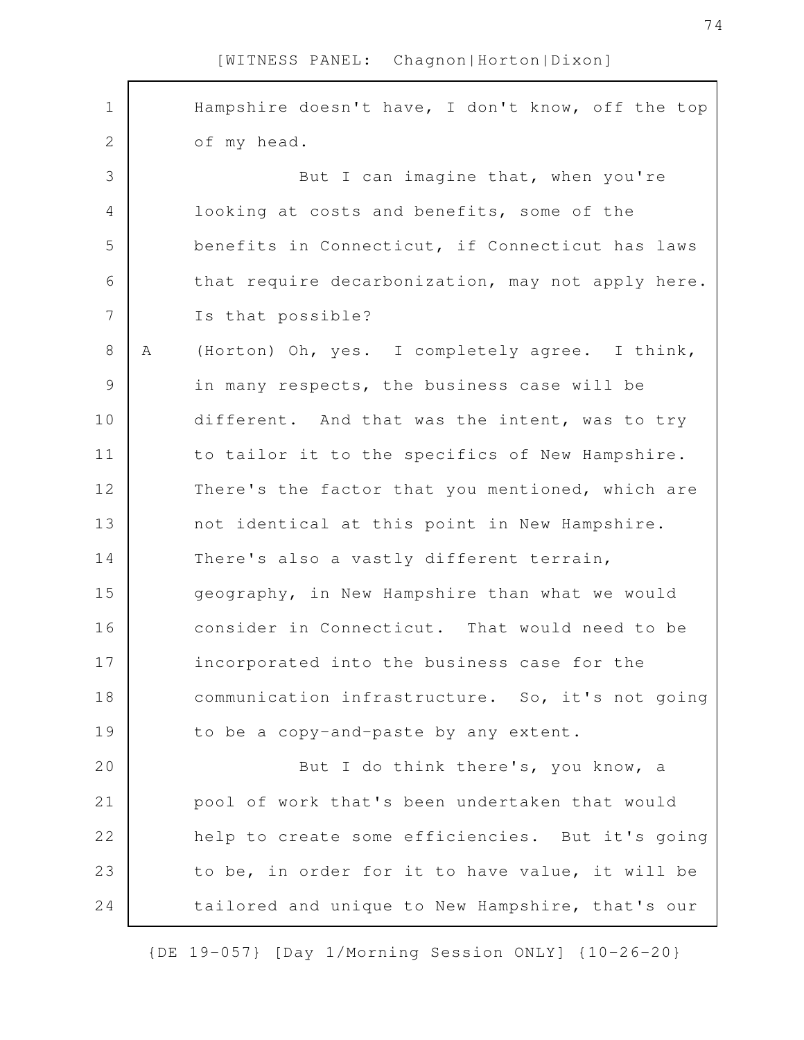Hampshire doesn't have, I don't know, off the top of my head.

But I can imagine that, when you're looking at costs and benefits, some of the benefits in Connecticut, if Connecticut has laws that require decarbonization, may not apply here. Is that possible?

A (Horton) Oh, yes. I completely agree. I think, in many respects, the business case will be different. And that was the intent, was to try to tailor it to the specifics of New Hampshire. There's the factor that you mentioned, which are not identical at this point in New Hampshire. There's also a vastly different terrain, geography, in New Hampshire than what we would consider in Connecticut. That would need to be incorporated into the business case for the communication infrastructure. So, it's not going to be a copy-and-paste by any extent.

But I do think there's, you know, a pool of work that's been undertaken that would help to create some efficiencies. But it's going to be, in order for it to have value, it will be tailored and unique to New Hampshire, that's our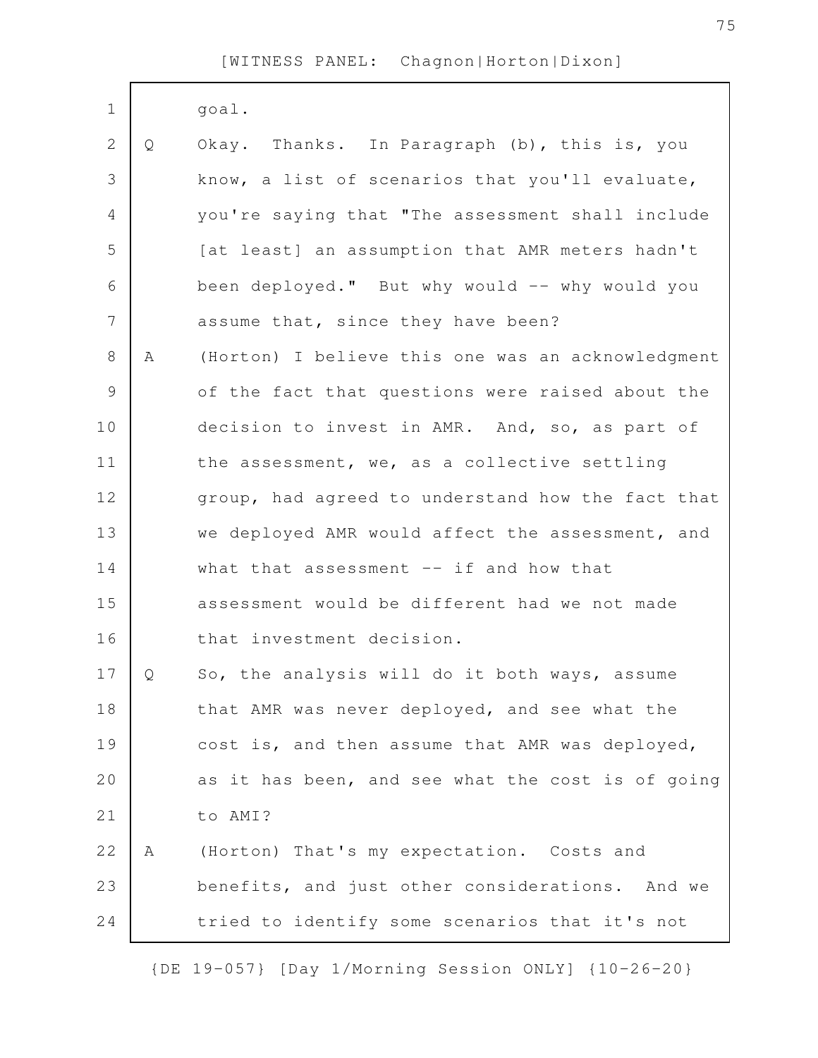goal.

Q Okay. Thanks. In Paragraph (b), this is, you know, a list of scenarios that you'll evaluate, you're saying that "The assessment shall include [at least] an assumption that AMR meters hadn't been deployed." But why would -- why would you assume that, since they have been?

A (Horton) I believe this one was an acknowledgment of the fact that questions were raised about the decision to invest in AMR. And, so, as part of the assessment, we, as a collective settling group, had agreed to understand how the fact that we deployed AMR would affect the assessment, and what that assessment -- if and how that assessment would be different had we not made that investment decision.

Q So, the analysis will do it both ways, assume that AMR was never deployed, and see what the cost is, and then assume that AMR was deployed, as it has been, and see what the cost is of going to AMI?

A (Horton) That's my expectation. Costs and benefits, and just other considerations. And we tried to identify some scenarios that it's not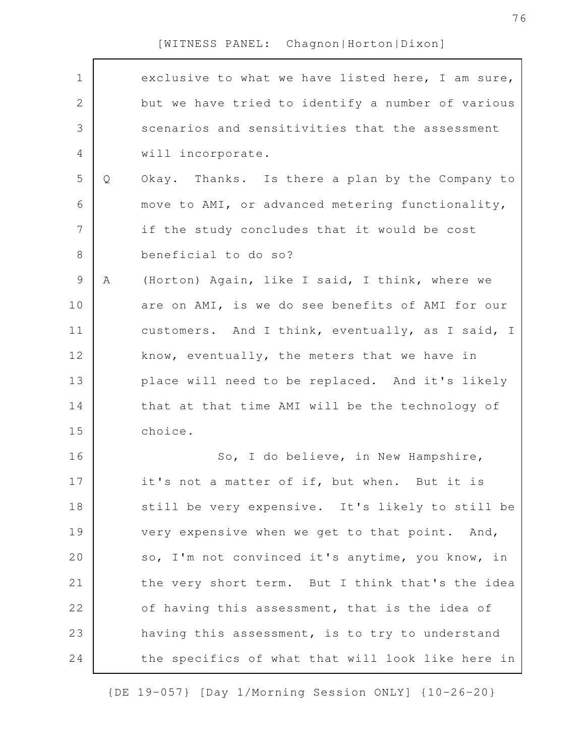exclusive to what we have listed here, I am sure, but we have tried to identify a number of various scenarios and sensitivities that the assessment will incorporate.

Q Okay. Thanks. Is there a plan by the Company to move to AMI, or advanced metering functionality, if the study concludes that it would be cost beneficial to do so?

A (Horton) Again, like I said, I think, where we are on AMI, is we do see benefits of AMI for our customers. And I think, eventually, as I said, I know, eventually, the meters that we have in place will need to be replaced. And it's likely that at that time AMI will be the technology of choice.

So, I do believe, in New Hampshire, it's not a matter of if, but when. But it is still be very expensive. It's likely to still be very expensive when we get to that point. And, so, I'm not convinced it's anytime, you know, in the very short term. But I think that's the idea of having this assessment, that is the idea of having this assessment, is to try to understand the specifics of what that will look like here in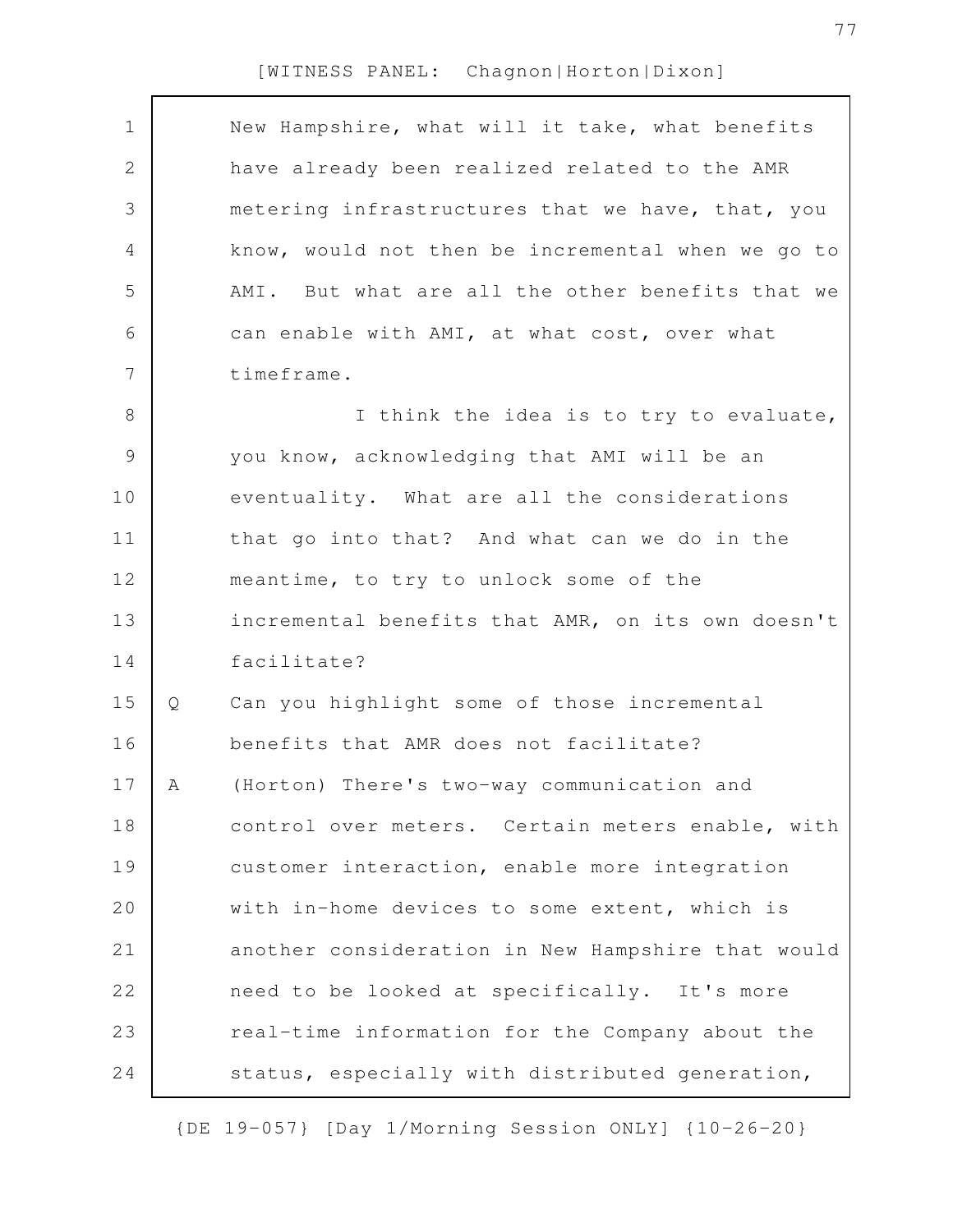New Hampshire, what will it take, what benefits have already been realized related to the AMR metering infrastructures that we have, that, you know, would not then be incremental when we go to AMI. But what are all the other benefits that we can enable with AMI, at what cost, over what timeframe.

I think the idea is to try to evaluate, you know, acknowledging that AMI will be an eventuality. What are all the considerations that go into that? And what can we do in the meantime, to try to unlock some of the incremental benefits that AMR, on its own doesn't facilitate?

Q Can you highlight some of those incremental benefits that AMR does not facilitate?

A (Horton) There's two-way communication and control over meters. Certain meters enable, with customer interaction, enable more integration with in-home devices to some extent, which is another consideration in New Hampshire that would need to be looked at specifically. It's more real-time information for the Company about the status, especially with distributed generation,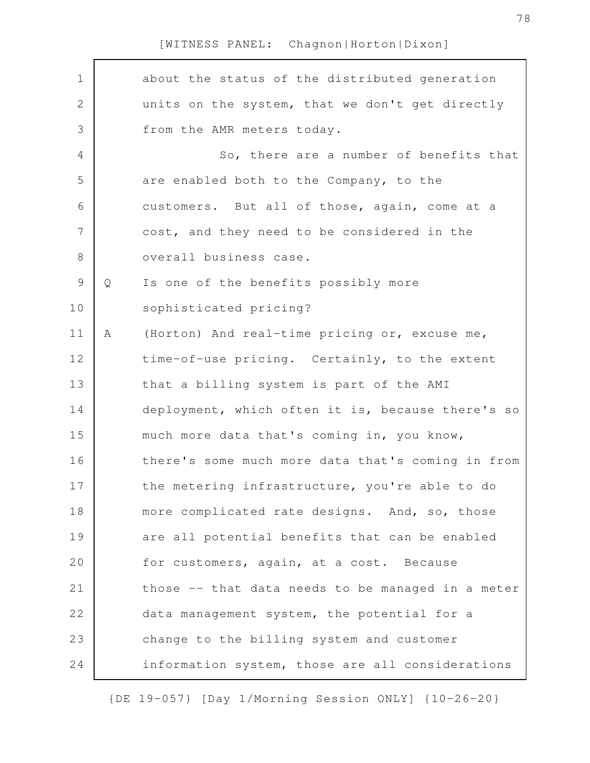about the status of the distributed generation units on the system, that we don't get directly from the AMR meters today.

So, there are a number of benefits that are enabled both to the Company, to the customers. But all of those, again, come at a cost, and they need to be considered in the overall business case.

Q Is one of the benefits possibly more sophisticated pricing?

A (Horton) And real-time pricing or, excuse me, time-of-use pricing. Certainly, to the extent that a billing system is part of the AMI deployment, which often it is, because there's so much more data that's coming in, you know, there's some much more data that's coming in from the metering infrastructure, you're able to do more complicated rate designs. And, so, those are all potential benefits that can be enabled for customers, again, at a cost. Because those -- that data needs to be managed in a meter data management system, the potential for a change to the billing system and customer information system, those are all considerations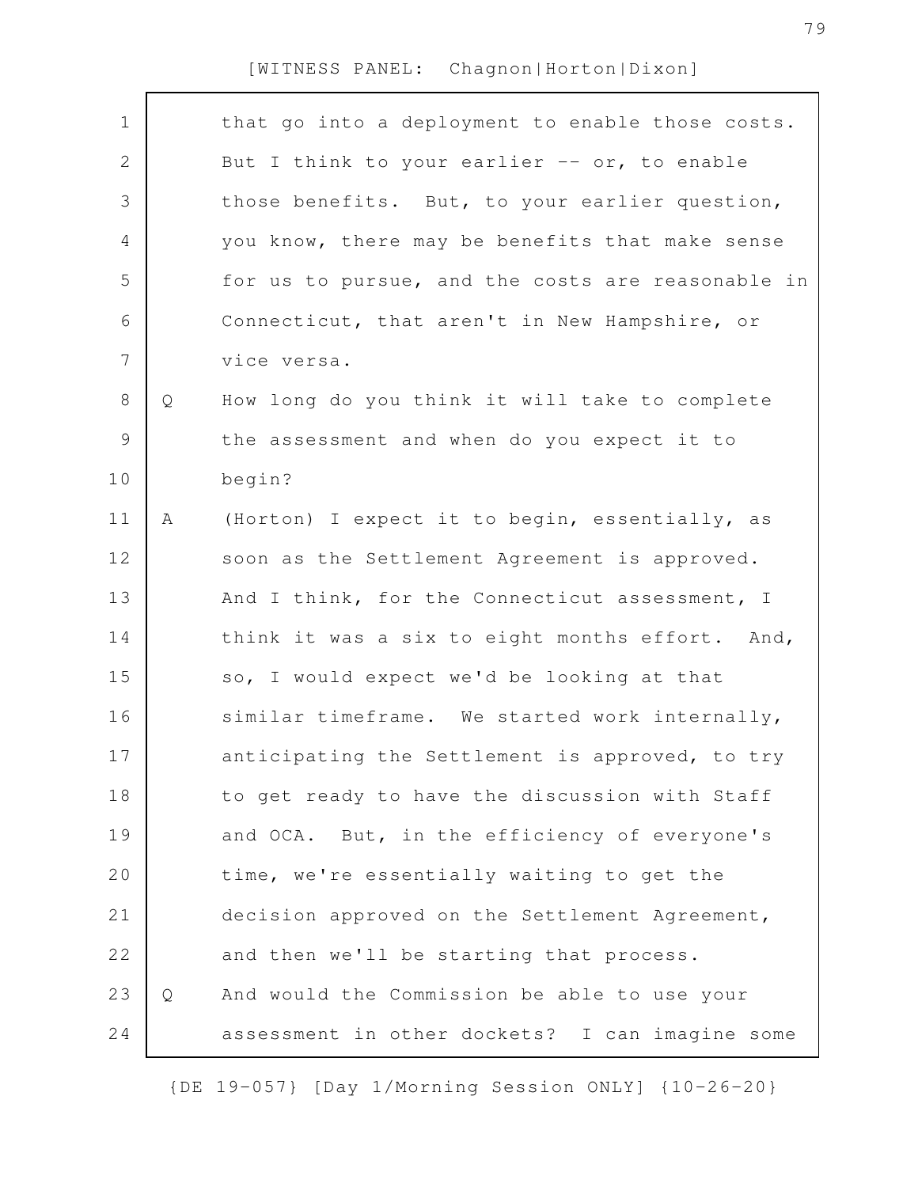that go into a deployment to enable those costs. But I think to your earlier -- or, to enable those benefits. But, to your earlier question, you know, there may be benefits that make sense for us to pursue, and the costs are reasonable in Connecticut, that aren't in New Hampshire, or vice versa.

Q How long do you think it will take to complete the assessment and when do you expect it to begin?

A (Horton) I expect it to begin, essentially, as soon as the Settlement Agreement is approved. And I think, for the Connecticut assessment, I think it was a six to eight months effort. And, so, I would expect we'd be looking at that similar timeframe. We started work internally, anticipating the Settlement is approved, to try to get ready to have the discussion with Staff and OCA. But, in the efficiency of everyone's time, we're essentially waiting to get the decision approved on the Settlement Agreement, and then we'll be starting that process.

Q And would the Commission be able to use your assessment in other dockets? I can imagine some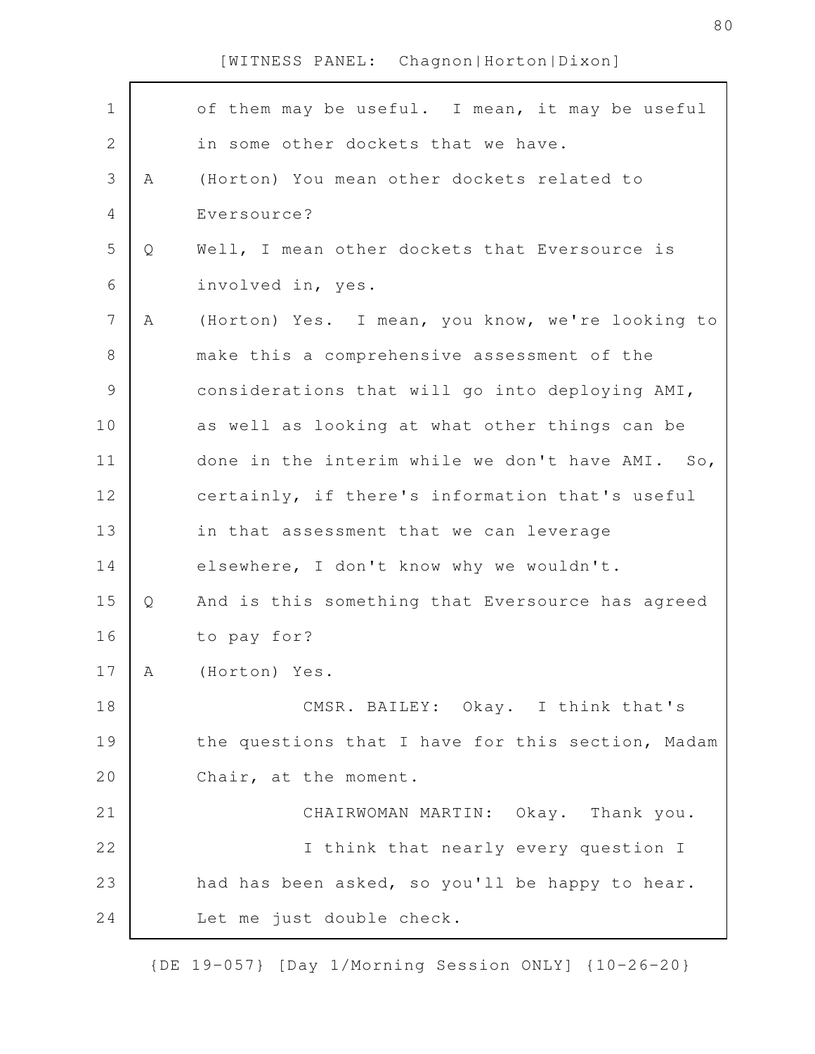of them may be useful. I mean, it may be useful in some other dockets that we have.

A (Horton) You mean other dockets related to Eversource?

Q Well, I mean other dockets that Eversource is involved in, yes.

A (Horton) Yes. I mean, you know, we're looking to make this a comprehensive assessment of the considerations that will go into deploying AMI, as well as looking at what other things can be done in the interim while we don't have AMI. So, certainly, if there's information that's useful in that assessment that we can leverage elsewhere, I don't know why we wouldn't.

Q And is this something that Eversource has agreed to pay for?

A (Horton) Yes.

CMSR. BAILEY: Okay. I think that's the questions that I have for this section, Madam Chair, at the moment.

CHAIRWOMAN MARTIN: Okay. Thank you.

I think that nearly every question I had has been asked, so you'll be happy to hear. Let me just double check.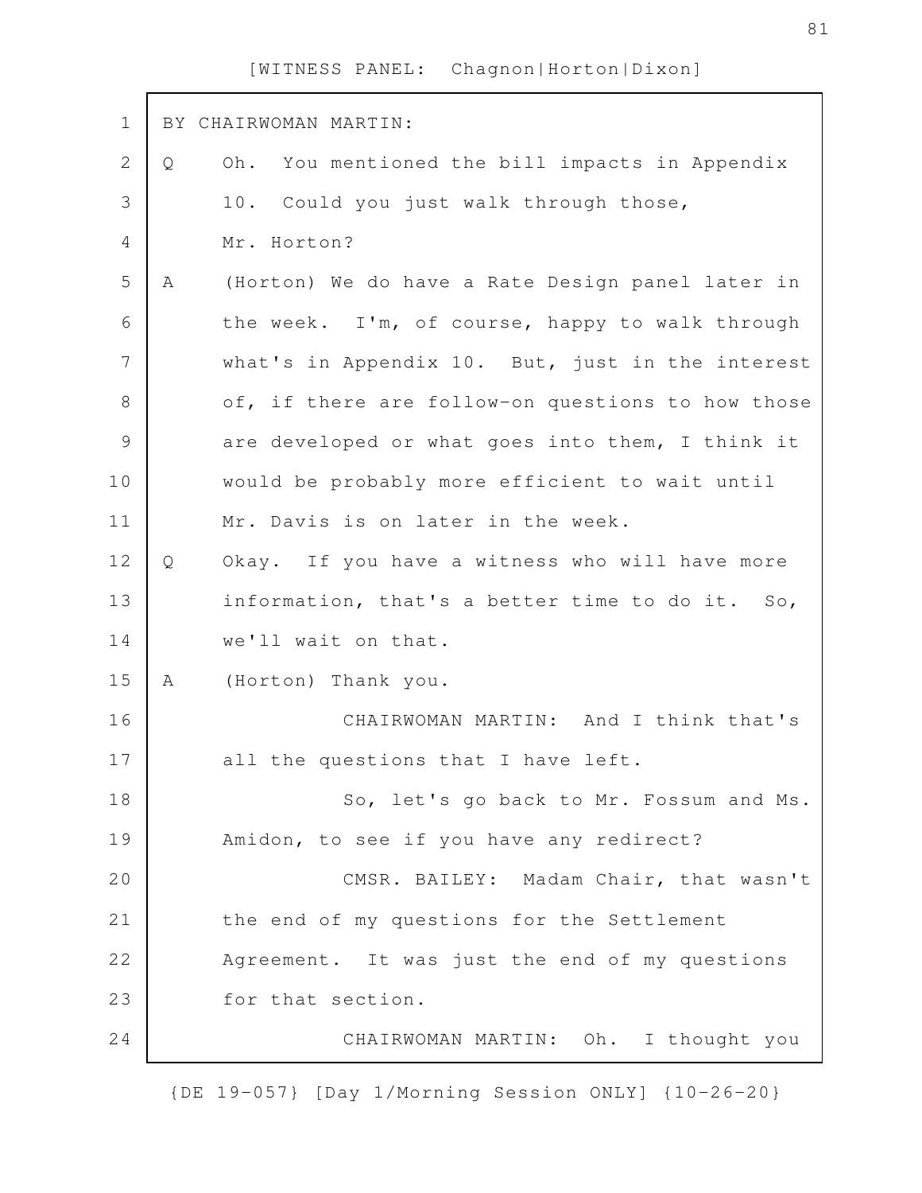BY CHAIRWOMAN MARTIN:

Q Oh. You mentioned the bill impacts in Appendix 10. Could you just walk through those, Mr. Horton?

A (Horton) We do have a Rate Design panel later in the week. I'm, of course, happy to walk through what's in Appendix 10. But, just in the interest of, if there are follow-on questions to how those are developed or what goes into them, I think it would be probably more efficient to wait until Mr. Davis is on later in the week.

Q Okay. If you have a witness who will have more information, that's a better time to do it. So, we'll wait on that.

A (Horton) Thank you.

CHAIRWOMAN MARTIN: And I think that's all the questions that I have left.

So, let's go back to Mr. Fossum and Ms. Amidon, to see if you have any redirect?

CMSR. BAILEY: Madam Chair, that wasn't the end of my questions for the Settlement Agreement. It was just the end of my questions for that section.

CHAIRWOMAN MARTIN: Oh. I thought you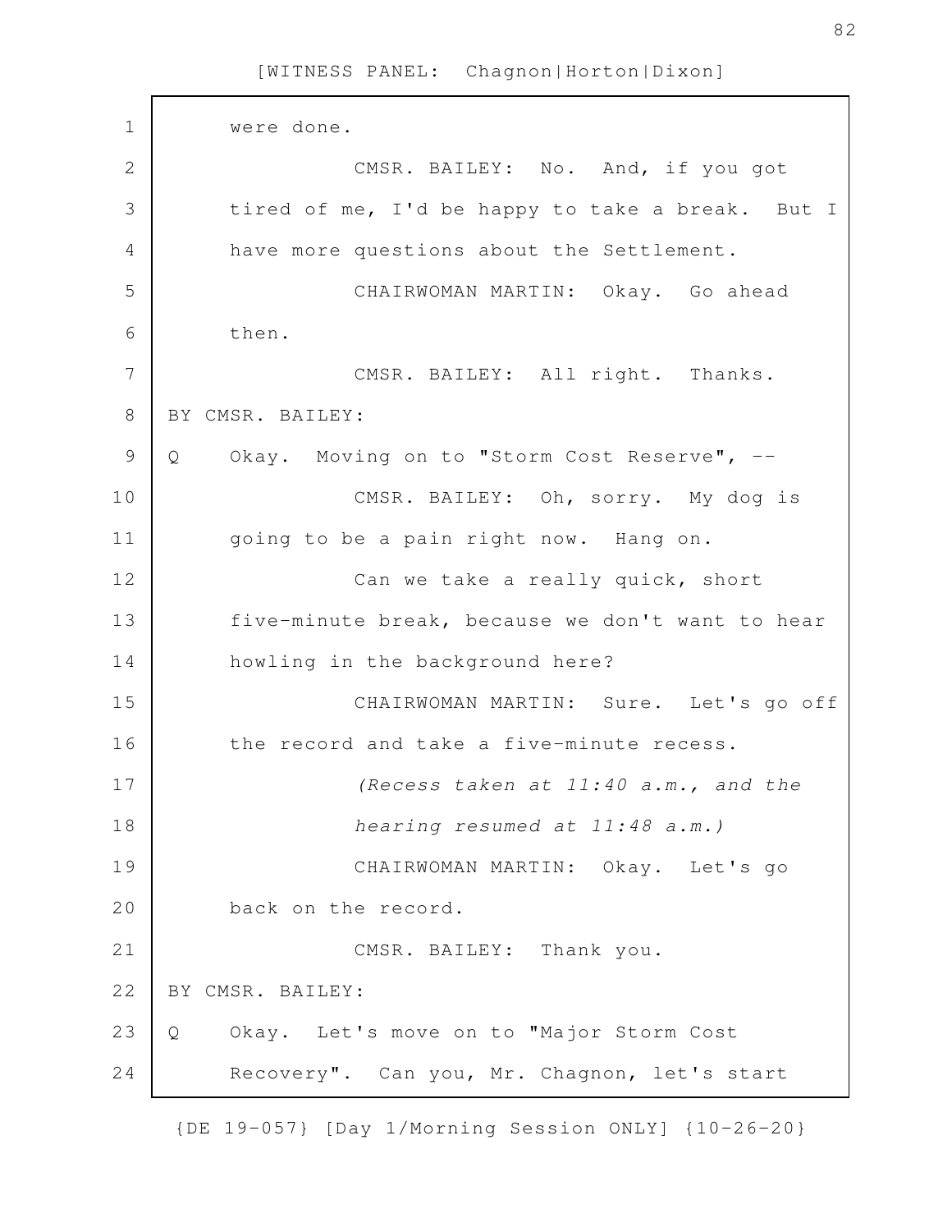were done.

CMSR. BAILEY: No. And, if you got tired of me, I'd be happy to take a break. But I have more questions about the Settlement.

CHAIRWOMAN MARTIN: Okay. Go ahead then.

CMSR. BAILEY: All right. Thanks.

BY CMSR. BAILEY:

Q Okay. Moving on to "Storm Cost Reserve", --

CMSR. BAILEY: Oh, sorry. My dog is going to be a pain right now. Hang on.

Can we take a really quick, short five-minute break, because we don't want to hear howling in the background here?

CHAIRWOMAN MARTIN: Sure. Let's go off the record and take a five-minute recess.

*(Recess taken at 11:40 a.m., and the hearing resumed at 11:48 a.m.)*

CHAIRWOMAN MARTIN: Okay. Let's go back on the record.

CMSR. BAILEY: Thank you.

BY CMSR. BAILEY:

Q Okay. Let's move on to "Major Storm Cost Recovery". Can you, Mr. Chagnon, let's start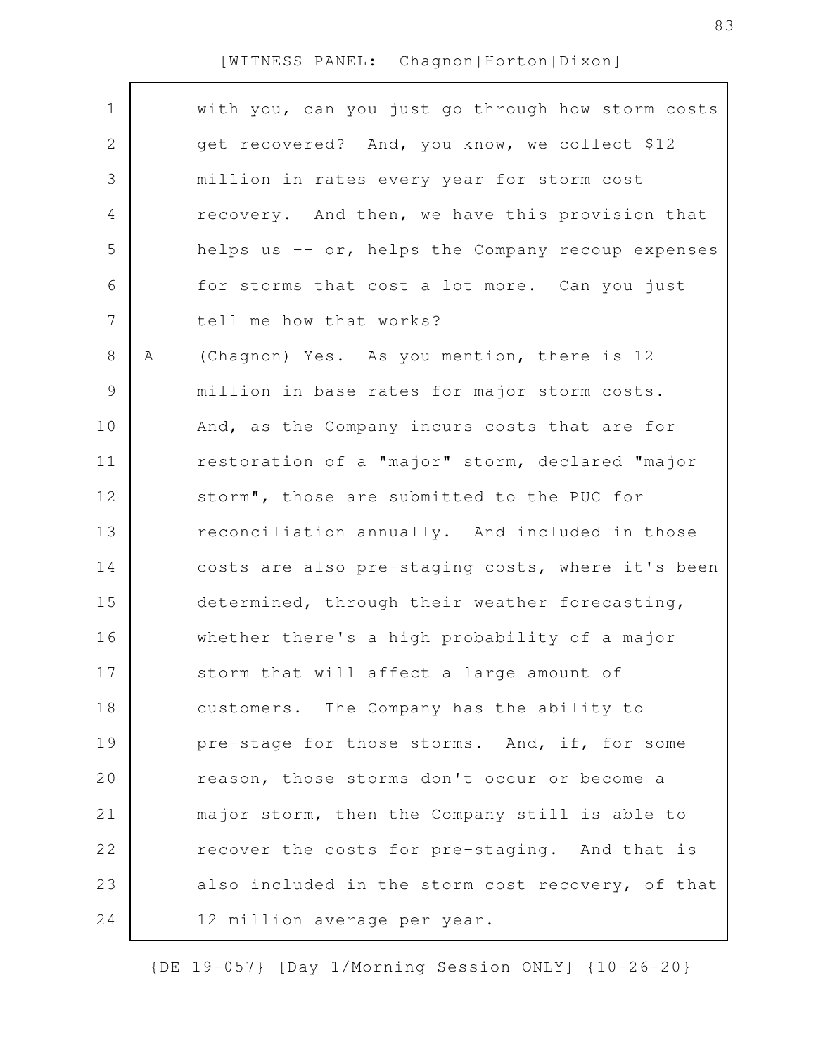with you, can you just go through how storm costs get recovered? And, you know, we collect $12 million in rates every year for storm cost recovery. And then, we have this provision that helps us -- or, helps the Company recoup expenses for storms that cost a lot more. Can you just tell me how that works?

A (Chagnon) Yes. As you mention, there is 12 million in base rates for major storm costs. And, as the Company incurs costs that are for restoration of a "major" storm, declared "major storm", those are submitted to the PUC for reconciliation annually. And included in those costs are also pre-staging costs, where it's been determined, through their weather forecasting, whether there's a high probability of a major storm that will affect a large amount of customers. The Company has the ability to pre-stage for those storms. And, if, for some reason, those storms don't occur or become a major storm, then the Company still is able to recover the costs for pre-staging. And that is also included in the storm cost recovery, of that 12 million average per year.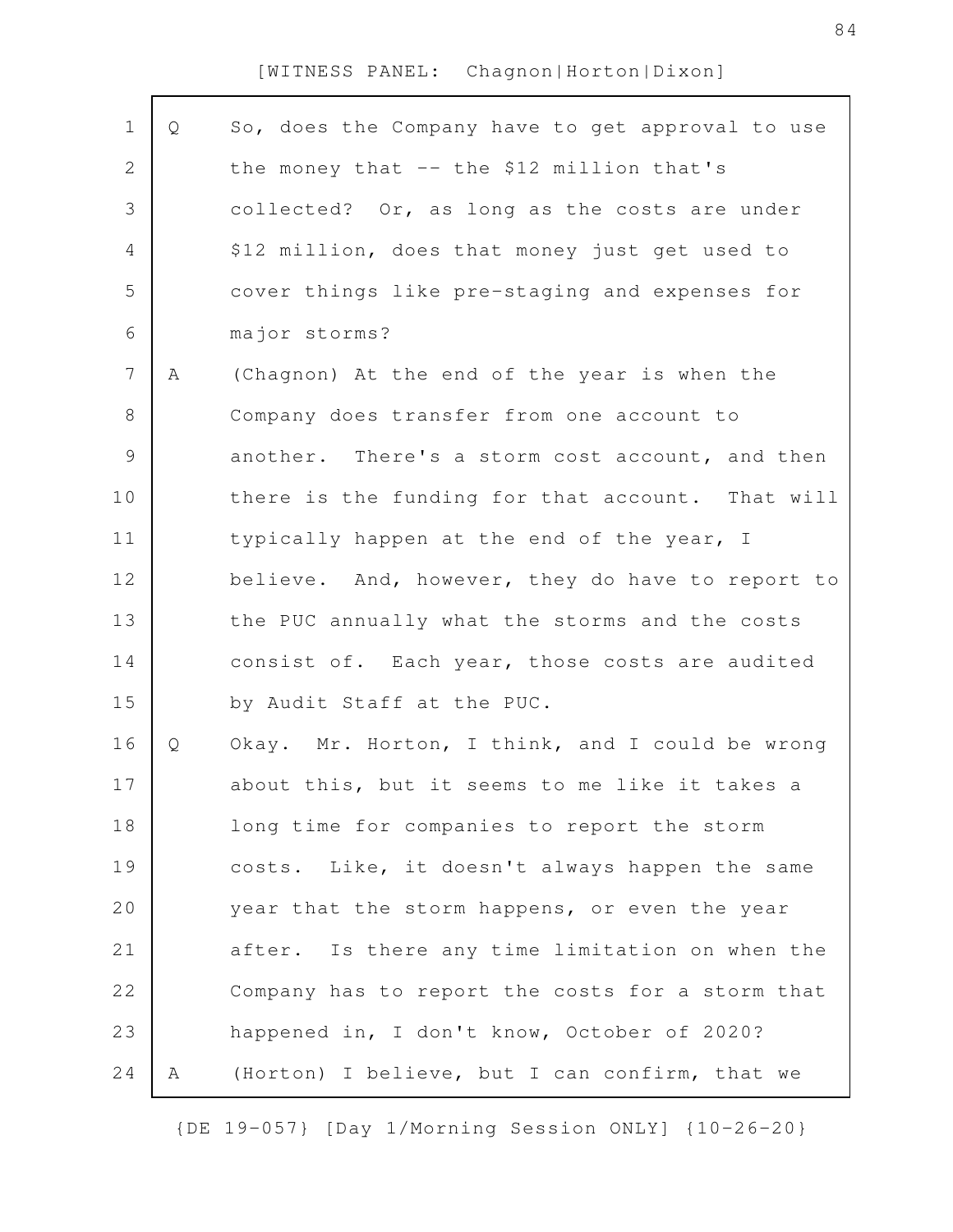[WITNESS PANEL: Chagnon|Horton|Dixon]

Q So, does the Company have to get approval to use the money that -- the $12 million that's collected? Or, as long as the costs are under $12 million, does that money just get used to cover things like pre-staging and expenses for major storms?

A (Chagnon) At the end of the year is when the Company does transfer from one account to another. There's a storm cost account, and then there is the funding for that account. That will typically happen at the end of the year, I believe. And, however, they do have to report to the PUC annually what the storms and the costs consist of. Each year, those costs are audited by Audit Staff at the PUC.

Q Okay. Mr. Horton, I think, and I could be wrong about this, but it seems to me like it takes a long time for companies to report the storm costs. Like, it doesn't always happen the same year that the storm happens, or even the year after. Is there any time limitation on when the Company has to report the costs for a storm that happened in, I don't know, October of 2020?

A (Horton) I believe, but I can confirm, that we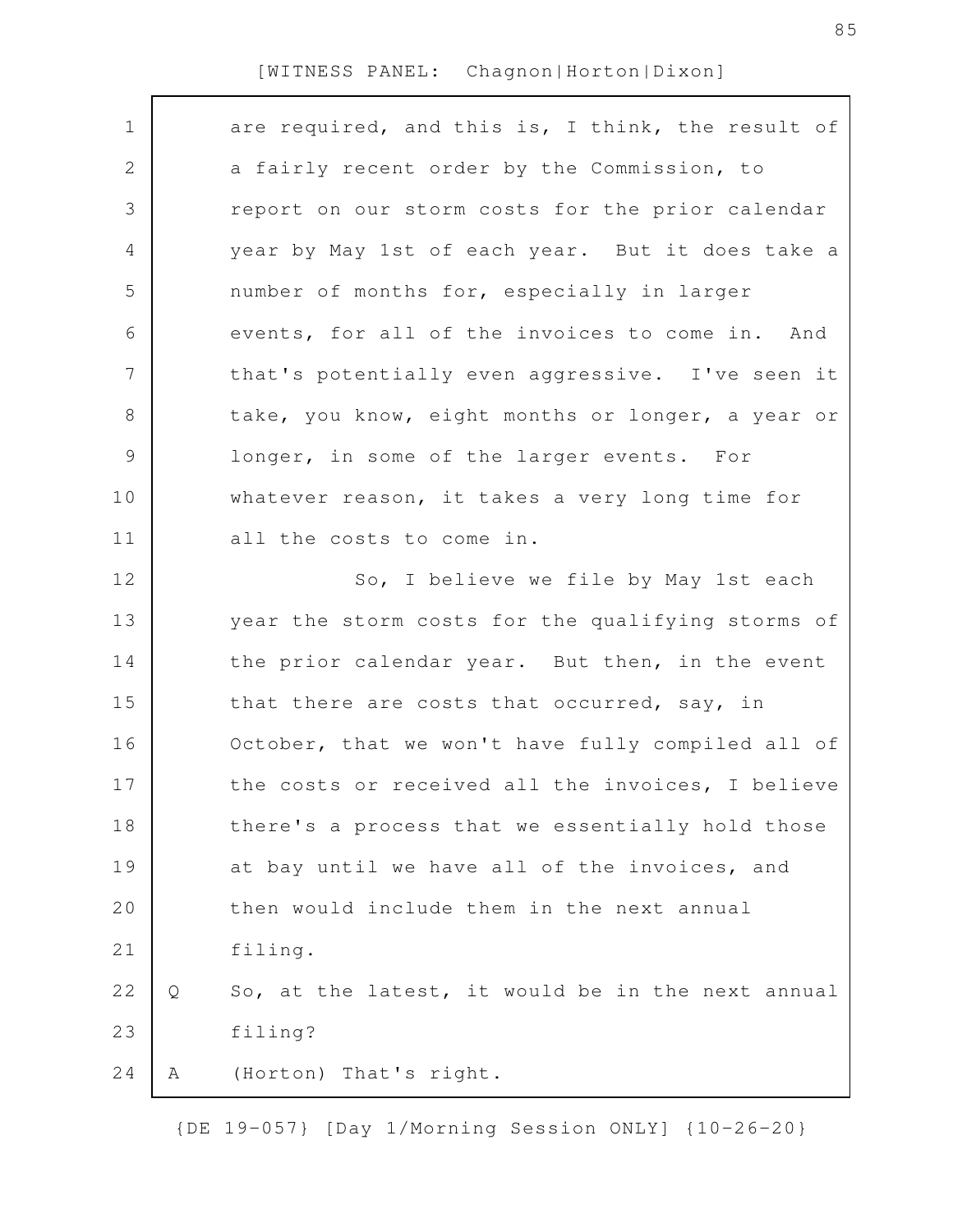are required, and this is, I think, the result of a fairly recent order by the Commission, to report on our storm costs for the prior calendar year by May 1st of each year. But it does take a number of months for, especially in larger events, for all of the invoices to come in. And that's potentially even aggressive. I've seen it take, you know, eight months or longer, a year or longer, in some of the larger events. For whatever reason, it takes a very long time for all the costs to come in.

So, I believe we file by May 1st each year the storm costs for the qualifying storms of the prior calendar year. But then, in the event that there are costs that occurred, say, in October, that we won't have fully compiled all of the costs or received all the invoices, I believe there's a process that we essentially hold those at bay until we have all of the invoices, and then would include them in the next annual filing.

Q So, at the latest, it would be in the next annual filing?

A (Horton) That's right.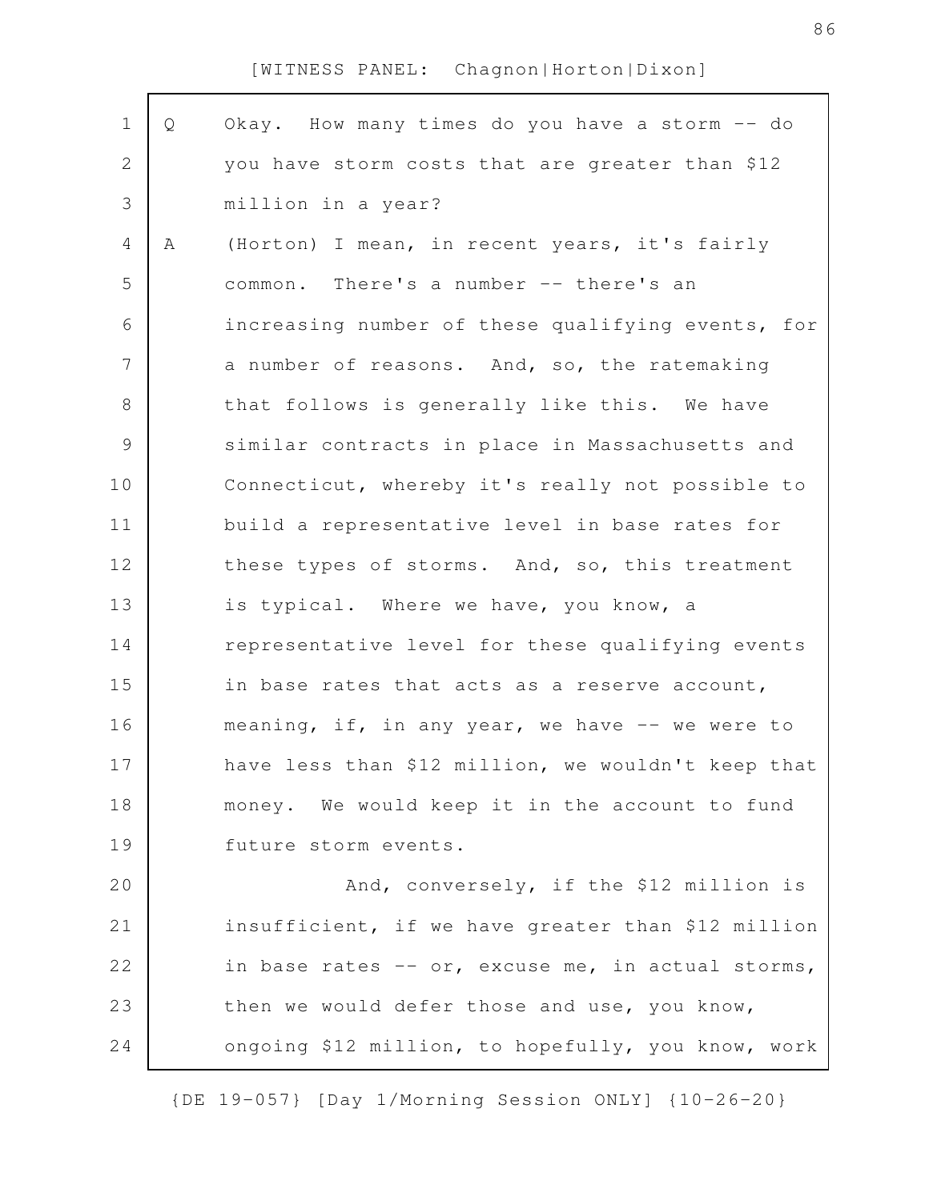[WITNESS PANEL: Chagnon|Horton|Dixon]

Q Okay. How many times do you have a storm -- do you have storm costs that are greater than $12 million in a year?

A (Horton) I mean, in recent years, it's fairly common. There's a number -- there's an increasing number of these qualifying events, for a number of reasons. And, so, the ratemaking that follows is generally like this. We have similar contracts in place in Massachusetts and Connecticut, whereby it's really not possible to build a representative level in base rates for these types of storms. And, so, this treatment is typical. Where we have, you know, a representative level for these qualifying events in base rates that acts as a reserve account, meaning, if, in any year, we have -- we were to have less than $12 million, we wouldn't keep that money. We would keep it in the account to fund future storm events.

And, conversely, if the $12 million is insufficient, if we have greater than $12 million in base rates -- or, excuse me, in actual storms, then we would defer those and use, you know, ongoing $12 million, to hopefully, you know, work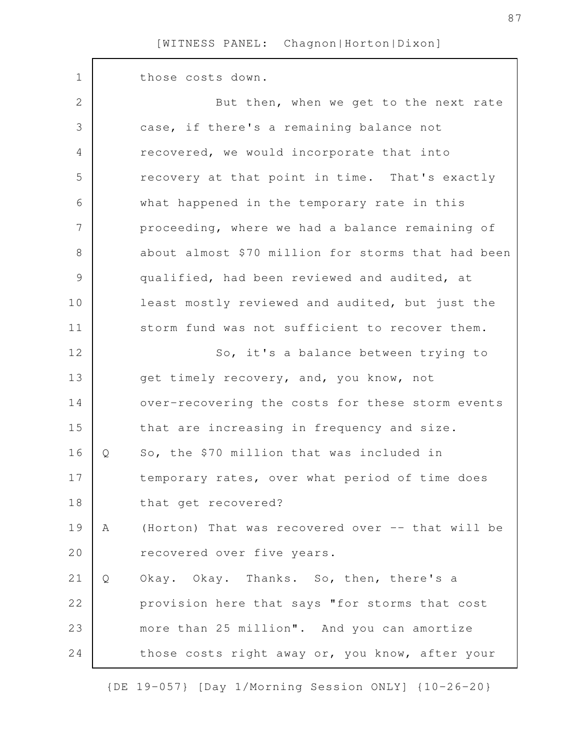those costs down.

But then, when we get to the next rate case, if there's a remaining balance not recovered, we would incorporate that into recovery at that point in time. That's exactly what happened in the temporary rate in this proceeding, where we had a balance remaining of about almost $70 million for storms that had been qualified, had been reviewed and audited, at least mostly reviewed and audited, but just the storm fund was not sufficient to recover them.

So, it's a balance between trying to get timely recovery, and, you know, not over-recovering the costs for these storm events that are increasing in frequency and size.

Q So, the $70 million that was included in temporary rates, over what period of time does that get recovered?

A (Horton) That was recovered over -- that will be recovered over five years.

Q Okay. Okay. Thanks. So, then, there's a provision here that says "for storms that cost more than 25 million". And you can amortize those costs right away or, you know, after your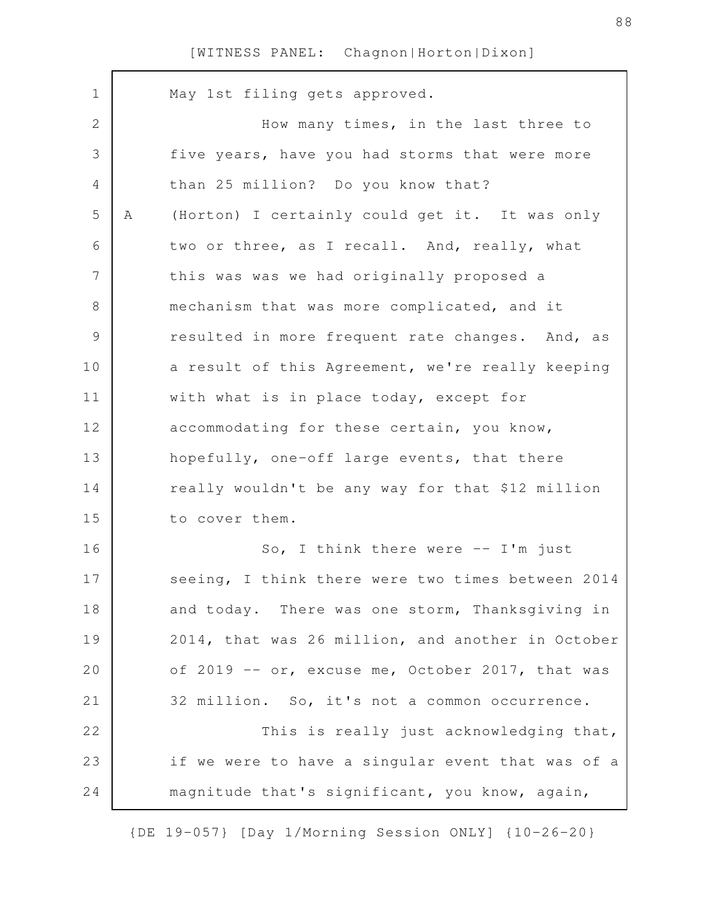May 1st filing gets approved.

How many times, in the last three to five years, have you had storms that were more than 25 million? Do you know that?

A (Horton) I certainly could get it. It was only two or three, as I recall. And, really, what this was was we had originally proposed a mechanism that was more complicated, and it resulted in more frequent rate changes. And, as a result of this Agreement, we're really keeping with what is in place today, except for accommodating for these certain, you know, hopefully, one-off large events, that there really wouldn't be any way for that $12 million to cover them.

So, I think there were -- I'm just seeing, I think there were two times between 2014 and today. There was one storm, Thanksgiving in 2014, that was 26 million, and another in October of 2019 -- or, excuse me, October 2017, that was 32 million. So, it's not a common occurrence.

This is really just acknowledging that, if we were to have a singular event that was of a magnitude that's significant, you know, again,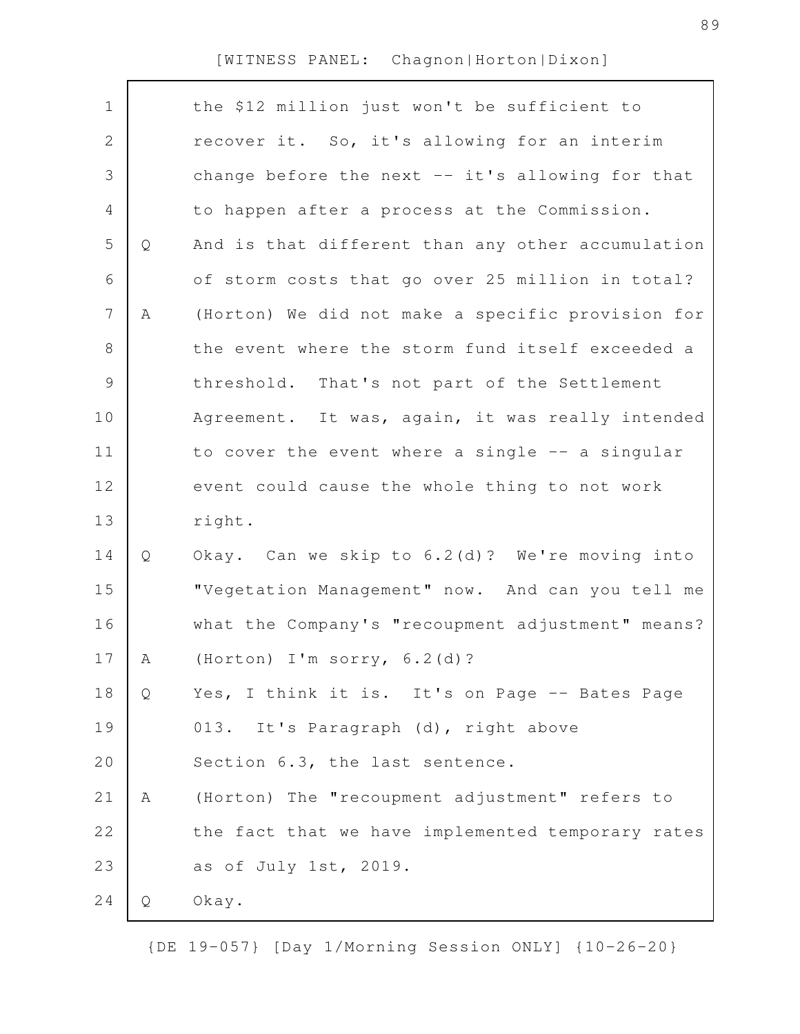the $12 million just won't be sufficient to recover it. So, it's allowing for an interim change before the next -- it's allowing for that to happen after a process at the Commission.

Q And is that different than any other accumulation of storm costs that go over 25 million in total?

A (Horton) We did not make a specific provision for the event where the storm fund itself exceeded a threshold. That's not part of the Settlement Agreement. It was, again, it was really intended to cover the event where a single -- a singular event could cause the whole thing to not work right.

Q Okay. Can we skip to 6.2(d)? We're moving into "Vegetation Management" now. And can you tell me what the Company's "recoupment adjustment" means?

A (Horton) I'm sorry, 6.2(d)?

Q Yes, I think it is. It's on Page -- Bates Page 013. It's Paragraph (d), right above Section 6.3, the last sentence.

A (Horton) The "recoupment adjustment" refers to the fact that we have implemented temporary rates as of July 1st, 2019.

Q Okay.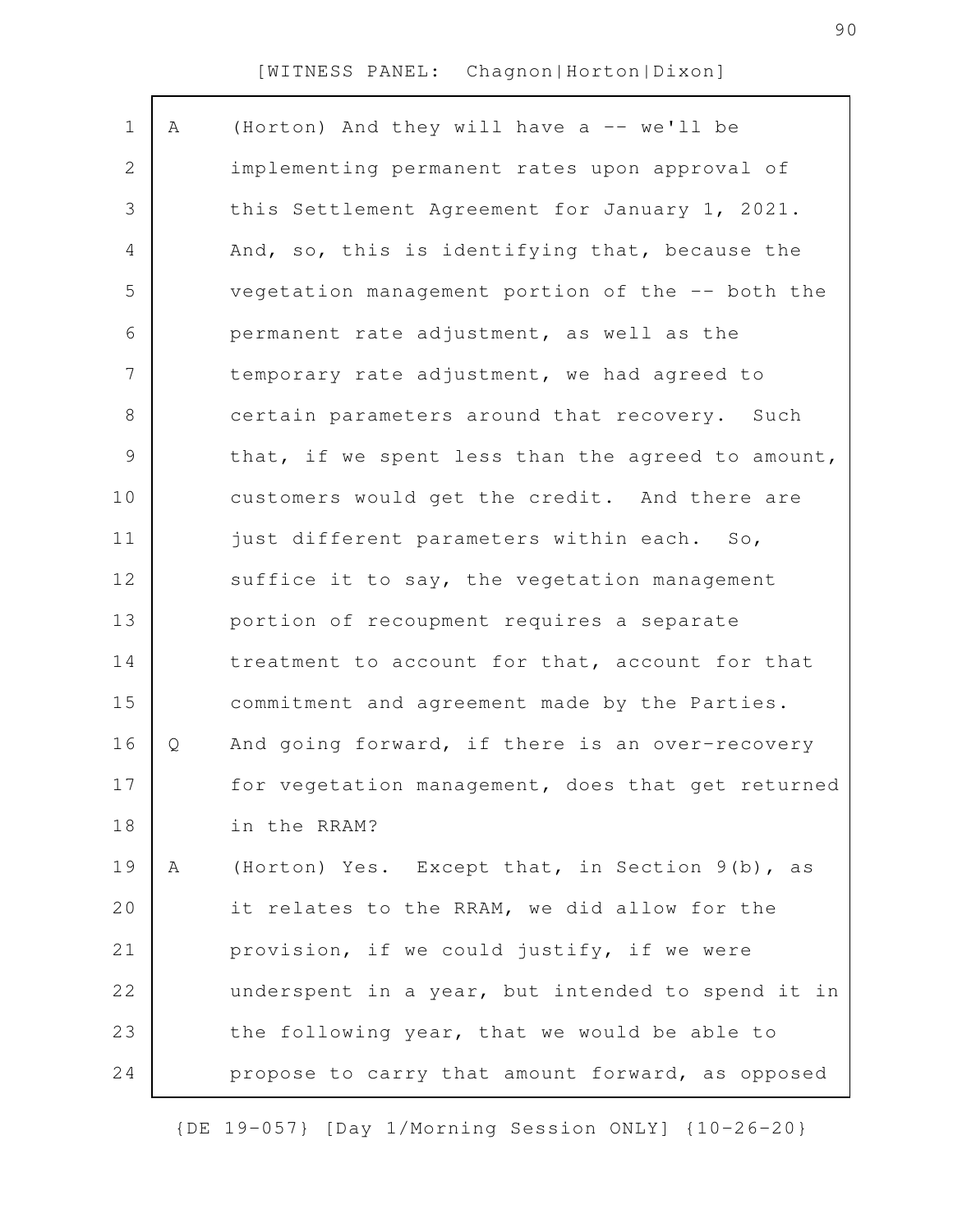A (Horton) And they will have a -- we'll be implementing permanent rates upon approval of this Settlement Agreement for January 1, 2021. And, so, this is identifying that, because the vegetation management portion of the -- both the permanent rate adjustment, as well as the temporary rate adjustment, we had agreed to certain parameters around that recovery. Such that, if we spent less than the agreed to amount, customers would get the credit. And there are just different parameters within each. So, suffice it to say, the vegetation management portion of recoupment requires a separate treatment to account for that, account for that commitment and agreement made by the Parties.

Q And going forward, if there is an over-recovery for vegetation management, does that get returned in the RRAM?

A (Horton) Yes. Except that, in Section 9(b), as it relates to the RRAM, we did allow for the provision, if we could justify, if we were underspent in a year, but intended to spend it in the following year, that we would be able to propose to carry that amount forward, as opposed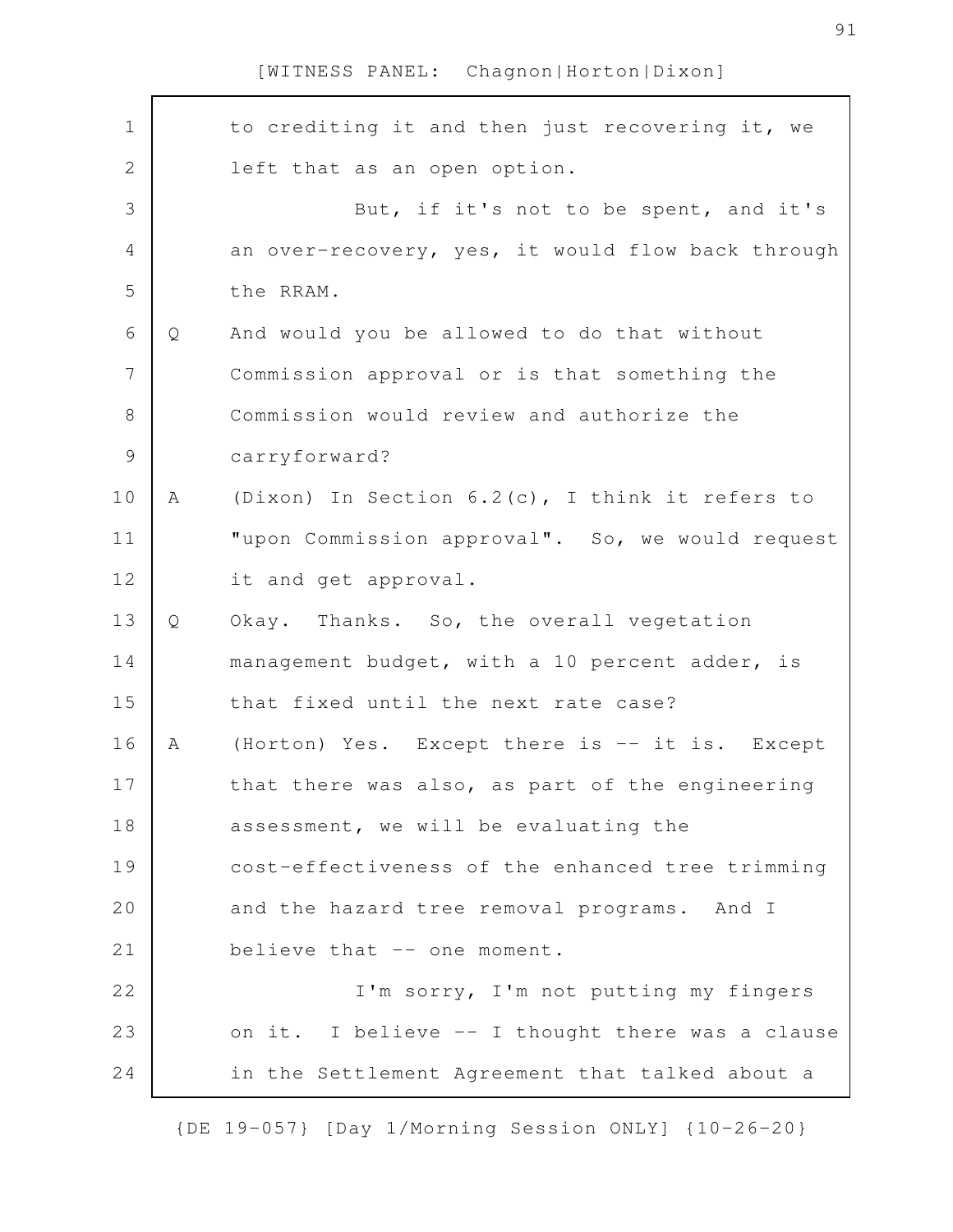to crediting it and then just recovering it, we left that as an open option.

But, if it's not to be spent, and it's an over-recovery, yes, it would flow back through the RRAM.

Q And would you be allowed to do that without Commission approval or is that something the Commission would review and authorize the carryforward?

A (Dixon) In Section 6.2(c), I think it refers to "upon Commission approval". So, we would request it and get approval.

Q Okay. Thanks. So, the overall vegetation management budget, with a 10 percent adder, is that fixed until the next rate case?

A (Horton) Yes. Except there is -- it is. Except that there was also, as part of the engineering assessment, we will be evaluating the cost-effectiveness of the enhanced tree trimming and the hazard tree removal programs. And I believe that -- one moment.

I'm sorry, I'm not putting my fingers on it. I believe -- I thought there was a clause in the Settlement Agreement that talked about a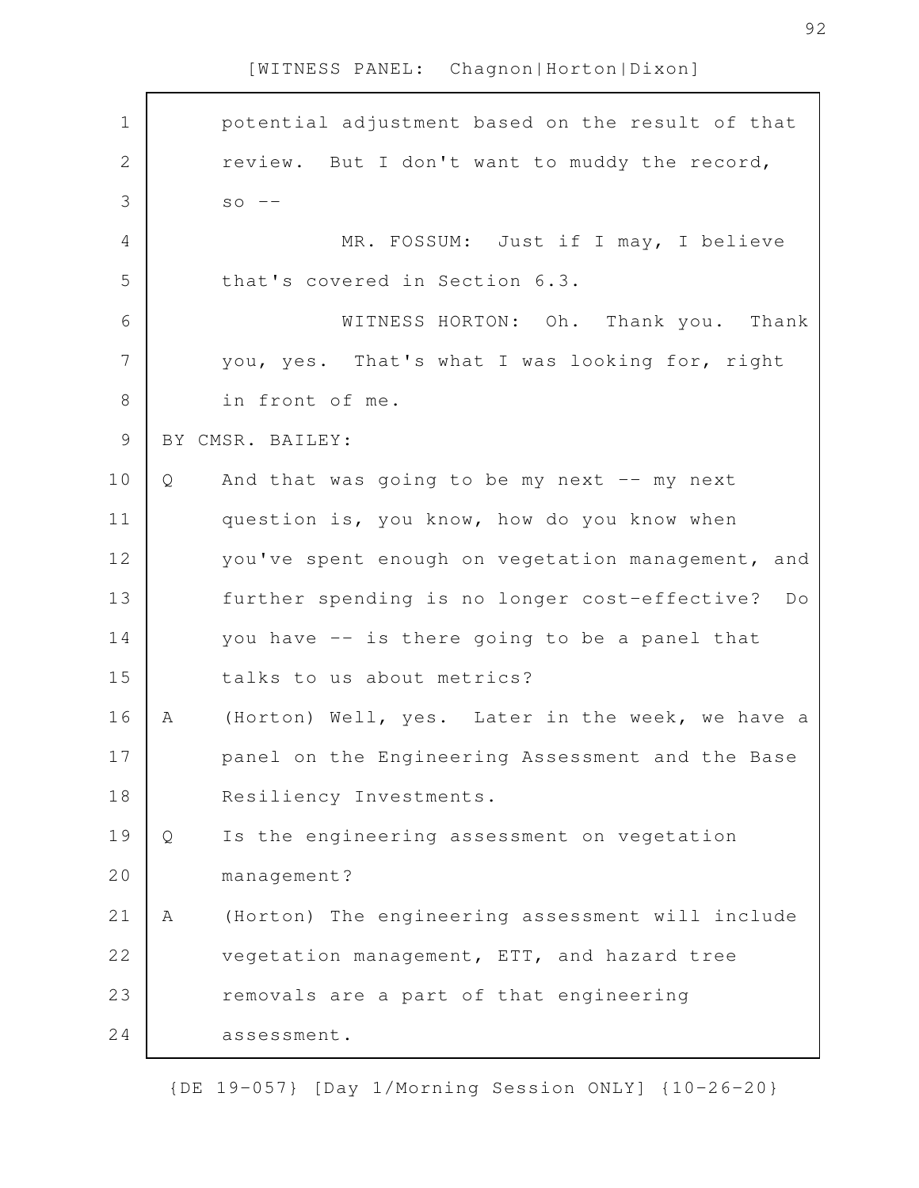potential adjustment based on the result of that review. But I don't want to muddy the record, so --

MR. FOSSUM: Just if I may, I believe that's covered in Section 6.3.

WITNESS HORTON: Oh. Thank you. Thank you, yes. That's what I was looking for, right in front of me.

BY CMSR. BAILEY:

Q And that was going to be my next -- my next question is, you know, how do you know when you've spent enough on vegetation management, and further spending is no longer cost-effective? Do you have -- is there going to be a panel that talks to us about metrics?

A (Horton) Well, yes. Later in the week, we have a panel on the Engineering Assessment and the Base Resiliency Investments.

Q Is the engineering assessment on vegetation management?

A (Horton) The engineering assessment will include vegetation management, ETT, and hazard tree removals are a part of that engineering assessment.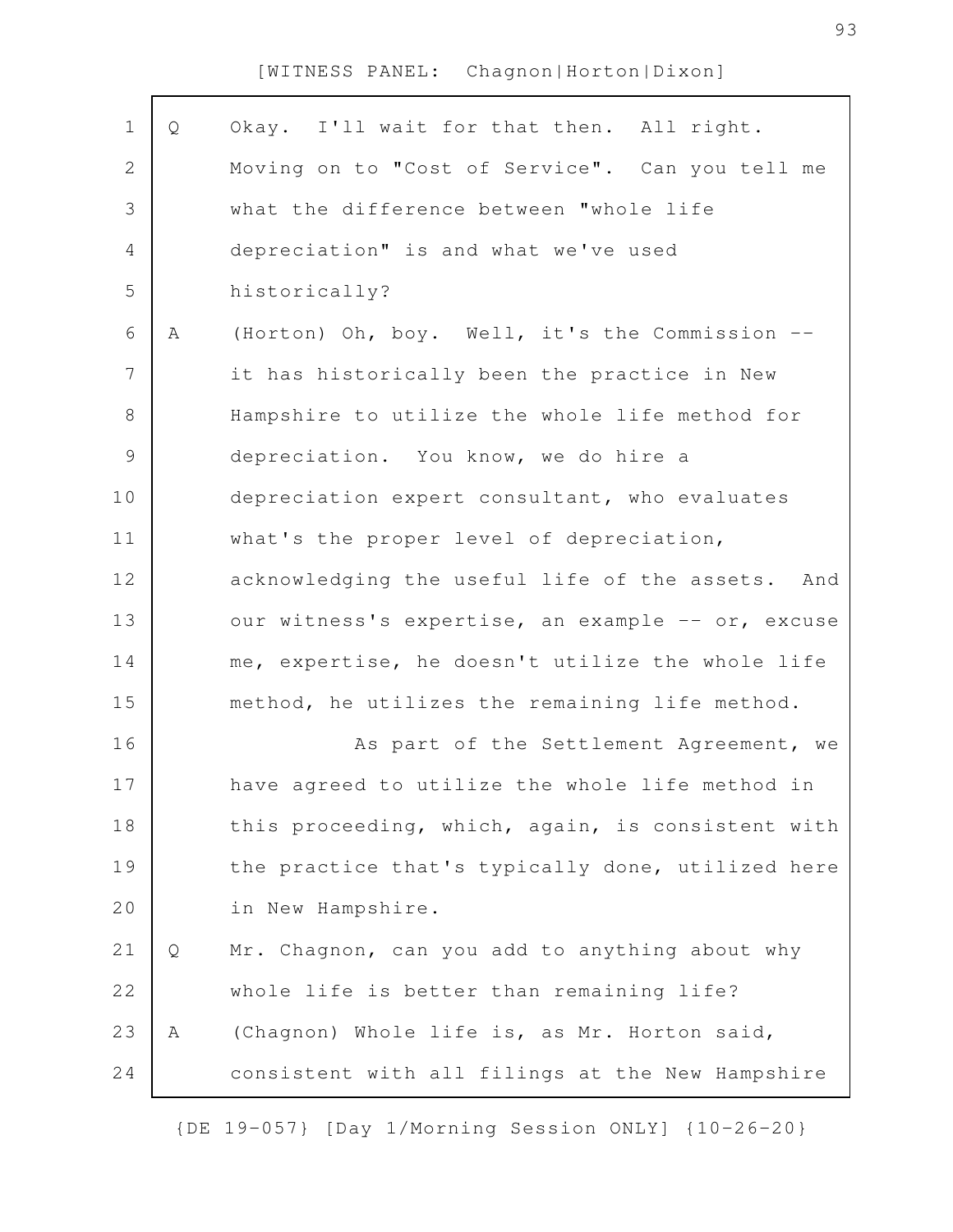[WITNESS PANEL: Chagnon|Horton|Dixon]

Q Okay. I'll wait for that then. All right. Moving on to "Cost of Service". Can you tell me what the difference between "whole life depreciation" is and what we've used historically?

A (Horton) Oh, boy. Well, it's the Commission -- it has historically been the practice in New Hampshire to utilize the whole life method for depreciation. You know, we do hire a depreciation expert consultant, who evaluates what's the proper level of depreciation, acknowledging the useful life of the assets. And our witness's expertise, an example -- or, excuse me, expertise, he doesn't utilize the whole life method, he utilizes the remaining life method.

As part of the Settlement Agreement, we have agreed to utilize the whole life method in this proceeding, which, again, is consistent with the practice that's typically done, utilized here in New Hampshire.

Q Mr. Chagnon, can you add to anything about why whole life is better than remaining life?

A (Chagnon) Whole life is, as Mr. Horton said, consistent with all filings at the New Hampshire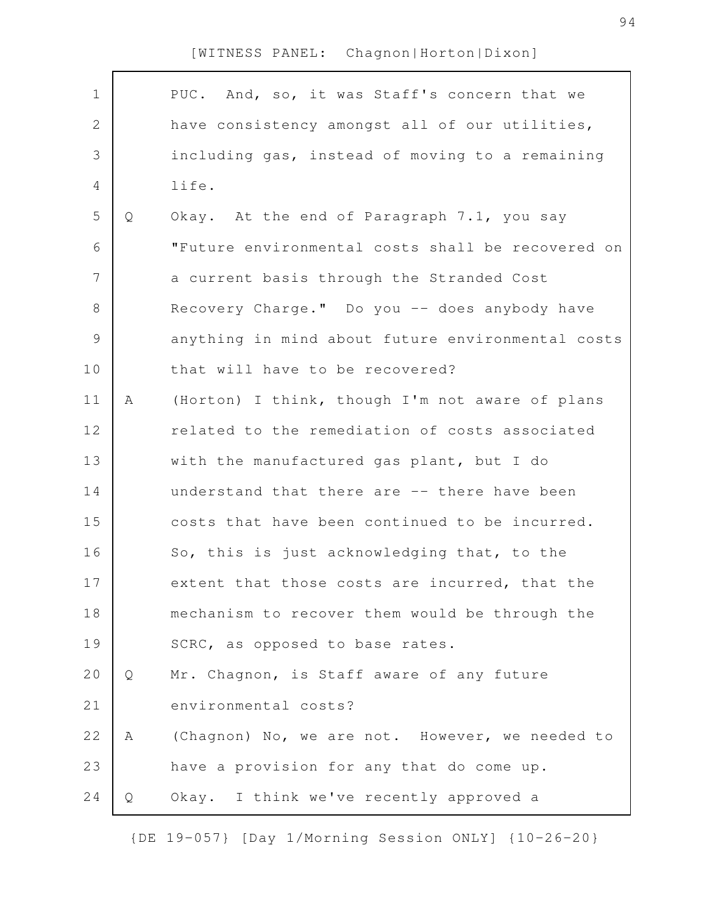PUC. And, so, it was Staff's concern that we have consistency amongst all of our utilities, including gas, instead of moving to a remaining life.

Q Okay. At the end of Paragraph 7.1, you say "Future environmental costs shall be recovered on a current basis through the Stranded Cost Recovery Charge." Do you -- does anybody have anything in mind about future environmental costs that will have to be recovered?

A (Horton) I think, though I'm not aware of plans related to the remediation of costs associated with the manufactured gas plant, but I do understand that there are -- there have been costs that have been continued to be incurred. So, this is just acknowledging that, to the extent that those costs are incurred, that the mechanism to recover them would be through the SCRC, as opposed to base rates.

Q Mr. Chagnon, is Staff aware of any future environmental costs?

A (Chagnon) No, we are not. However, we needed to have a provision for any that do come up.

Q Okay. I think we've recently approved a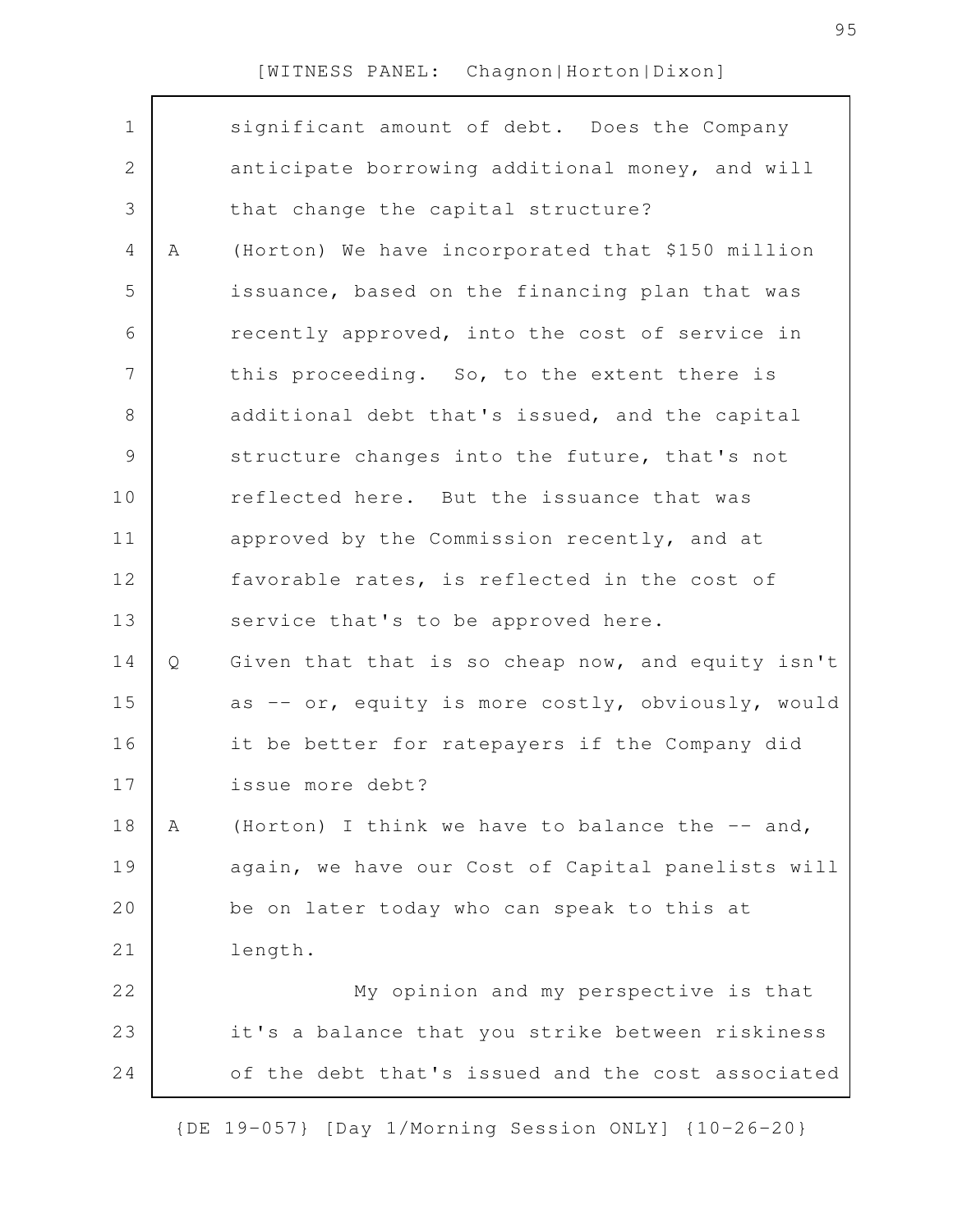significant amount of debt. Does the Company anticipate borrowing additional money, and will that change the capital structure?

A (Horton) We have incorporated that $150 million issuance, based on the financing plan that was recently approved, into the cost of service in this proceeding. So, to the extent there is additional debt that's issued, and the capital structure changes into the future, that's not reflected here. But the issuance that was approved by the Commission recently, and at favorable rates, is reflected in the cost of service that's to be approved here.

Q Given that that is so cheap now, and equity isn't as -- or, equity is more costly, obviously, would it be better for ratepayers if the Company did issue more debt?

A (Horton) I think we have to balance the -- and, again, we have our Cost of Capital panelists will be on later today who can speak to this at length.

My opinion and my perspective is that it's a balance that you strike between riskiness of the debt that's issued and the cost associated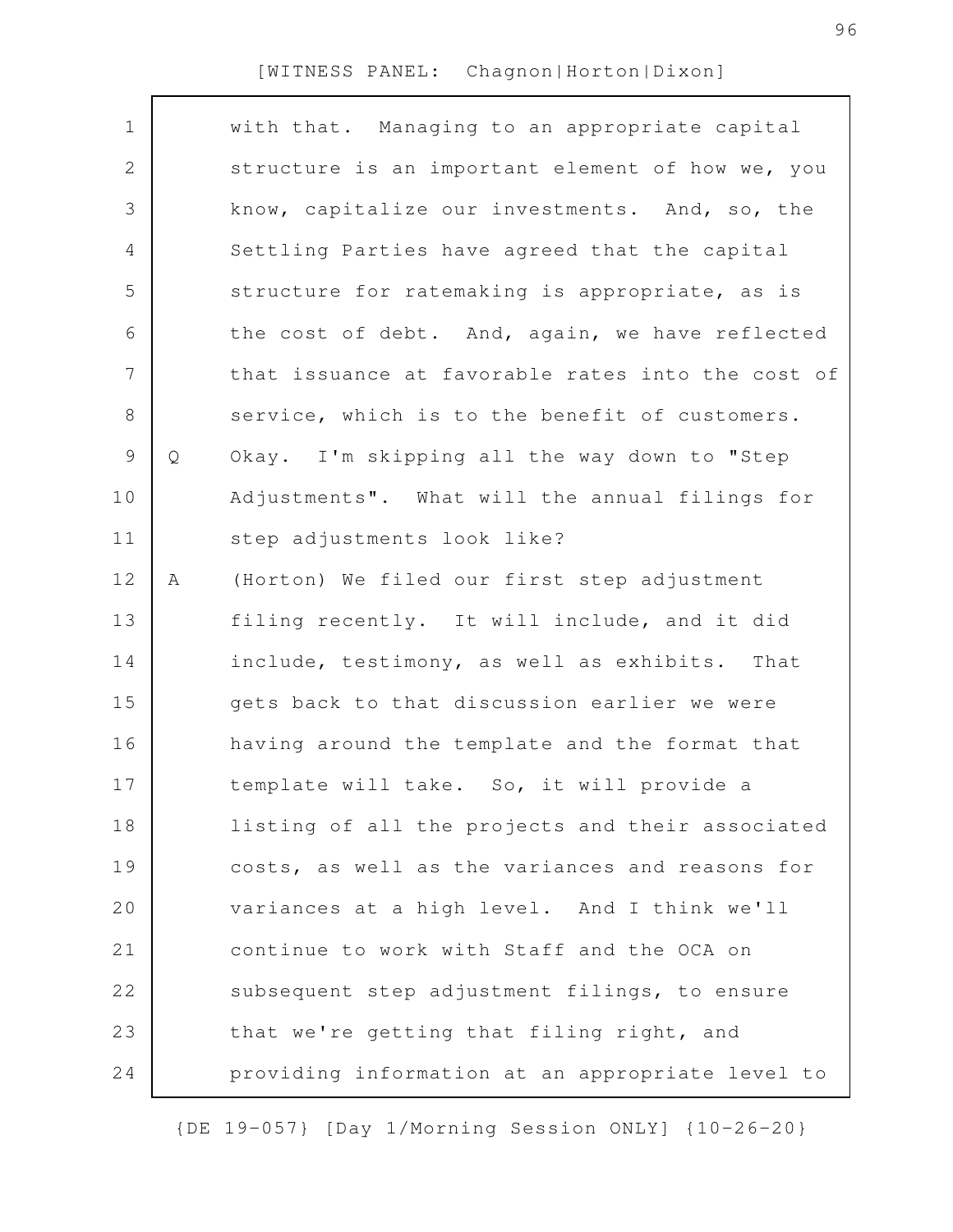with that. Managing to an appropriate capital structure is an important element of how we, you know, capitalize our investments. And, so, the Settling Parties have agreed that the capital structure for ratemaking is appropriate, as is the cost of debt. And, again, we have reflected that issuance at favorable rates into the cost of service, which is to the benefit of customers.

Q Okay. I'm skipping all the way down to "Step Adjustments". What will the annual filings for step adjustments look like?

A (Horton) We filed our first step adjustment filing recently. It will include, and it did include, testimony, as well as exhibits. That gets back to that discussion earlier we were having around the template and the format that template will take. So, it will provide a listing of all the projects and their associated costs, as well as the variances and reasons for variances at a high level. And I think we'll continue to work with Staff and the OCA on subsequent step adjustment filings, to ensure that we're getting that filing right, and providing information at an appropriate level to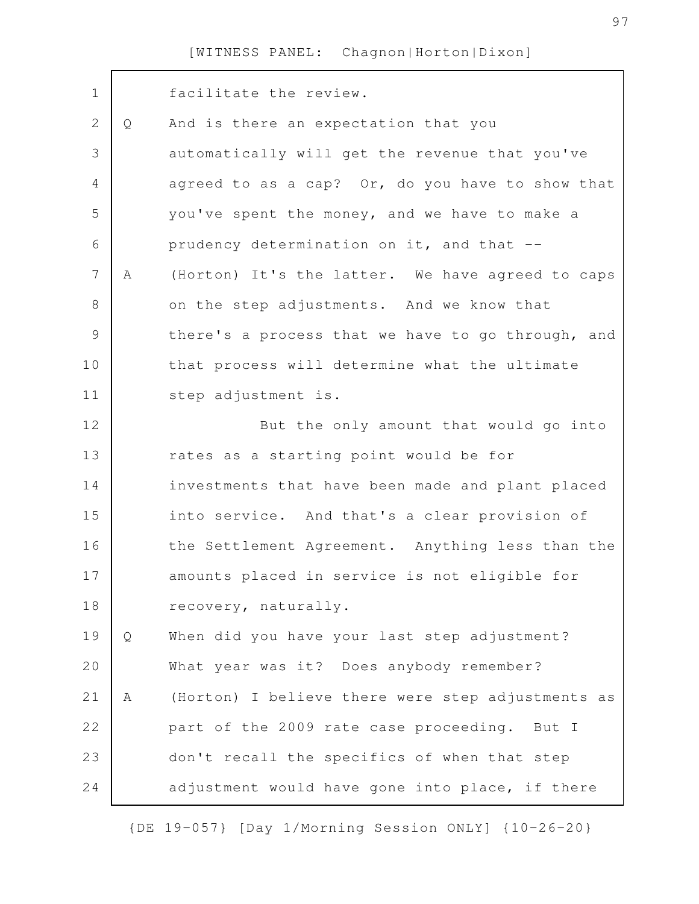facilitate the review.

Q And is there an expectation that you automatically will get the revenue that you've agreed to as a cap? Or, do you have to show that you've spent the money, and we have to make a prudency determination on it, and that --

A (Horton) It's the latter. We have agreed to caps on the step adjustments. And we know that there's a process that we have to go through, and that process will determine what the ultimate step adjustment is.

But the only amount that would go into rates as a starting point would be for investments that have been made and plant placed into service. And that's a clear provision of the Settlement Agreement. Anything less than the amounts placed in service is not eligible for recovery, naturally.

Q When did you have your last step adjustment? What year was it? Does anybody remember?

A (Horton) I believe there were step adjustments as part of the 2009 rate case proceeding. But I don't recall the specifics of when that step adjustment would have gone into place, if there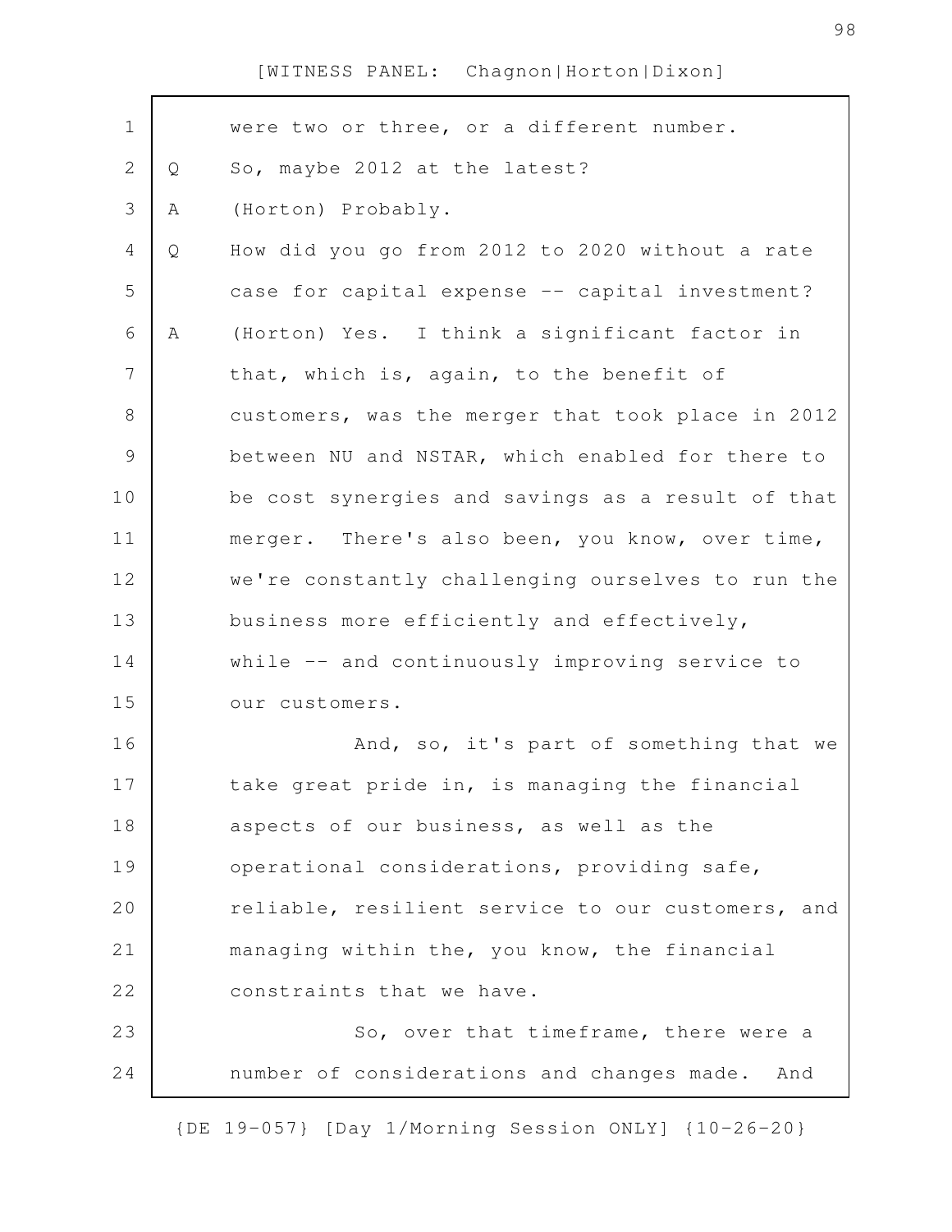were two or three, or a different number.

Q So, maybe 2012 at the latest?

A (Horton) Probably.

Q How did you go from 2012 to 2020 without a rate case for capital expense -- capital investment?

A (Horton) Yes. I think a significant factor in that, which is, again, to the benefit of customers, was the merger that took place in 2012 between NU and NSTAR, which enabled for there to be cost synergies and savings as a result of that merger. There's also been, you know, over time, we're constantly challenging ourselves to run the business more efficiently and effectively, while -- and continuously improving service to our customers.

And, so, it's part of something that we take great pride in, is managing the financial aspects of our business, as well as the operational considerations, providing safe, reliable, resilient service to our customers, and managing within the, you know, the financial constraints that we have.

So, over that timeframe, there were a number of considerations and changes made. And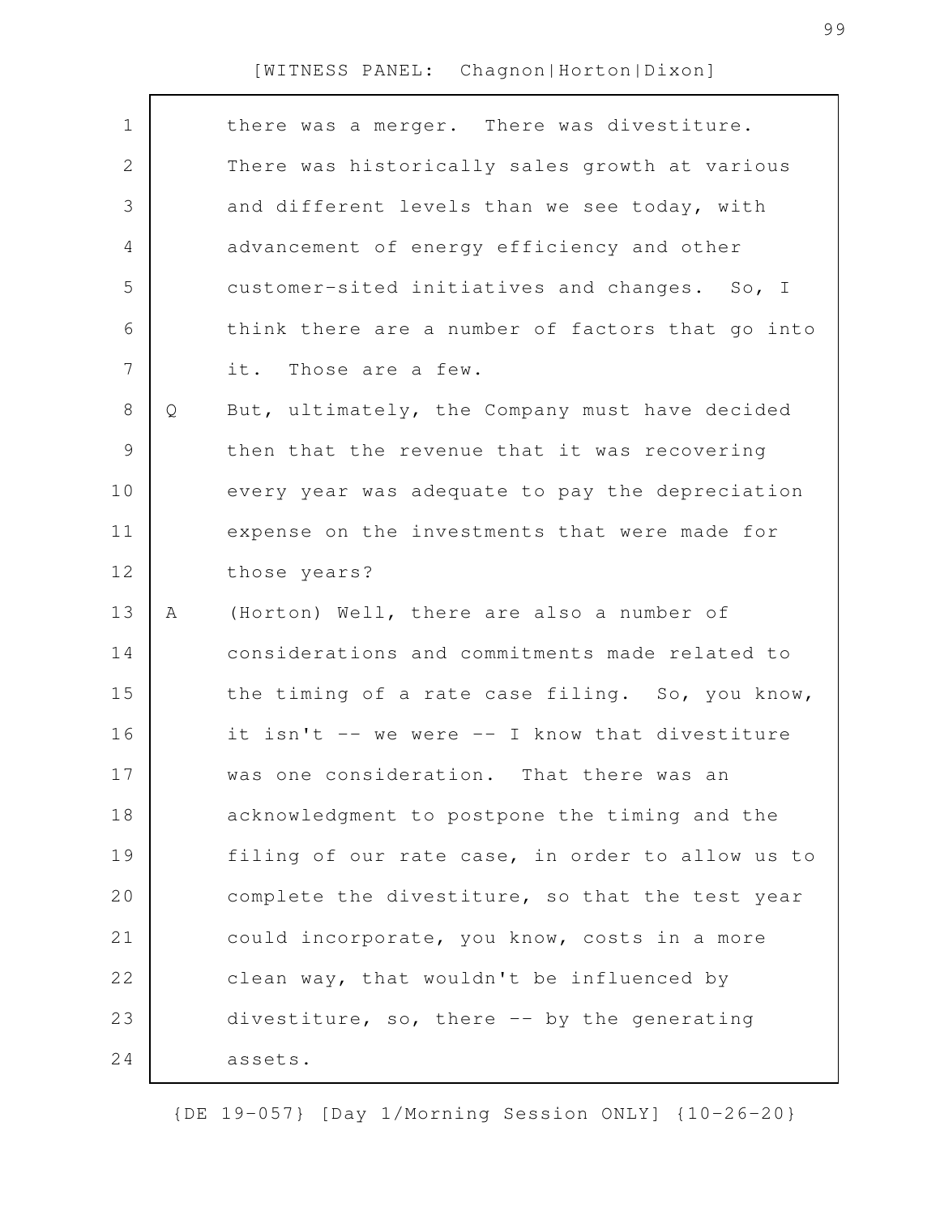there was a merger. There was divestiture. There was historically sales growth at various and different levels than we see today, with advancement of energy efficiency and other customer-sited initiatives and changes. So, I think there are a number of factors that go into it. Those are a few.

Q But, ultimately, the Company must have decided then that the revenue that it was recovering every year was adequate to pay the depreciation expense on the investments that were made for those years?

A (Horton) Well, there are also a number of considerations and commitments made related to the timing of a rate case filing. So, you know, it isn't -- we were -- I know that divestiture was one consideration. That there was an acknowledgment to postpone the timing and the filing of our rate case, in order to allow us to complete the divestiture, so that the test year could incorporate, you know, costs in a more clean way, that wouldn't be influenced by divestiture, so, there -- by the generating assets.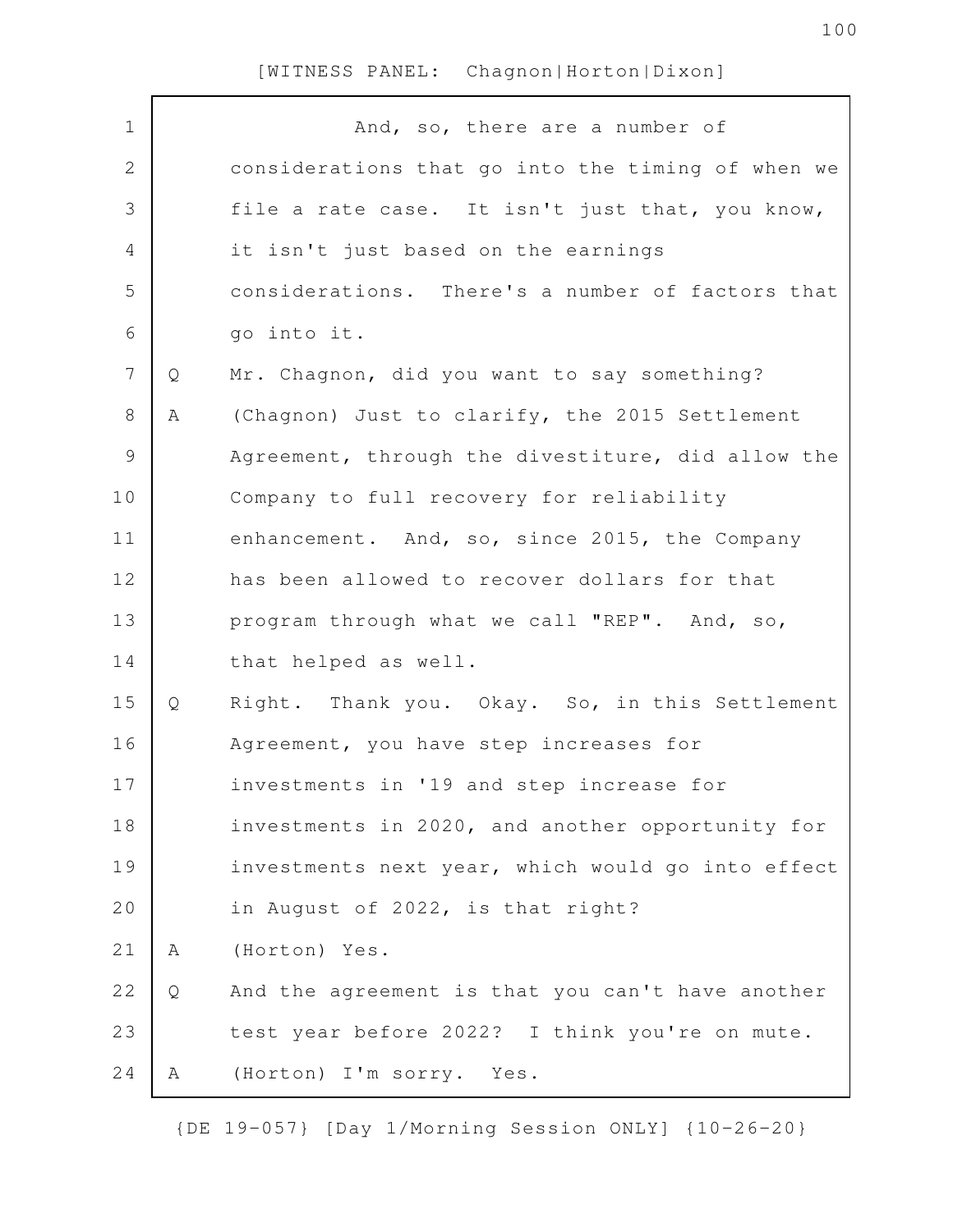[WITNESS PANEL: Chagnon|Horton|Dixon]

And, so, there are a number of considerations that go into the timing of when we file a rate case. It isn't just that, you know, it isn't just based on the earnings considerations. There's a number of factors that go into it.

Q Mr. Chagnon, did you want to say something?

A (Chagnon) Just to clarify, the 2015 Settlement Agreement, through the divestiture, did allow the Company to full recovery for reliability enhancement. And, so, since 2015, the Company has been allowed to recover dollars for that program through what we call "REP". And, so, that helped as well.

Q Right. Thank you. Okay. So, in this Settlement Agreement, you have step increases for investments in '19 and step increase for investments in 2020, and another opportunity for investments next year, which would go into effect in August of 2022, is that right?

A (Horton) Yes.

Q And the agreement is that you can't have another test year before 2022? I think you're on mute.

A (Horton) I'm sorry. Yes.

{DE 19-057} [Day 1/Morning Session ONLY] {10-26-20}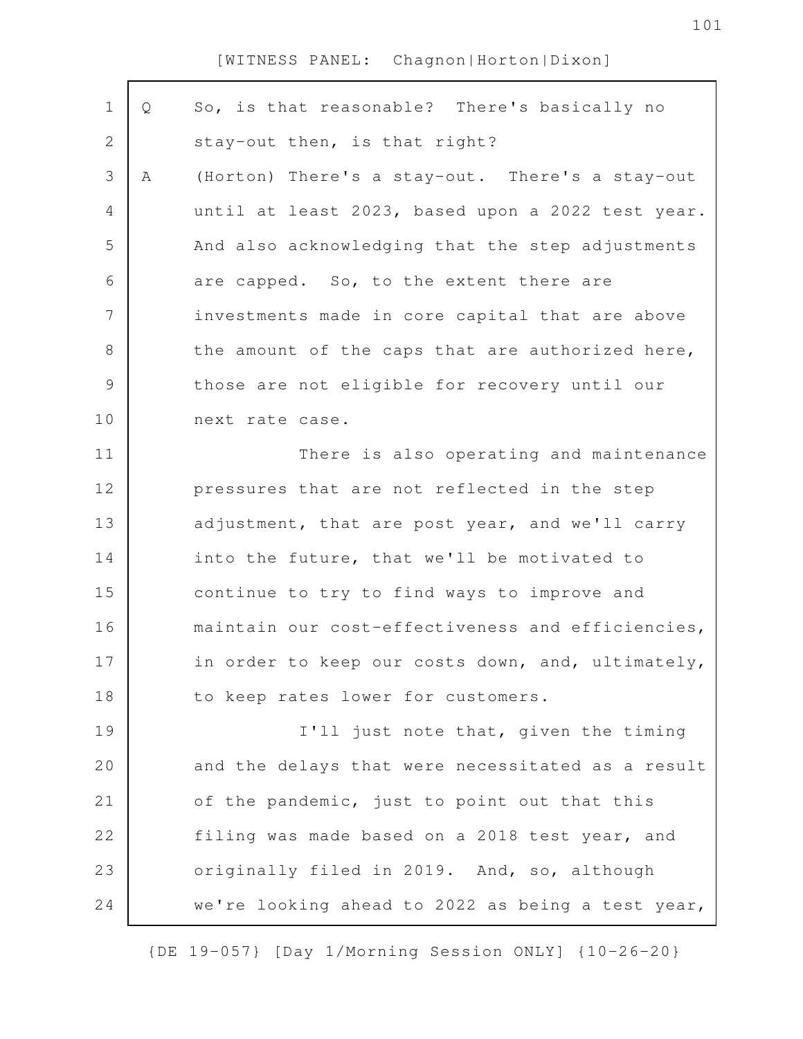Q So, is that reasonable? There's basically no stay-out then, is that right?

A (Horton) There's a stay-out. There's a stay-out until at least 2023, based upon a 2022 test year. And also acknowledging that the step adjustments are capped. So, to the extent there are investments made in core capital that are above the amount of the caps that are authorized here, those are not eligible for recovery until our next rate case.

There is also operating and maintenance pressures that are not reflected in the step adjustment, that are post year, and we'll carry into the future, that we'll be motivated to continue to try to find ways to improve and maintain our cost-effectiveness and efficiencies, in order to keep our costs down, and, ultimately, to keep rates lower for customers.

I'll just note that, given the timing and the delays that were necessitated as a result of the pandemic, just to point out that this filing was made based on a 2018 test year, and originally filed in 2019. And, so, although we're looking ahead to 2022 as being a test year,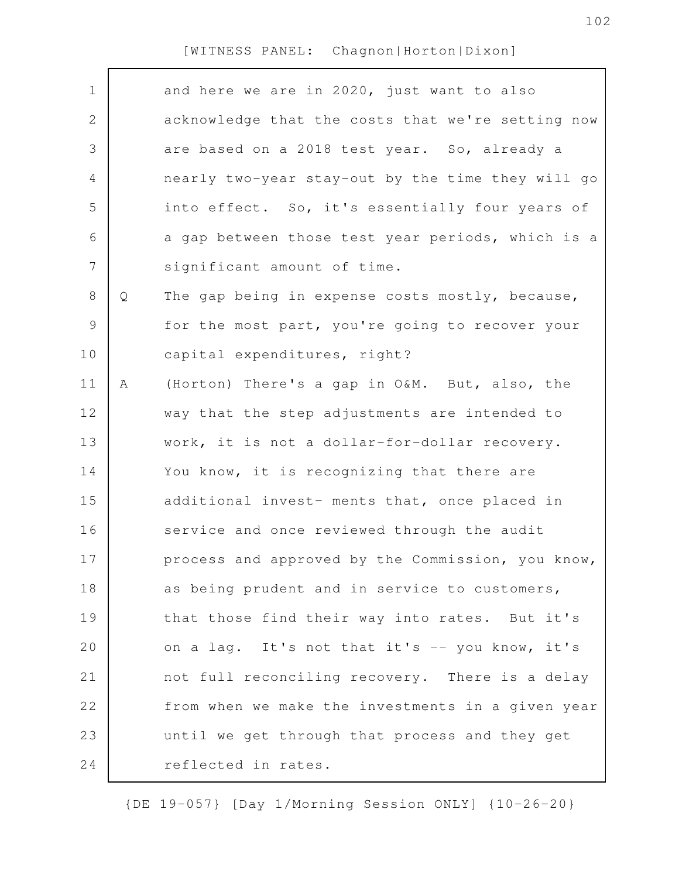and here we are in 2020, just want to also acknowledge that the costs that we're setting now are based on a 2018 test year. So, already a nearly two-year stay-out by the time they will go into effect. So, it's essentially four years of a gap between those test year periods, which is a significant amount of time.

Q The gap being in expense costs mostly, because, for the most part, you're going to recover your capital expenditures, right?

A (Horton) There's a gap in O&M. But, also, the way that the step adjustments are intended to work, it is not a dollar-for-dollar recovery. You know, it is recognizing that there are additional invest- ments that, once placed in service and once reviewed through the audit process and approved by the Commission, you know, as being prudent and in service to customers, that those find their way into rates. But it's on a lag. It's not that it's -- you know, it's not full reconciling recovery. There is a delay from when we make the investments in a given year until we get through that process and they get reflected in rates.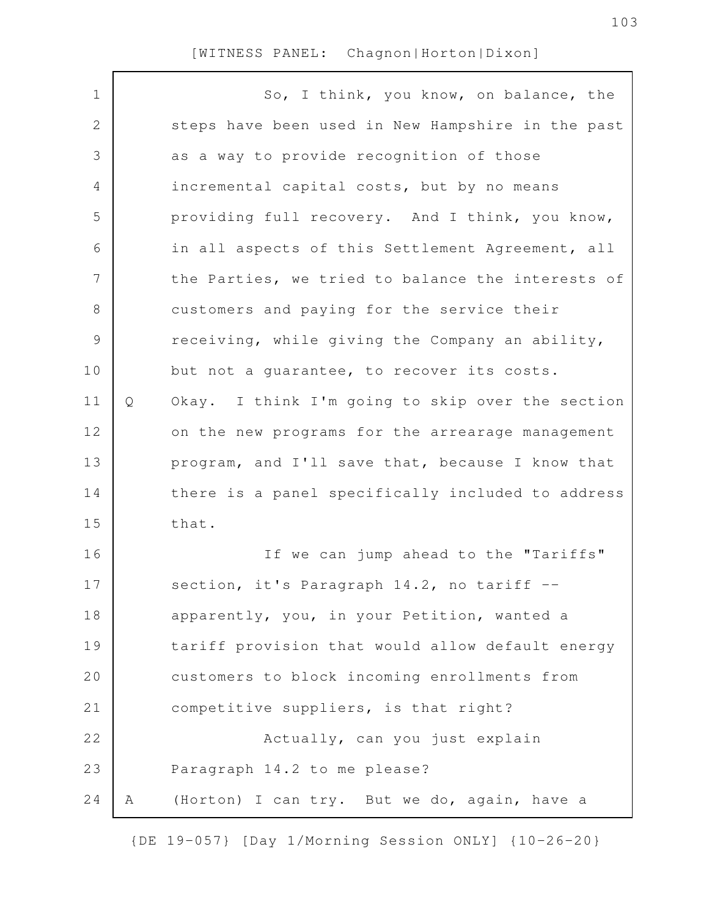So, I think, you know, on balance, the steps have been used in New Hampshire in the past as a way to provide recognition of those incremental capital costs, but by no means providing full recovery. And I think, you know, in all aspects of this Settlement Agreement, all the Parties, we tried to balance the interests of customers and paying for the service their receiving, while giving the Company an ability, but not a guarantee, to recover its costs.

Q Okay. I think I'm going to skip over the section on the new programs for the arrearage management program, and I'll save that, because I know that there is a panel specifically included to address that.

If we can jump ahead to the "Tariffs" section, it's Paragraph 14.2, no tariff -- apparently, you, in your Petition, wanted a tariff provision that would allow default energy customers to block incoming enrollments from competitive suppliers, is that right?

Actually, can you just explain Paragraph 14.2 to me please?

A (Horton) I can try. But we do, again, have a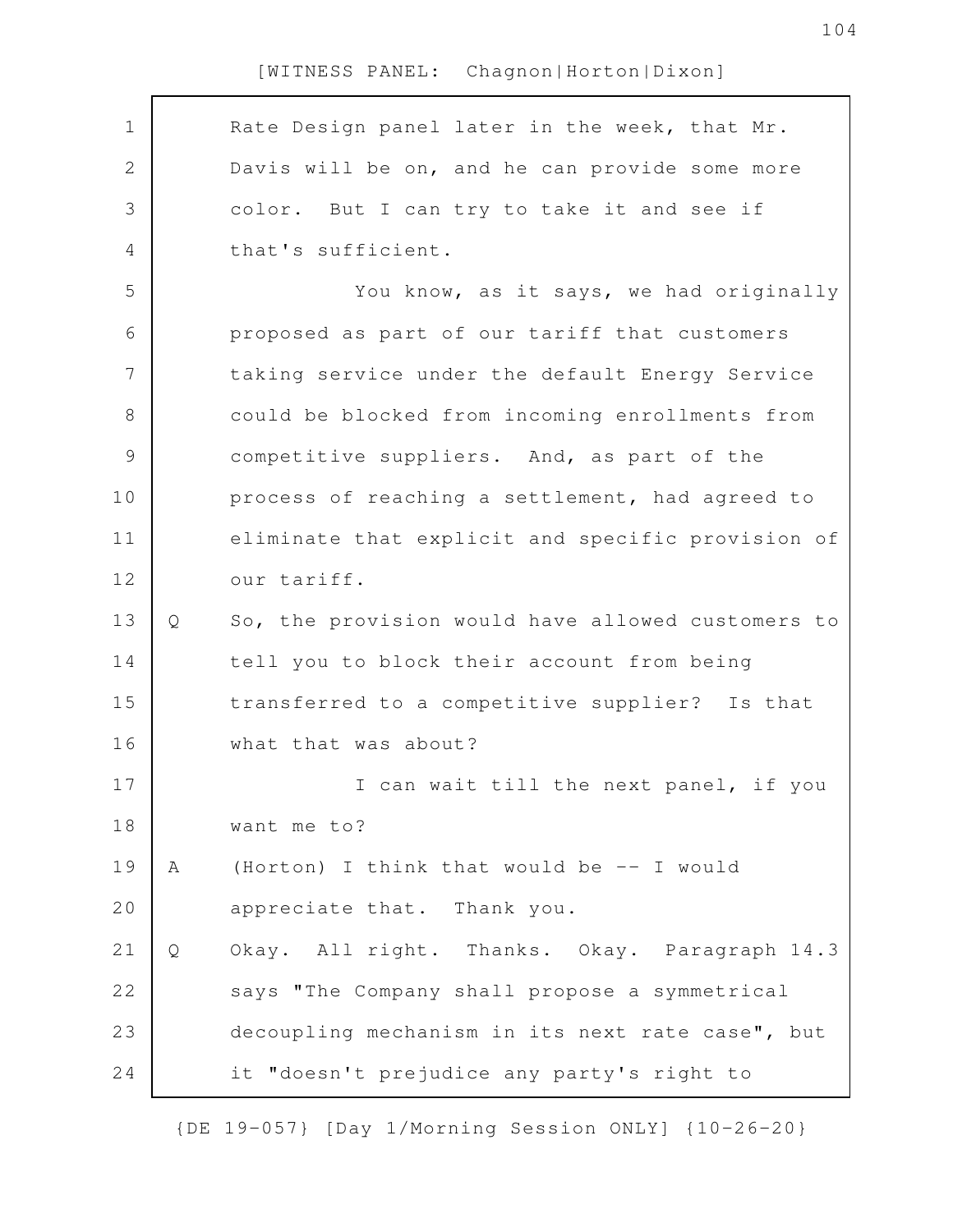Rate Design panel later in the week, that Mr. Davis will be on, and he can provide some more color. But I can try to take it and see if that's sufficient.

You know, as it says, we had originally proposed as part of our tariff that customers taking service under the default Energy Service could be blocked from incoming enrollments from competitive suppliers. And, as part of the process of reaching a settlement, had agreed to eliminate that explicit and specific provision of our tariff.

Q So, the provision would have allowed customers to tell you to block their account from being transferred to a competitive supplier? Is that what that was about?

I can wait till the next panel, if you want me to?

A (Horton) I think that would be -- I would appreciate that. Thank you.

Q Okay. All right. Thanks. Okay. Paragraph 14.3 says "The Company shall propose a symmetrical decoupling mechanism in its next rate case", but it "doesn't prejudice any party's right to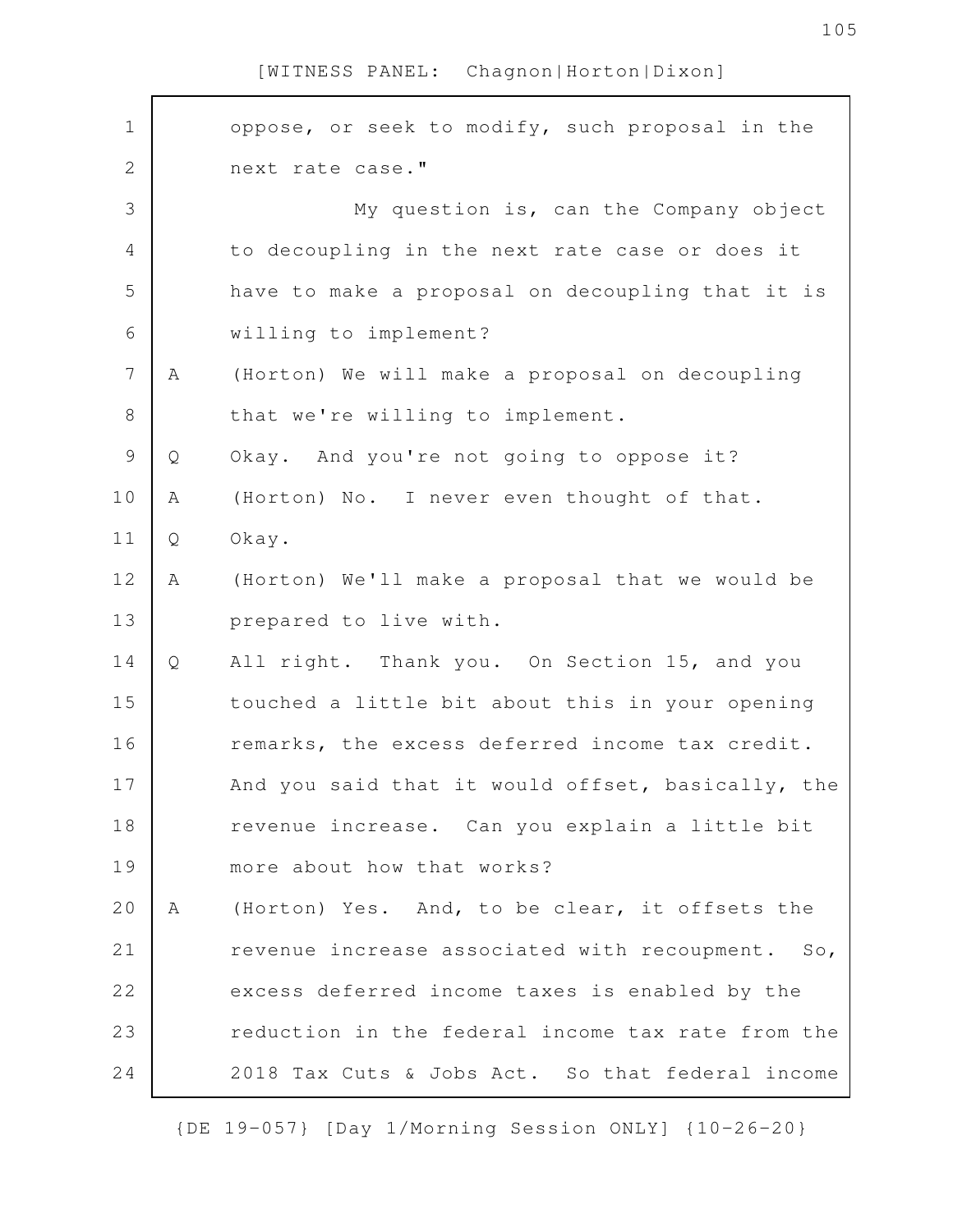oppose, or seek to modify, such proposal in the next rate case."

My question is, can the Company object to decoupling in the next rate case or does it have to make a proposal on decoupling that it is willing to implement?

A (Horton) We will make a proposal on decoupling that we're willing to implement.

Q Okay. And you're not going to oppose it?

A (Horton) No. I never even thought of that.

Q Okay.

A (Horton) We'll make a proposal that we would be prepared to live with.

Q All right. Thank you. On Section 15, and you touched a little bit about this in your opening remarks, the excess deferred income tax credit. And you said that it would offset, basically, the revenue increase. Can you explain a little bit more about how that works?

A (Horton) Yes. And, to be clear, it offsets the revenue increase associated with recoupment. So, excess deferred income taxes is enabled by the reduction in the federal income tax rate from the 2018 Tax Cuts & Jobs Act. So that federal income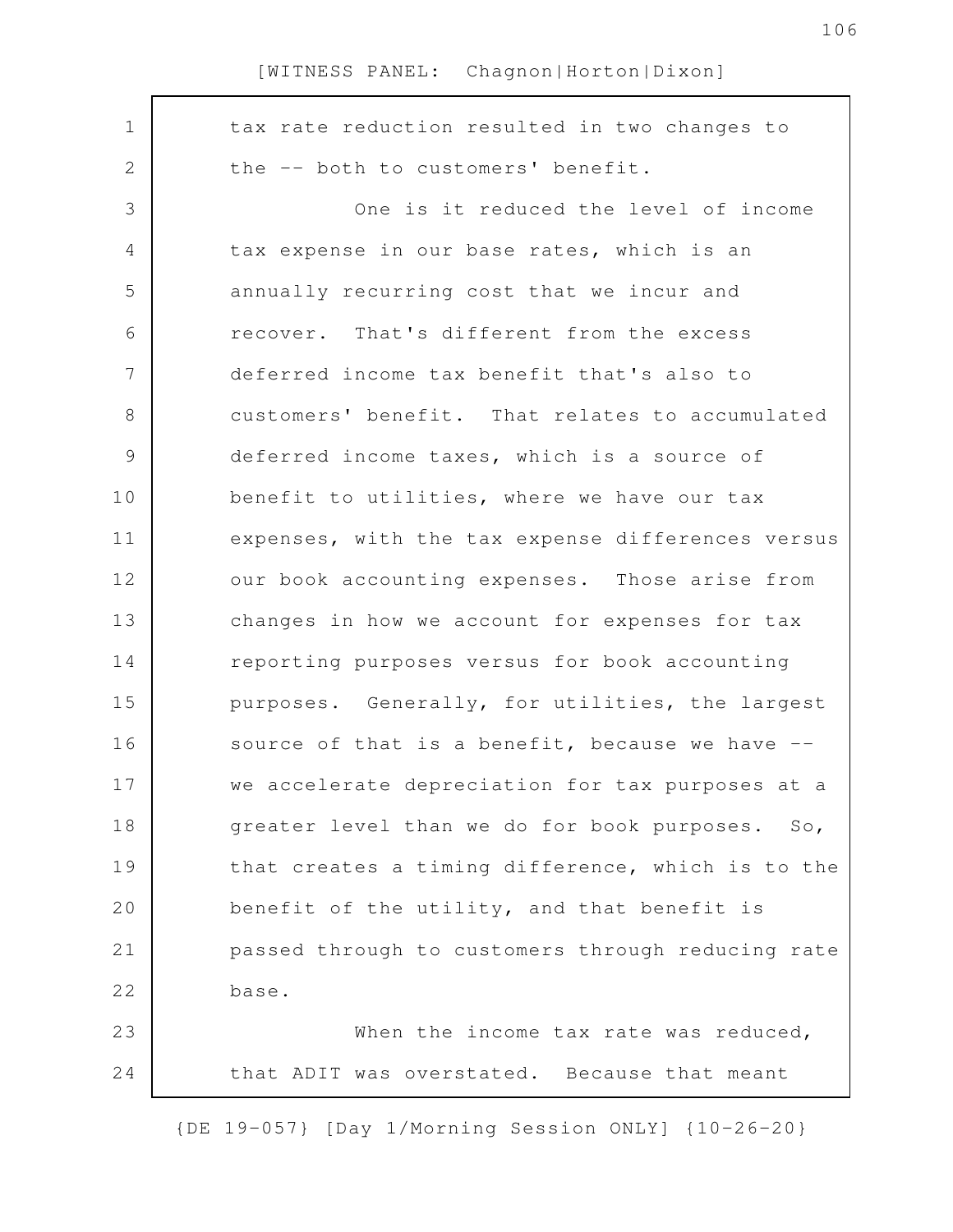tax rate reduction resulted in two changes to the -- both to customers' benefit.

One is it reduced the level of income tax expense in our base rates, which is an annually recurring cost that we incur and recover. That's different from the excess deferred income tax benefit that's also to customers' benefit. That relates to accumulated deferred income taxes, which is a source of benefit to utilities, where we have our tax expenses, with the tax expense differences versus our book accounting expenses. Those arise from changes in how we account for expenses for tax reporting purposes versus for book accounting purposes. Generally, for utilities, the largest source of that is a benefit, because we have -- we accelerate depreciation for tax purposes at a greater level than we do for book purposes. So, that creates a timing difference, which is to the benefit of the utility, and that benefit is passed through to customers through reducing rate base.

When the income tax rate was reduced, that ADIT was overstated. Because that meant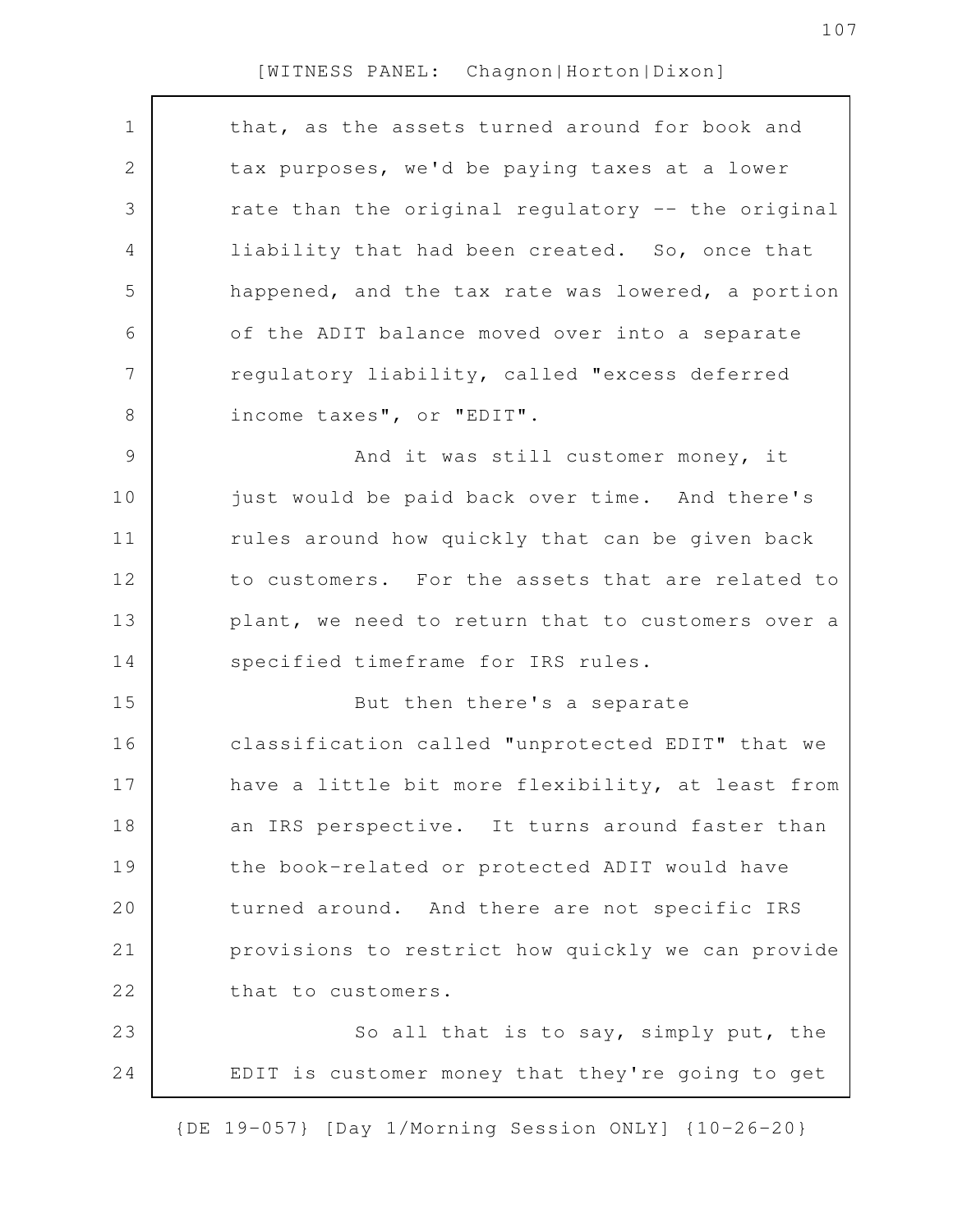that, as the assets turned around for book and tax purposes, we'd be paying taxes at a lower rate than the original regulatory -- the original liability that had been created. So, once that happened, and the tax rate was lowered, a portion of the ADIT balance moved over into a separate regulatory liability, called "excess deferred income taxes", or "EDIT".

And it was still customer money, it just would be paid back over time. And there's rules around how quickly that can be given back to customers. For the assets that are related to plant, we need to return that to customers over a specified timeframe for IRS rules.

But then there's a separate classification called "unprotected EDIT" that we have a little bit more flexibility, at least from an IRS perspective. It turns around faster than the book-related or protected ADIT would have turned around. And there are not specific IRS provisions to restrict how quickly we can provide that to customers.

So all that is to say, simply put, the EDIT is customer money that they're going to get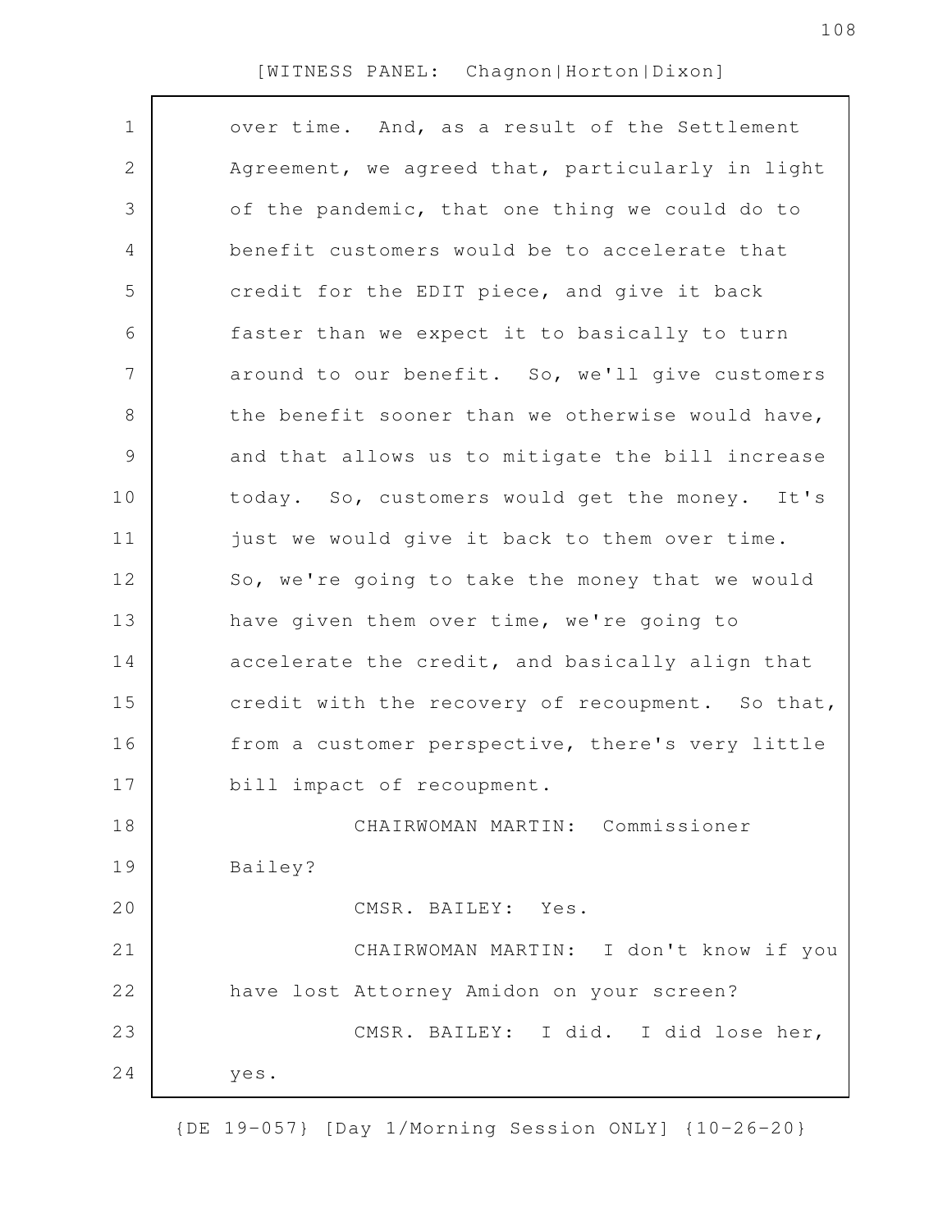over time. And, as a result of the Settlement Agreement, we agreed that, particularly in light of the pandemic, that one thing we could do to benefit customers would be to accelerate that credit for the EDIT piece, and give it back faster than we expect it to basically to turn around to our benefit. So, we'll give customers the benefit sooner than we otherwise would have, and that allows us to mitigate the bill increase today. So, customers would get the money. It's just we would give it back to them over time. So, we're going to take the money that we would have given them over time, we're going to accelerate the credit, and basically align that credit with the recovery of recoupment. So that, from a customer perspective, there's very little bill impact of recoupment.

CHAIRWOMAN MARTIN: Commissioner Bailey?

CMSR. BAILEY: Yes.

CHAIRWOMAN MARTIN: I don't know if you have lost Attorney Amidon on your screen?

CMSR. BAILEY: I did. I did lose her, yes.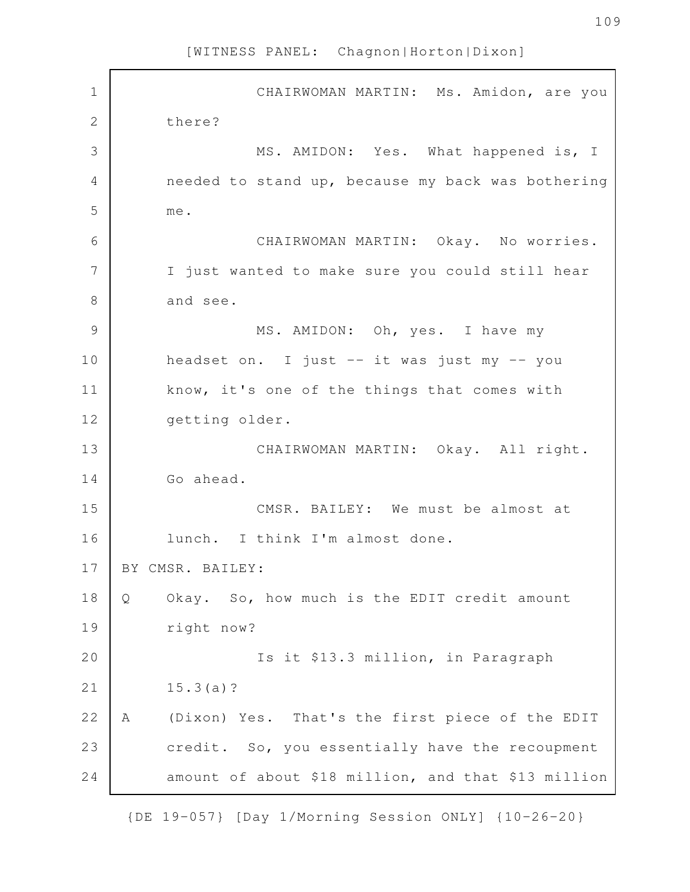CHAIRWOMAN MARTIN: Ms. Amidon, are you there?

MS. AMIDON: Yes. What happened is, I needed to stand up, because my back was bothering me.

CHAIRWOMAN MARTIN: Okay. No worries. I just wanted to make sure you could still hear and see.

MS. AMIDON: Oh, yes. I have my headset on. I just -- it was just my -- you know, it's one of the things that comes with getting older.

CHAIRWOMAN MARTIN: Okay. All right. Go ahead.

CMSR. BAILEY: We must be almost at lunch. I think I'm almost done.

BY CMSR. BAILEY:

Q Okay. So, how much is the EDIT credit amount right now?

Is it $13.3 million, in Paragraph 15.3(a)?

A (Dixon) Yes. That's the first piece of the EDIT credit. So, you essentially have the recoupment amount of about $18 million, and that $13 million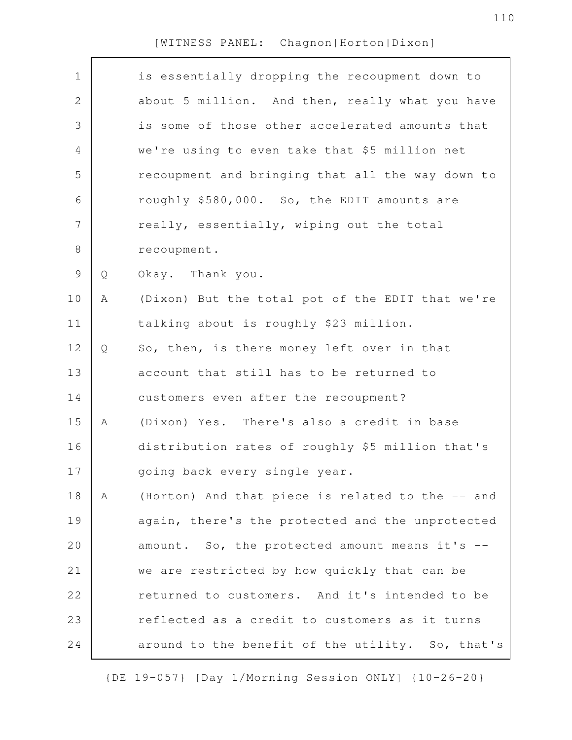is essentially dropping the recoupment down to about 5 million. And then, really what you have is some of those other accelerated amounts that we're using to even take that $5 million net recoupment and bringing that all the way down to roughly $580,000. So, the EDIT amounts are really, essentially, wiping out the total recoupment.

Q Okay. Thank you.

A (Dixon) But the total pot of the EDIT that we're talking about is roughly $23 million.

Q So, then, is there money left over in that account that still has to be returned to customers even after the recoupment?

A (Dixon) Yes. There's also a credit in base distribution rates of roughly $5 million that's going back every single year.

A (Horton) And that piece is related to the -- and again, there's the protected and the unprotected amount. So, the protected amount means it's -- we are restricted by how quickly that can be returned to customers. And it's intended to be reflected as a credit to customers as it turns around to the benefit of the utility. So, that's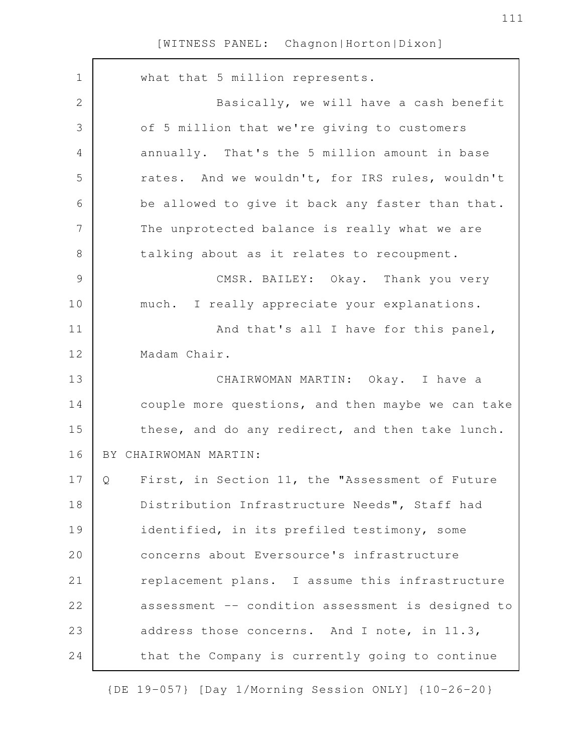what that 5 million represents.

Basically, we will have a cash benefit of 5 million that we're giving to customers annually. That's the 5 million amount in base rates. And we wouldn't, for IRS rules, wouldn't be allowed to give it back any faster than that. The unprotected balance is really what we are talking about as it relates to recoupment.

CMSR. BAILEY: Okay. Thank you very much. I really appreciate your explanations.

And that's all I have for this panel, Madam Chair.

CHAIRWOMAN MARTIN: Okay. I have a couple more questions, and then maybe we can take these, and do any redirect, and then take lunch.

BY CHAIRWOMAN MARTIN:

Q First, in Section 11, the "Assessment of Future Distribution Infrastructure Needs", Staff had identified, in its prefiled testimony, some concerns about Eversource's infrastructure replacement plans. I assume this infrastructure assessment -- condition assessment is designed to address those concerns. And I note, in 11.3, that the Company is currently going to continue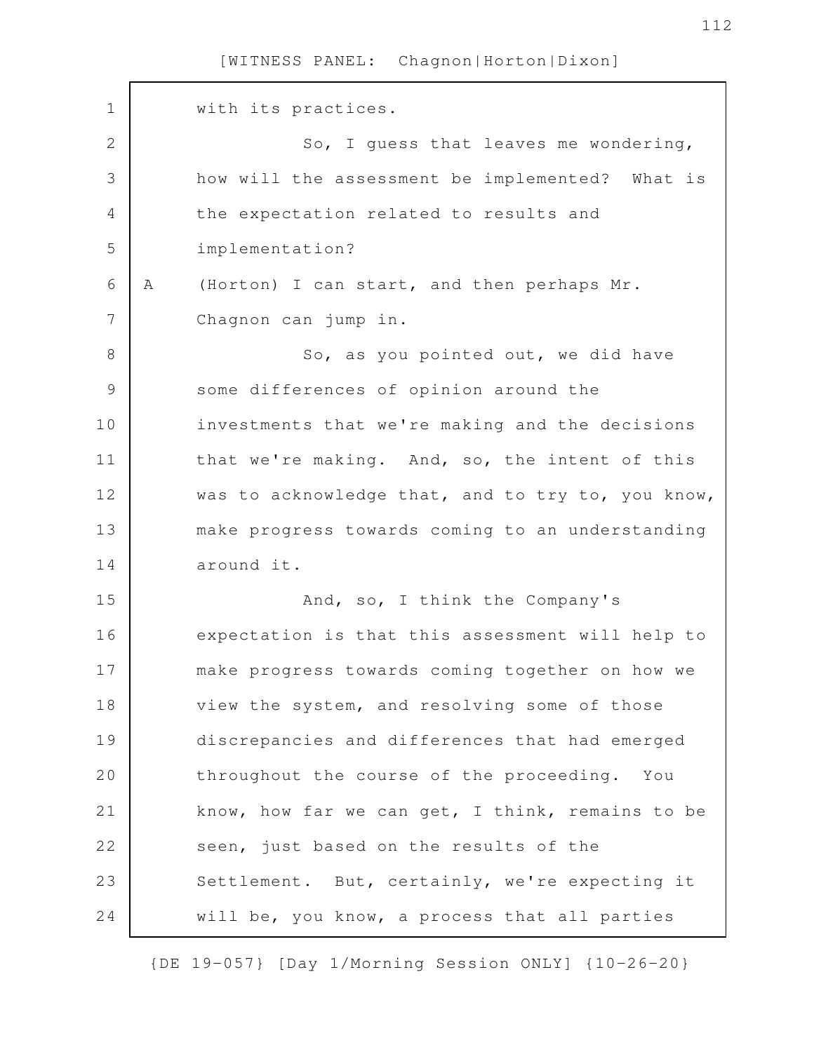with its practices.

So, I guess that leaves me wondering, how will the assessment be implemented? What is the expectation related to results and implementation?

A (Horton) I can start, and then perhaps Mr. Chagnon can jump in.

So, as you pointed out, we did have some differences of opinion around the investments that we're making and the decisions that we're making. And, so, the intent of this was to acknowledge that, and to try to, you know, make progress towards coming to an understanding around it.

And, so, I think the Company's expectation is that this assessment will help to make progress towards coming together on how we view the system, and resolving some of those discrepancies and differences that had emerged throughout the course of the proceeding. You know, how far we can get, I think, remains to be seen, just based on the results of the Settlement. But, certainly, we're expecting it will be, you know, a process that all parties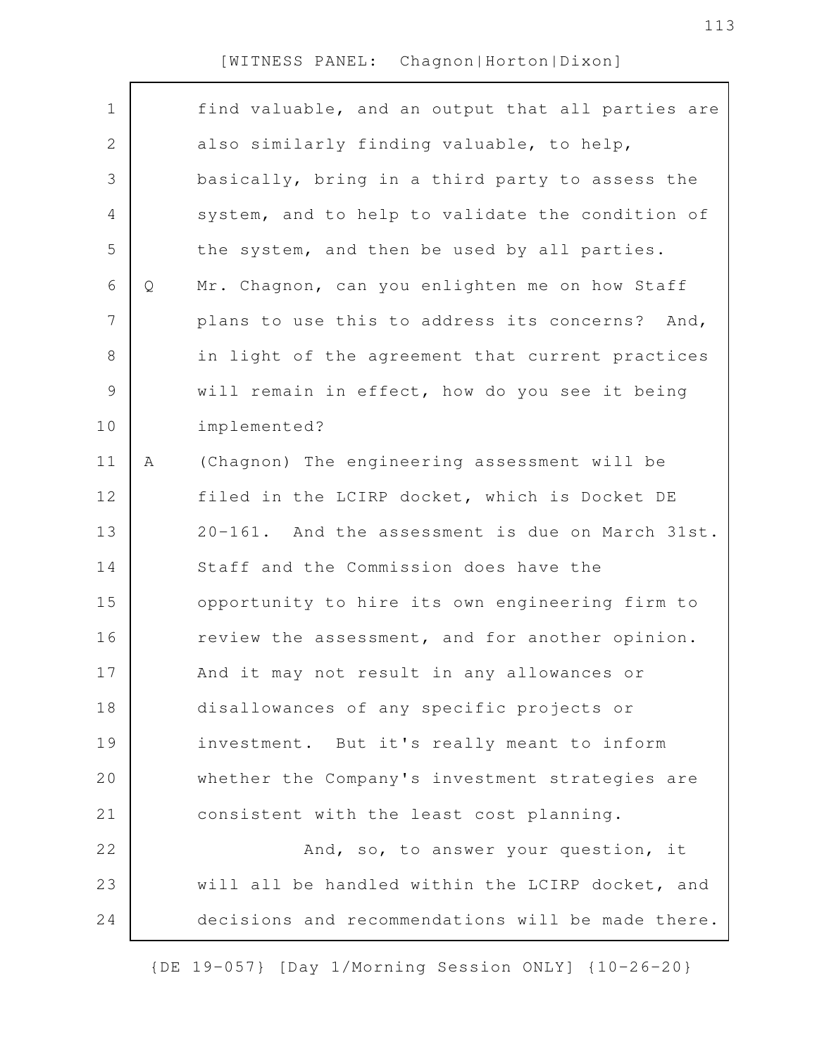find valuable, and an output that all parties are also similarly finding valuable, to help, basically, bring in a third party to assess the system, and to help to validate the condition of the system, and then be used by all parties.

Q Mr. Chagnon, can you enlighten me on how Staff plans to use this to address its concerns? And, in light of the agreement that current practices will remain in effect, how do you see it being implemented?

A (Chagnon) The engineering assessment will be filed in the LCIRP docket, which is Docket DE 20-161. And the assessment is due on March 31st. Staff and the Commission does have the opportunity to hire its own engineering firm to review the assessment, and for another opinion. And it may not result in any allowances or disallowances of any specific projects or investment. But it's really meant to inform whether the Company's investment strategies are consistent with the least cost planning.

And, so, to answer your question, it will all be handled within the LCIRP docket, and decisions and recommendations will be made there.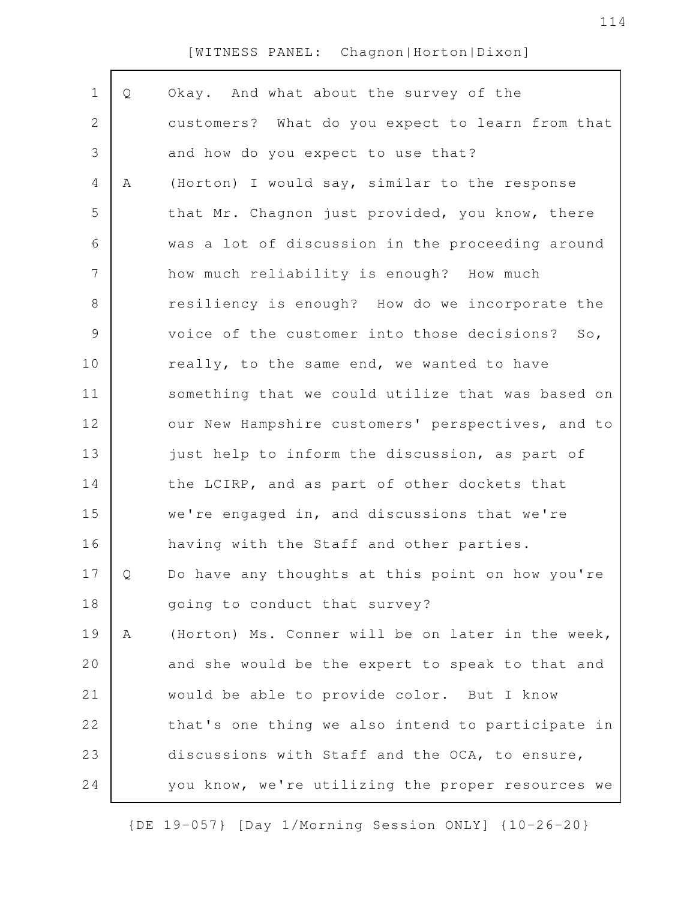[WITNESS PANEL: Chagnon|Horton|Dixon]

Q Okay. And what about the survey of the customers? What do you expect to learn from that and how do you expect to use that?

A (Horton) I would say, similar to the response that Mr. Chagnon just provided, you know, there was a lot of discussion in the proceeding around how much reliability is enough? How much resiliency is enough? How do we incorporate the voice of the customer into those decisions? So, really, to the same end, we wanted to have something that we could utilize that was based on our New Hampshire customers' perspectives, and to just help to inform the discussion, as part of the LCIRP, and as part of other dockets that we're engaged in, and discussions that we're having with the Staff and other parties.

Q Do have any thoughts at this point on how you're going to conduct that survey?

A (Horton) Ms. Conner will be on later in the week, and she would be the expert to speak to that and would be able to provide color. But I know that's one thing we also intend to participate in discussions with Staff and the OCA, to ensure, you know, we're utilizing the proper resources we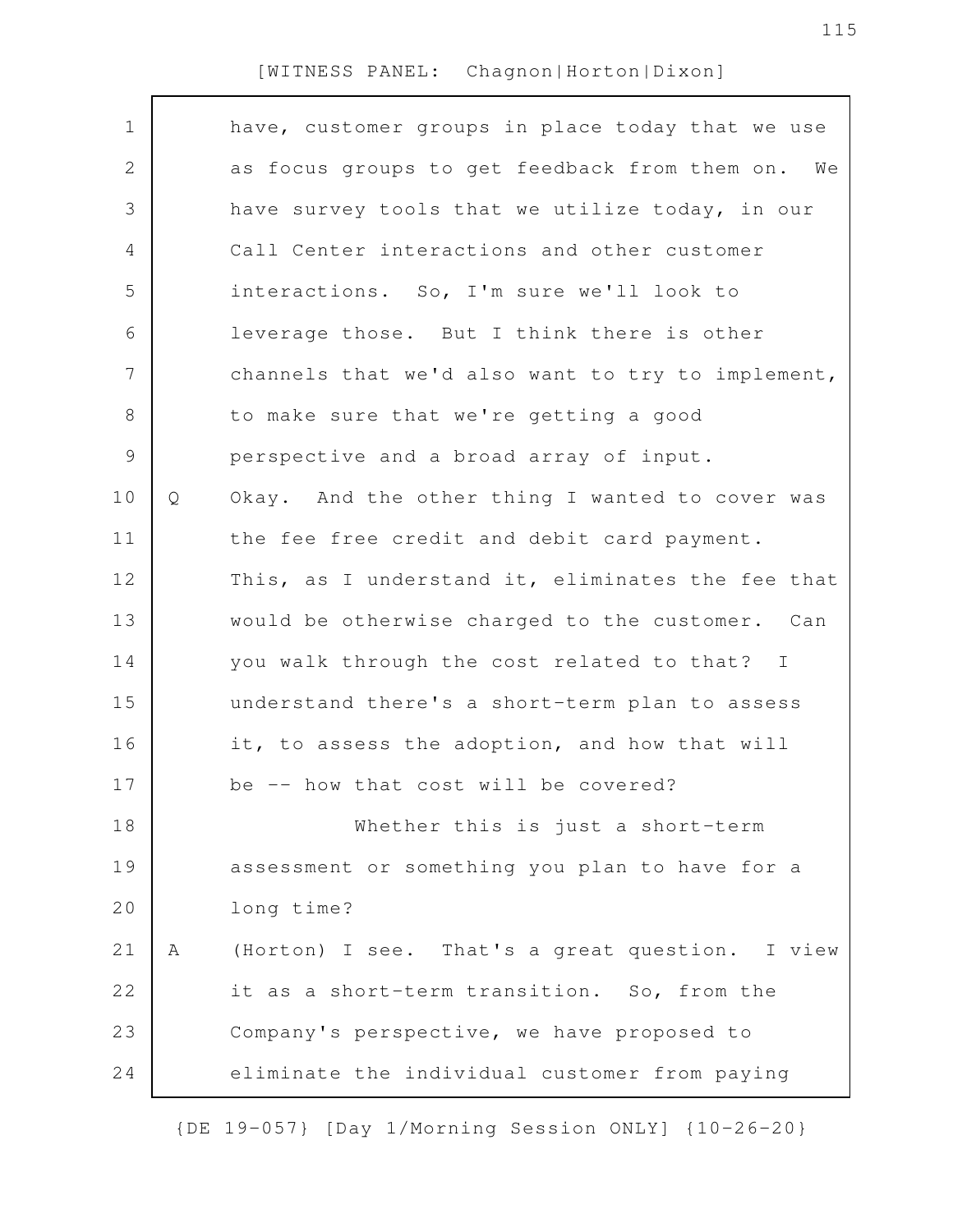have, customer groups in place today that we use as focus groups to get feedback from them on. We have survey tools that we utilize today, in our Call Center interactions and other customer interactions. So, I'm sure we'll look to leverage those. But I think there is other channels that we'd also want to try to implement, to make sure that we're getting a good perspective and a broad array of input.

Q Okay. And the other thing I wanted to cover was the fee free credit and debit card payment. This, as I understand it, eliminates the fee that would be otherwise charged to the customer. Can you walk through the cost related to that? I understand there's a short-term plan to assess it, to assess the adoption, and how that will be -- how that cost will be covered?

Whether this is just a short-term assessment or something you plan to have for a long time?

A (Horton) I see. That's a great question. I view it as a short-term transition. So, from the Company's perspective, we have proposed to eliminate the individual customer from paying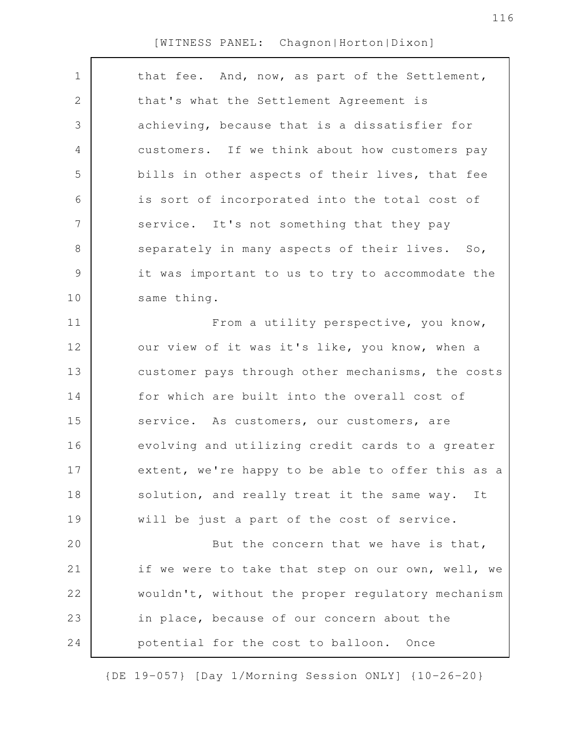that fee. And, now, as part of the Settlement, that's what the Settlement Agreement is achieving, because that is a dissatisfier for customers. If we think about how customers pay bills in other aspects of their lives, that fee is sort of incorporated into the total cost of service. It's not something that they pay separately in many aspects of their lives. So, it was important to us to try to accommodate the same thing.

From a utility perspective, you know, our view of it was it's like, you know, when a customer pays through other mechanisms, the costs for which are built into the overall cost of service. As customers, our customers, are evolving and utilizing credit cards to a greater extent, we're happy to be able to offer this as a solution, and really treat it the same way. It will be just a part of the cost of service.

But the concern that we have is that, if we were to take that step on our own, well, we wouldn't, without the proper regulatory mechanism in place, because of our concern about the potential for the cost to balloon. Once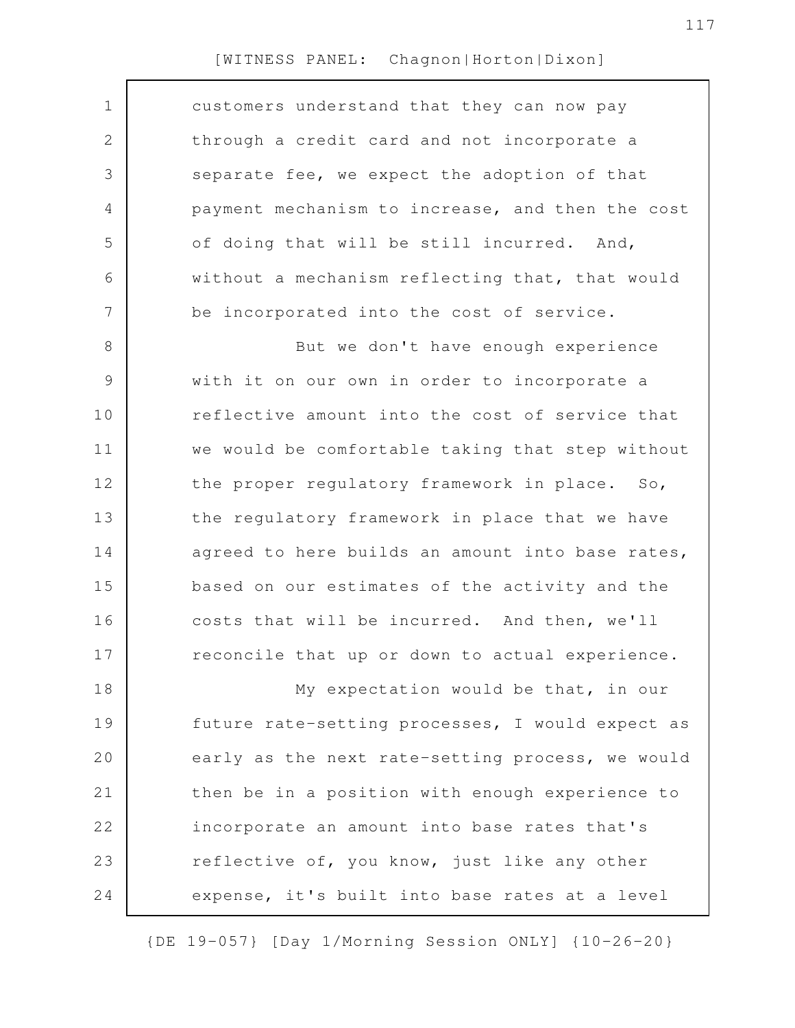customers understand that they can now pay through a credit card and not incorporate a separate fee, we expect the adoption of that payment mechanism to increase, and then the cost of doing that will be still incurred. And, without a mechanism reflecting that, that would be incorporated into the cost of service.

But we don't have enough experience with it on our own in order to incorporate a reflective amount into the cost of service that we would be comfortable taking that step without the proper regulatory framework in place. So, the regulatory framework in place that we have agreed to here builds an amount into base rates, based on our estimates of the activity and the costs that will be incurred. And then, we'll reconcile that up or down to actual experience.

My expectation would be that, in our future rate-setting processes, I would expect as early as the next rate-setting process, we would then be in a position with enough experience to incorporate an amount into base rates that's reflective of, you know, just like any other expense, it's built into base rates at a level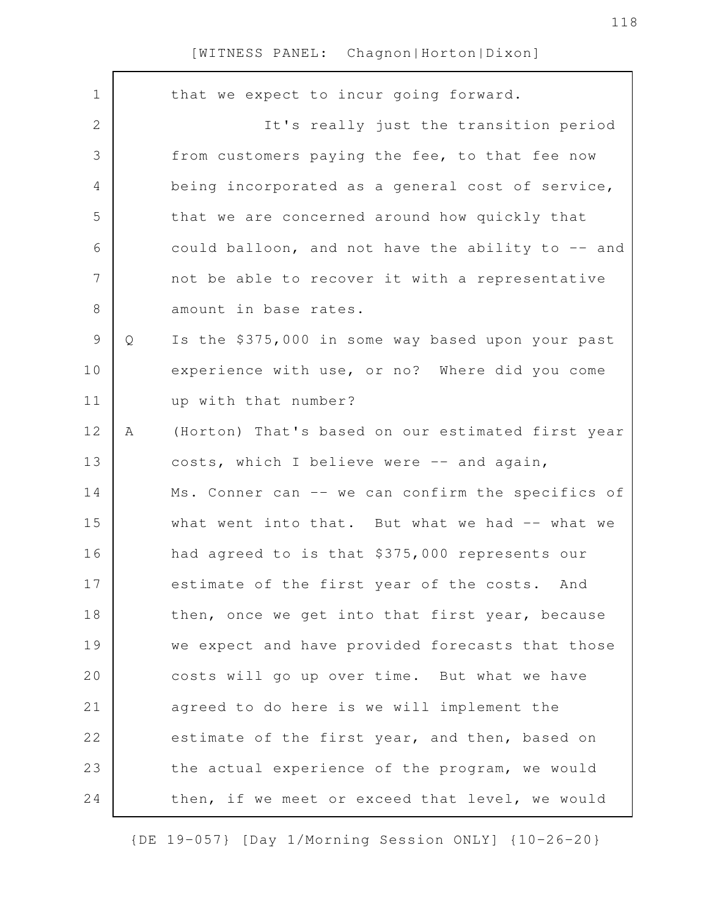that we expect to incur going forward.

It's really just the transition period from customers paying the fee, to that fee now being incorporated as a general cost of service, that we are concerned around how quickly that could balloon, and not have the ability to -- and not be able to recover it with a representative amount in base rates.

Q Is the $375,000 in some way based upon your past experience with use, or no? Where did you come up with that number?

A (Horton) That's based on our estimated first year costs, which I believe were -- and again, Ms. Conner can -- we can confirm the specifics of what went into that. But what we had -- what we had agreed to is that $375,000 represents our estimate of the first year of the costs. And then, once we get into that first year, because we expect and have provided forecasts that those costs will go up over time. But what we have agreed to do here is we will implement the estimate of the first year, and then, based on the actual experience of the program, we would then, if we meet or exceed that level, we would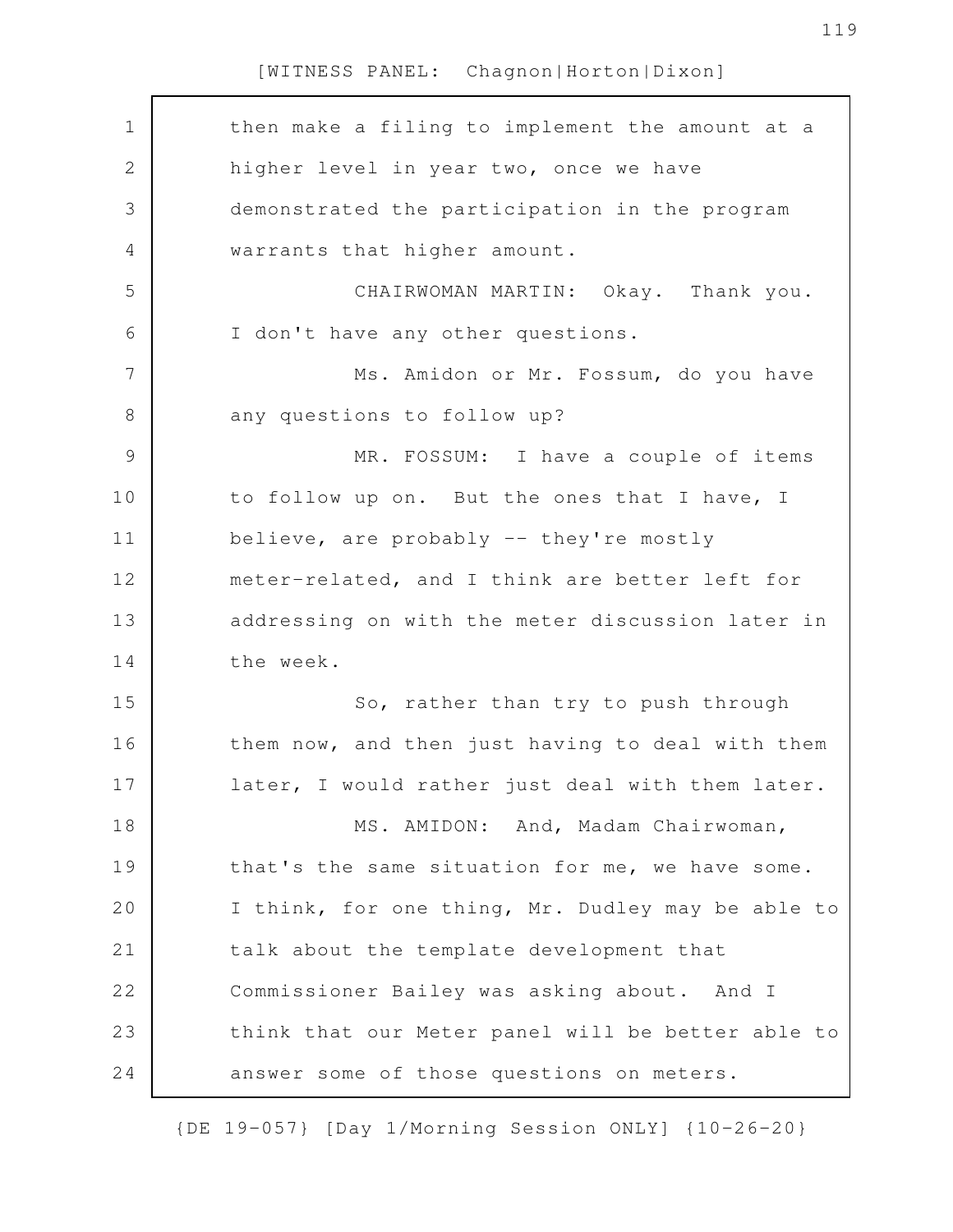then make a filing to implement the amount at a higher level in year two, once we have demonstrated the participation in the program warrants that higher amount.

CHAIRWOMAN MARTIN: Okay. Thank you. I don't have any other questions.

Ms. Amidon or Mr. Fossum, do you have any questions to follow up?

MR. FOSSUM: I have a couple of items to follow up on. But the ones that I have, I believe, are probably -- they're mostly meter-related, and I think are better left for addressing on with the meter discussion later in the week.

So, rather than try to push through them now, and then just having to deal with them later, I would rather just deal with them later.

MS. AMIDON: And, Madam Chairwoman, that's the same situation for me, we have some. I think, for one thing, Mr. Dudley may be able to talk about the template development that Commissioner Bailey was asking about. And I think that our Meter panel will be better able to answer some of those questions on meters.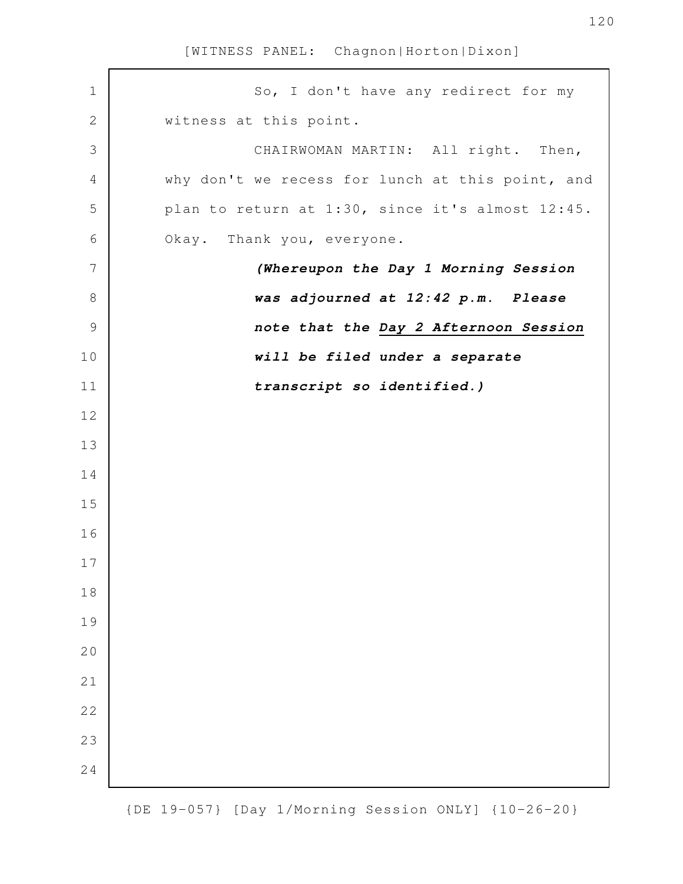So, I don't have any redirect for my witness at this point.

CHAIRWOMAN MARTIN: All right. Then, why don't we recess for lunch at this point, and plan to return at 1:30, since it's almost 12:45. Okay. Thank you, everyone.

***(Whereupon the Day 1 Morning Session was adjourned at 12:42 p.m. Please note that the <u>Day 2 Afternoon Session</u> will be filed under a separate transcript so identified.)***